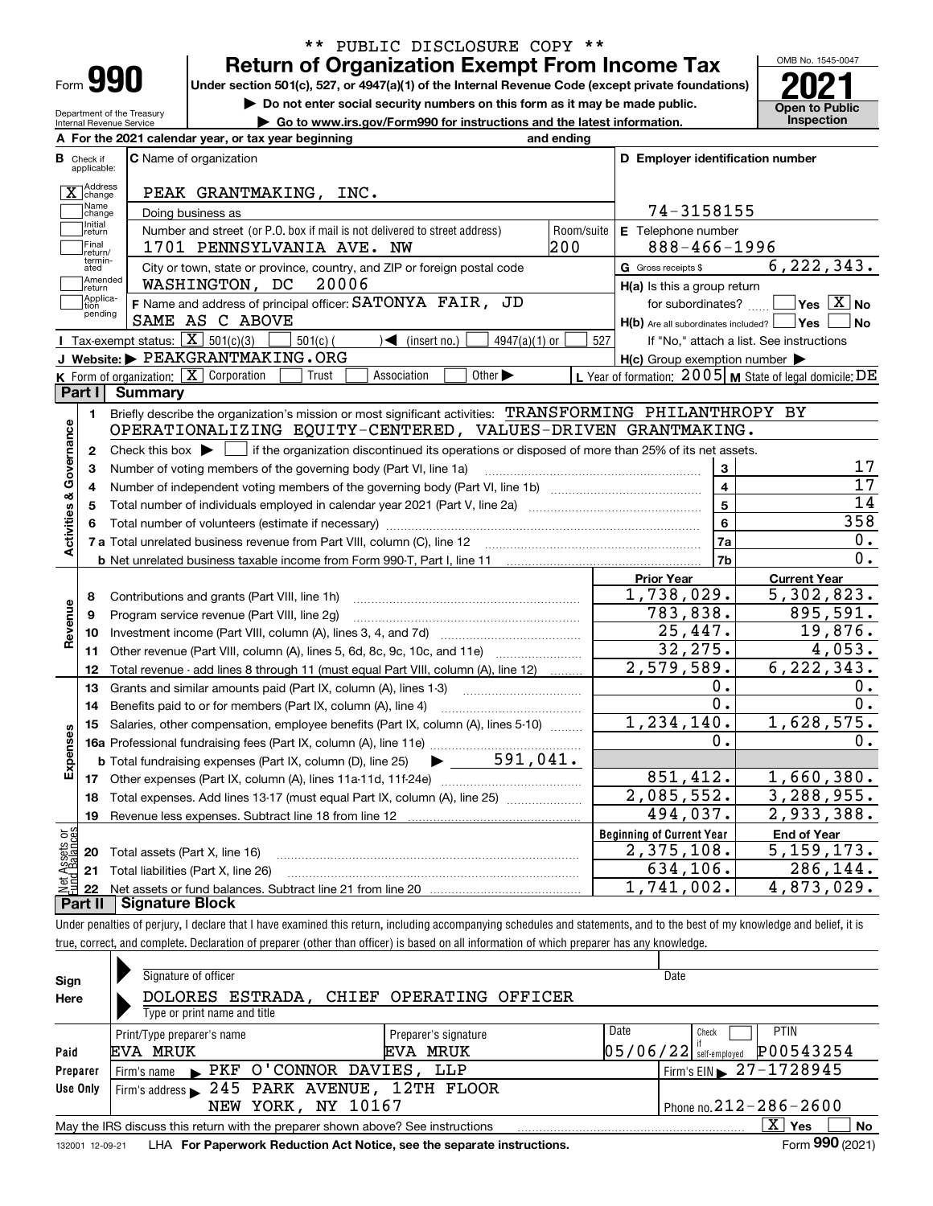** PUBLIC DISCLOSURE COPY **

Form **990**

# Return of Organization Exempt From Income Tax

Under section 501(c), 527, or 4947(a)(1) of the Internal Revenue Code (except private foundations)

▶ Do not enter social security numbers on this form as it may be made public.

▶ Go to www.irs.gov/Form990 for instructions and the latest information.

OMB No. 1545-0047

**2021**

**Open to Public Inspection**

Department of the Treasury
Internal Revenue Service

**A** For the 2021 calendar year, or tax year beginning and ending

**B** Check if applicable:
- [X] Address change
- [ ] Name change
- [ ] Initial return
- [ ] Final return/terminated
- [ ] Amended return
- [ ] Application pending

**C** Name of organization: PEAK GRANTMAKING, INC.

Doing business as

Number and street (or P.O. box if mail is not delivered to street address): 1701 PENNSYLVANIA AVE. NW — Room/suite: 200

City or town, state or province, country, and ZIP or foreign postal code: WASHINGTON, DC 20006

**D** Employer identification number: 74-3158155

**E** Telephone number: 888-466-1996

**G** Gross receipts $ 6,222,343.

**F** Name and address of principal officer: SATONYA FAIR, JD
SAME AS C ABOVE

**H(a)** Is this a group return for subordinates? [ ] Yes [X] No

**H(b)** Are all subordinates included? [ ] Yes [ ] No
If "No," attach a list. See instructions

**H(c)** Group exemption number ▶

**I** Tax-exempt status: [X] 501(c)(3) [ ] 501(c) ( ) ◀ (insert no.) [ ] 4947(a)(1) or [ ] 527

**J** Website: ▶ PEAKGRANTMAKING.ORG

**K** Form of organization: [X] Corporation [ ] Trust [ ] Association [ ] Other ▶

**L** Year of formation: 2005 **M** State of legal domicile: DE

## Part I Summary

**Activities & Governance**

1. Briefly describe the organization's mission or most significant activities: TRANSFORMING PHILANTHROPY BY OPERATIONALIZING EQUITY-CENTERED, VALUES-DRIVEN GRANTMAKING.
2. Check this box ▶ [ ] if the organization discontinued its operations or disposed of more than 25% of its net assets.

| | | Line | Value |
|---|---|---|---|
| 3 | Number of voting members of the governing body (Part VI, line 1a) | 3 | 17 |
| 4 | Number of independent voting members of the governing body (Part VI, line 1b) | 4 | 17 |
| 5 | Total number of individuals employed in calendar year 2021 (Part V, line 2a) | 5 | 14 |
| 6 | Total number of volunteers (estimate if necessary) | 6 | 358 |
| 7a | Total unrelated business revenue from Part VIII, column (C), line 12 | 7a | 0. |
| b | Net unrelated business taxable income from Form 990-T, Part I, line 11 | 7b | 0. |

| | | Prior Year | Current Year |
|---|---|---|---|
| **Revenue** | | | |
| 8 | Contributions and grants (Part VIII, line 1h) | 1,738,029. | 5,302,823. |
| 9 | Program service revenue (Part VIII, line 2g) | 783,838. | 895,591. |
| 10 | Investment income (Part VIII, column (A), lines 3, 4, and 7d) | 25,447. | 19,876. |
| 11 | Other revenue (Part VIII, column (A), lines 5, 6d, 8c, 9c, 10c, and 11e) | 32,275. | 4,053. |
| 12 | Total revenue - add lines 8 through 11 (must equal Part VIII, column (A), line 12) | 2,579,589. | 6,222,343. |
| **Expenses** | | | |
| 13 | Grants and similar amounts paid (Part IX, column (A), lines 1-3) | 0. | 0. |
| 14 | Benefits paid to or for members (Part IX, column (A), line 4) | 0. | 0. |
| 15 | Salaries, other compensation, employee benefits (Part IX, column (A), lines 5-10) | 1,234,140. | 1,628,575. |
| 16a | Professional fundraising fees (Part IX, column (A), line 11e) | 0. | 0. |
| b | Total fundraising expenses (Part IX, column (D), line 25) ▶ 591,041. | | |
| 17 | Other expenses (Part IX, column (A), lines 11a-11d, 11f-24e) | 851,412. | 1,660,380. |
| 18 | Total expenses. Add lines 13-17 (must equal Part IX, column (A), line 25) | 2,085,552. | 3,288,955. |
| 19 | Revenue less expenses. Subtract line 18 from line 12 | 494,037. | 2,933,388. |

| **Net Assets or Fund Balances** | | Beginning of Current Year | End of Year |
|---|---|---|---|
| 20 | Total assets (Part X, line 16) | 2,375,108. | 5,159,173. |
| 21 | Total liabilities (Part X, line 26) | 634,106. | 286,144. |
| 22 | Net assets or fund balances. Subtract line 21 from line 20 | 1,741,002. | 4,873,029. |

## Part II Signature Block

Under penalties of perjury, I declare that I have examined this return, including accompanying schedules and statements, and to the best of my knowledge and belief, it is true, correct, and complete. Declaration of preparer (other than officer) is based on all information of which preparer has any knowledge.

**Sign Here**

Signature of officer — Date

DOLORES ESTRADA, CHIEF OPERATING OFFICER
Type or print name and title

**Paid Preparer Use Only**

| Print/Type preparer's name | Preparer's signature | Date | Check if self-employed | PTIN |
|---|---|---|---|---|
| EVA MRUK | EVA MRUK | 05/06/22 | [ ] | P00543254 |

Firm's name ▶ PKF O'CONNOR DAVIES, LLP — Firm's EIN ▶ 27-1728945

Firm's address ▶ 245 PARK AVENUE, 12TH FLOOR, NEW YORK, NY 10167 — Phone no. 212-286-2600

May the IRS discuss this return with the preparer shown above? See instructions [X] Yes [ ] No

132001 12-09-21 LHA For Paperwork Reduction Act Notice, see the separate instructions. Form **990** (2021)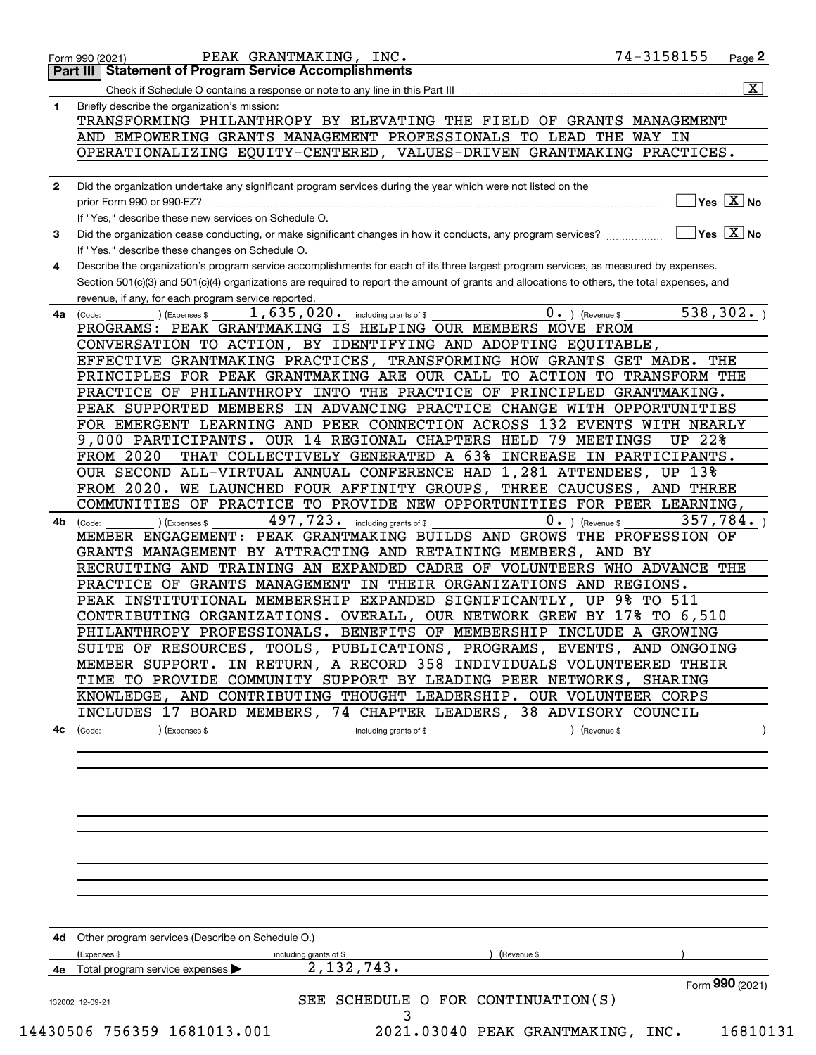Form 990 (2021) PEAK GRANTMAKING, INC. 74-3158155 Page 2

**Part III Statement of Program Service Accomplishments**

Check if Schedule O contains a response or note to any line in this Part III [X]

**1** Briefly describe the organization's mission:

TRANSFORMING PHILANTHROPY BY ELEVATING THE FIELD OF GRANTS MANAGEMENT AND EMPOWERING GRANTS MANAGEMENT PROFESSIONALS TO LEAD THE WAY IN OPERATIONALIZING EQUITY-CENTERED, VALUES-DRIVEN GRANTMAKING PRACTICES.

**2** Did the organization undertake any significant program services during the year which were not listed on the prior Form 990 or 990-EZ? [ ] Yes [X] No

If "Yes," describe these new services on Schedule O.

**3** Did the organization cease conducting, or make significant changes in how it conducts, any program services? [ ] Yes [X] No

If "Yes," describe these changes on Schedule O.

**4** Describe the organization's program service accomplishments for each of its three largest program services, as measured by expenses. Section 501(c)(3) and 501(c)(4) organizations are required to report the amount of grants and allocations to others, the total expenses, and revenue, if any, for each program service reported.

**4a** (Code: ) (Expenses $ 1,635,020. including grants of $ 0. ) (Revenue $ 538,302. )

PROGRAMS: PEAK GRANTMAKING IS HELPING OUR MEMBERS MOVE FROM CONVERSATION TO ACTION, BY IDENTIFYING AND ADOPTING EQUITABLE, EFFECTIVE GRANTMAKING PRACTICES, TRANSFORMING HOW GRANTS GET MADE. THE PRINCIPLES FOR PEAK GRANTMAKING ARE OUR CALL TO ACTION TO TRANSFORM THE PRACTICE OF PHILANTHROPY INTO THE PRACTICE OF PRINCIPLED GRANTMAKING. PEAK SUPPORTED MEMBERS IN ADVANCING PRACTICE CHANGE WITH OPPORTUNITIES FOR EMERGENT LEARNING AND PEER CONNECTION ACROSS 132 EVENTS WITH NEARLY 9,000 PARTICIPANTS. OUR 14 REGIONAL CHAPTERS HELD 79 MEETINGS UP 22% FROM 2020 THAT COLLECTIVELY GENERATED A 63% INCREASE IN PARTICIPANTS. OUR SECOND ALL-VIRTUAL ANNUAL CONFERENCE HAD 1,281 ATTENDEES, UP 13% FROM 2020. WE LAUNCHED FOUR AFFINITY GROUPS, THREE CAUCUSES, AND THREE COMMUNITIES OF PRACTICE TO PROVIDE NEW OPPORTUNITIES FOR PEER LEARNING,

**4b** (Code: ) (Expenses $ 497,723. including grants of $ 0. ) (Revenue $ 357,784. )

MEMBER ENGAGEMENT: PEAK GRANTMAKING BUILDS AND GROWS THE PROFESSION OF GRANTS MANAGEMENT BY ATTRACTING AND RETAINING MEMBERS, AND BY RECRUITING AND TRAINING AN EXPANDED CADRE OF VOLUNTEERS WHO ADVANCE THE PRACTICE OF GRANTS MANAGEMENT IN THEIR ORGANIZATIONS AND REGIONS. PEAK INSTITUTIONAL MEMBERSHIP EXPANDED SIGNIFICANTLY, UP 9% TO 511 CONTRIBUTING ORGANIZATIONS. OVERALL, OUR NETWORK GREW BY 17% TO 6,510 PHILANTHROPY PROFESSIONALS. BENEFITS OF MEMBERSHIP INCLUDE A GROWING SUITE OF RESOURCES, TOOLS, PUBLICATIONS, PROGRAMS, EVENTS, AND ONGOING MEMBER SUPPORT. IN RETURN, A RECORD 358 INDIVIDUALS VOLUNTEERED THEIR TIME TO PROVIDE COMMUNITY SUPPORT BY LEADING PEER NETWORKS, SHARING KNOWLEDGE, AND CONTRIBUTING THOUGHT LEADERSHIP. OUR VOLUNTEER CORPS INCLUDES 17 BOARD MEMBERS, 74 CHAPTER LEADERS, 38 ADVISORY COUNCIL

**4c** (Code: ) (Expenses $ including grants of $ ) (Revenue $ )

**4d** Other program services (Describe on Schedule O.)

(Expenses $ including grants of $ ) (Revenue $ )

**4e** Total program service expenses 2,132,743.

Form **990** (2021)

132002 12-09-21

SEE SCHEDULE O FOR CONTINUATION(S)

14430506 756359 1681013.001 2021.03040 PEAK GRANTMAKING, INC. 16810131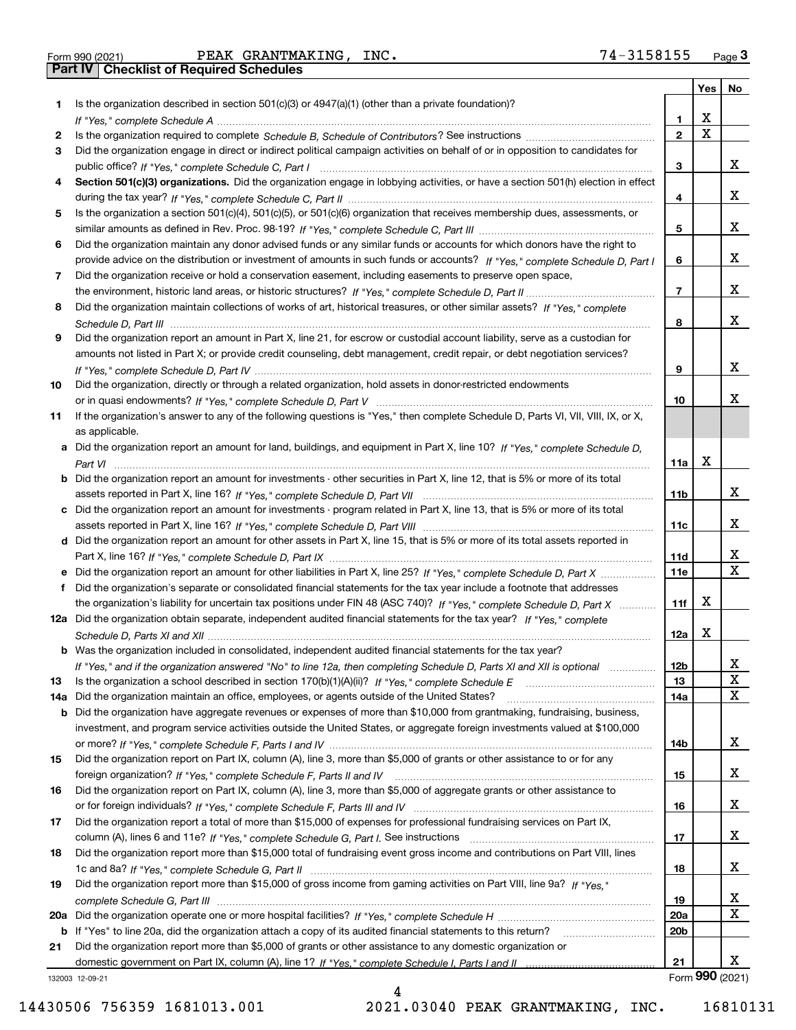Form 990 (2021) PEAK GRANTMAKING, INC. 74-3158155 Page 3

## Part IV | Checklist of Required Schedules

| | | | Yes | No |
|---|---|---|---|---|
| 1 | Is the organization described in section 501(c)(3) or 4947(a)(1) (other than a private foundation)? *If "Yes," complete Schedule A* | 1 | X | |
| 2 | Is the organization required to complete *Schedule B, Schedule of Contributors*? See instructions | 2 | X | |
| 3 | Did the organization engage in direct or indirect political campaign activities on behalf of or in opposition to candidates for public office? *If "Yes," complete Schedule C, Part I* | 3 | | X |
| 4 | **Section 501(c)(3) organizations.** Did the organization engage in lobbying activities, or have a section 501(h) election in effect during the tax year? *If "Yes," complete Schedule C, Part II* | 4 | | X |
| 5 | Is the organization a section 501(c)(4), 501(c)(5), or 501(c)(6) organization that receives membership dues, assessments, or similar amounts as defined in Rev. Proc. 98-19? *If "Yes," complete Schedule C, Part III* | 5 | | X |
| 6 | Did the organization maintain any donor advised funds or any similar funds or accounts for which donors have the right to provide advice on the distribution or investment of amounts in such funds or accounts? *If "Yes," complete Schedule D, Part I* | 6 | | X |
| 7 | Did the organization receive or hold a conservation easement, including easements to preserve open space, the environment, historic land areas, or historic structures? *If "Yes," complete Schedule D, Part II* | 7 | | X |
| 8 | Did the organization maintain collections of works of art, historical treasures, or other similar assets? *If "Yes," complete Schedule D, Part III* | 8 | | X |
| 9 | Did the organization report an amount in Part X, line 21, for escrow or custodial account liability, serve as a custodian for amounts not listed in Part X; or provide credit counseling, debt management, credit repair, or debt negotiation services? *If "Yes," complete Schedule D, Part IV* | 9 | | X |
| 10 | Did the organization, directly or through a related organization, hold assets in donor-restricted endowments or in quasi endowments? *If "Yes," complete Schedule D, Part V* | 10 | | X |
| 11 | If the organization's answer to any of the following questions is "Yes," then complete Schedule D, Parts VI, VII, VIII, IX, or X, as applicable. | | | |
| a | Did the organization report an amount for land, buildings, and equipment in Part X, line 10? *If "Yes," complete Schedule D, Part VI* | 11a | X | |
| b | Did the organization report an amount for investments - other securities in Part X, line 12, that is 5% or more of its total assets reported in Part X, line 16? *If "Yes," complete Schedule D, Part VII* | 11b | | X |
| c | Did the organization report an amount for investments - program related in Part X, line 13, that is 5% or more of its total assets reported in Part X, line 16? *If "Yes," complete Schedule D, Part VIII* | 11c | | X |
| d | Did the organization report an amount for other assets in Part X, line 15, that is 5% or more of its total assets reported in Part X, line 16? *If "Yes," complete Schedule D, Part IX* | 11d | | X |
| e | Did the organization report an amount for other liabilities in Part X, line 25? *If "Yes," complete Schedule D, Part X* | 11e | | X |
| f | Did the organization's separate or consolidated financial statements for the tax year include a footnote that addresses the organization's liability for uncertain tax positions under FIN 48 (ASC 740)? *If "Yes," complete Schedule D, Part X* | 11f | X | |
| 12a | Did the organization obtain separate, independent audited financial statements for the tax year? *If "Yes," complete Schedule D, Parts XI and XII* | 12a | X | |
| b | Was the organization included in consolidated, independent audited financial statements for the tax year? *If "Yes," and if the organization answered "No" to line 12a, then completing Schedule D, Parts XI and XII is optional* | 12b | | X |
| 13 | Is the organization a school described in section 170(b)(1)(A)(ii)? *If "Yes," complete Schedule E* | 13 | | X |
| 14a | Did the organization maintain an office, employees, or agents outside of the United States? | 14a | | X |
| b | Did the organization have aggregate revenues or expenses of more than $10,000 from grantmaking, fundraising, business, investment, and program service activities outside the United States, or aggregate foreign investments valued at $100,000 or more? *If "Yes," complete Schedule F, Parts I and IV* | 14b | | X |
| 15 | Did the organization report on Part IX, column (A), line 3, more than $5,000 of grants or other assistance to or for any foreign organization? *If "Yes," complete Schedule F, Parts II and IV* | 15 | | X |
| 16 | Did the organization report on Part IX, column (A), line 3, more than $5,000 of aggregate grants or other assistance to or for foreign individuals? *If "Yes," complete Schedule F, Parts III and IV* | 16 | | X |
| 17 | Did the organization report a total of more than $15,000 of expenses for professional fundraising services on Part IX, column (A), lines 6 and 11e? *If "Yes," complete Schedule G, Part I.* See instructions | 17 | | X |
| 18 | Did the organization report more than $15,000 total of fundraising event gross income and contributions on Part VIII, lines 1c and 8a? *If "Yes," complete Schedule G, Part II* | 18 | | X |
| 19 | Did the organization report more than $15,000 of gross income from gaming activities on Part VIII, line 9a? *If "Yes," complete Schedule G, Part III* | 19 | | X |
| 20a | Did the organization operate one or more hospital facilities? *If "Yes," complete Schedule H* | 20a | | X |
| b | If "Yes" to line 20a, did the organization attach a copy of its audited financial statements to this return? | 20b | | |
| 21 | Did the organization report more than $5,000 of grants or other assistance to any domestic organization or domestic government on Part IX, column (A), line 1? *If "Yes," complete Schedule I, Parts I and II* | 21 | | X |

132003 12-09-21 Form 990 (2021)

14430506 756359 1681013.001 2021.03040 PEAK GRANTMAKING, INC. 16810131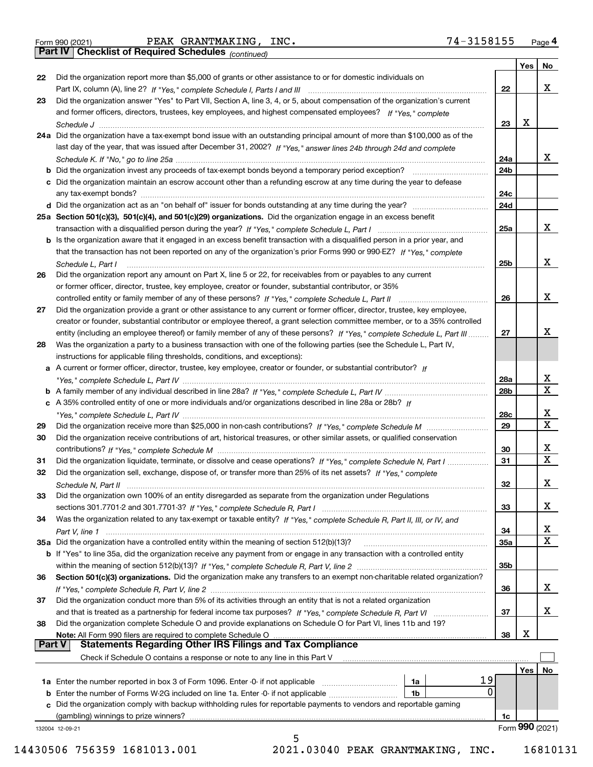Form 990 (2021) PEAK GRANTMAKING, INC. 74-3158155 Page 4

## Part IV Checklist of Required Schedules *(continued)*

| | | | Yes | No |
|---|---|---|---|---|
| 22 | Did the organization report more than $5,000 of grants or other assistance to or for domestic individuals on Part IX, column (A), line 2? *If "Yes," complete Schedule I, Parts I and III* | 22 | | X |
| 23 | Did the organization answer "Yes" to Part VII, Section A, line 3, 4, or 5, about compensation of the organization's current and former officers, directors, trustees, key employees, and highest compensated employees? *If "Yes," complete Schedule J* | 23 | X | |
| 24a | Did the organization have a tax-exempt bond issue with an outstanding principal amount of more than $100,000 as of the last day of the year, that was issued after December 31, 2002? *If "Yes," answer lines 24b through 24d and complete Schedule K. If "No," go to line 25a* | 24a | | X |
| b | Did the organization invest any proceeds of tax-exempt bonds beyond a temporary period exception? | 24b | | |
| c | Did the organization maintain an escrow account other than a refunding escrow at any time during the year to defease any tax-exempt bonds? | 24c | | |
| d | Did the organization act as an "on behalf of" issuer for bonds outstanding at any time during the year? | 24d | | |
| 25a | **Section 501(c)(3), 501(c)(4), and 501(c)(29) organizations.** Did the organization engage in an excess benefit transaction with a disqualified person during the year? *If "Yes," complete Schedule L, Part I* | 25a | | X |
| b | Is the organization aware that it engaged in an excess benefit transaction with a disqualified person in a prior year, and that the transaction has not been reported on any of the organization's prior Forms 990 or 990-EZ? *If "Yes," complete Schedule L, Part I* | 25b | | X |
| 26 | Did the organization report any amount on Part X, line 5 or 22, for receivables from or payables to any current or former officer, director, trustee, key employee, creator or founder, substantial contributor, or 35% controlled entity or family member of any of these persons? *If "Yes," complete Schedule L, Part II* | 26 | | X |
| 27 | Did the organization provide a grant or other assistance to any current or former officer, director, trustee, key employee, creator or founder, substantial contributor or employee thereof, a grant selection committee member, or to a 35% controlled entity (including an employee thereof) or family member of any of these persons? *If "Yes," complete Schedule L, Part III* | 27 | | X |
| 28 | Was the organization a party to a business transaction with one of the following parties (see the Schedule L, Part IV, instructions for applicable filing thresholds, conditions, and exceptions): | | | |
| a | A current or former officer, director, trustee, key employee, creator or founder, or substantial contributor? *If "Yes," complete Schedule L, Part IV* | 28a | | X |
| b | A family member of any individual described in line 28a? *If "Yes," complete Schedule L, Part IV* | 28b | | X |
| c | A 35% controlled entity of one or more individuals and/or organizations described in line 28a or 28b? *If "Yes," complete Schedule L, Part IV* | 28c | | X |
| 29 | Did the organization receive more than $25,000 in non-cash contributions? *If "Yes," complete Schedule M* | 29 | | X |
| 30 | Did the organization receive contributions of art, historical treasures, or other similar assets, or qualified conservation contributions? *If "Yes," complete Schedule M* | 30 | | X |
| 31 | Did the organization liquidate, terminate, or dissolve and cease operations? *If "Yes," complete Schedule N, Part I* | 31 | | X |
| 32 | Did the organization sell, exchange, dispose of, or transfer more than 25% of its net assets? *If "Yes," complete Schedule N, Part II* | 32 | | X |
| 33 | Did the organization own 100% of an entity disregarded as separate from the organization under Regulations sections 301.7701-2 and 301.7701-3? *If "Yes," complete Schedule R, Part I* | 33 | | X |
| 34 | Was the organization related to any tax-exempt or taxable entity? *If "Yes," complete Schedule R, Part II, III, or IV, and Part V, line 1* | 34 | | X |
| 35a | Did the organization have a controlled entity within the meaning of section 512(b)(13)? | 35a | | X |
| b | If "Yes" to line 35a, did the organization receive any payment from or engage in any transaction with a controlled entity within the meaning of section 512(b)(13)? *If "Yes," complete Schedule R, Part V, line 2* | 35b | | |
| 36 | **Section 501(c)(3) organizations.** Did the organization make any transfers to an exempt non-charitable related organization? *If "Yes," complete Schedule R, Part V, line 2* | 36 | | X |
| 37 | Did the organization conduct more than 5% of its activities through an entity that is not a related organization and that is treated as a partnership for federal income tax purposes? *If "Yes," complete Schedule R, Part VI* | 37 | | X |
| 38 | Did the organization complete Schedule O and provide explanations on Schedule O for Part VI, lines 11b and 19? **Note:** All Form 990 filers are required to complete Schedule O | 38 | X | |

## Part V Statements Regarding Other IRS Filings and Tax Compliance

Check if Schedule O contains a response or note to any line in this Part V ☐

| | | | | | Yes | No |
|---|---|---|---|---|---|---|
| 1a | Enter the number reported in box 3 of Form 1096. Enter -0- if not applicable | 1a | 19 | | | |
| b | Enter the number of Forms W-2G included on line 1a. Enter -0- if not applicable | 1b | 0 | | | |
| c | Did the organization comply with backup withholding rules for reportable payments to vendors and reportable gaming (gambling) winnings to prize winners? | | | 1c | | |

132004 12-09-21 Form **990** (2021)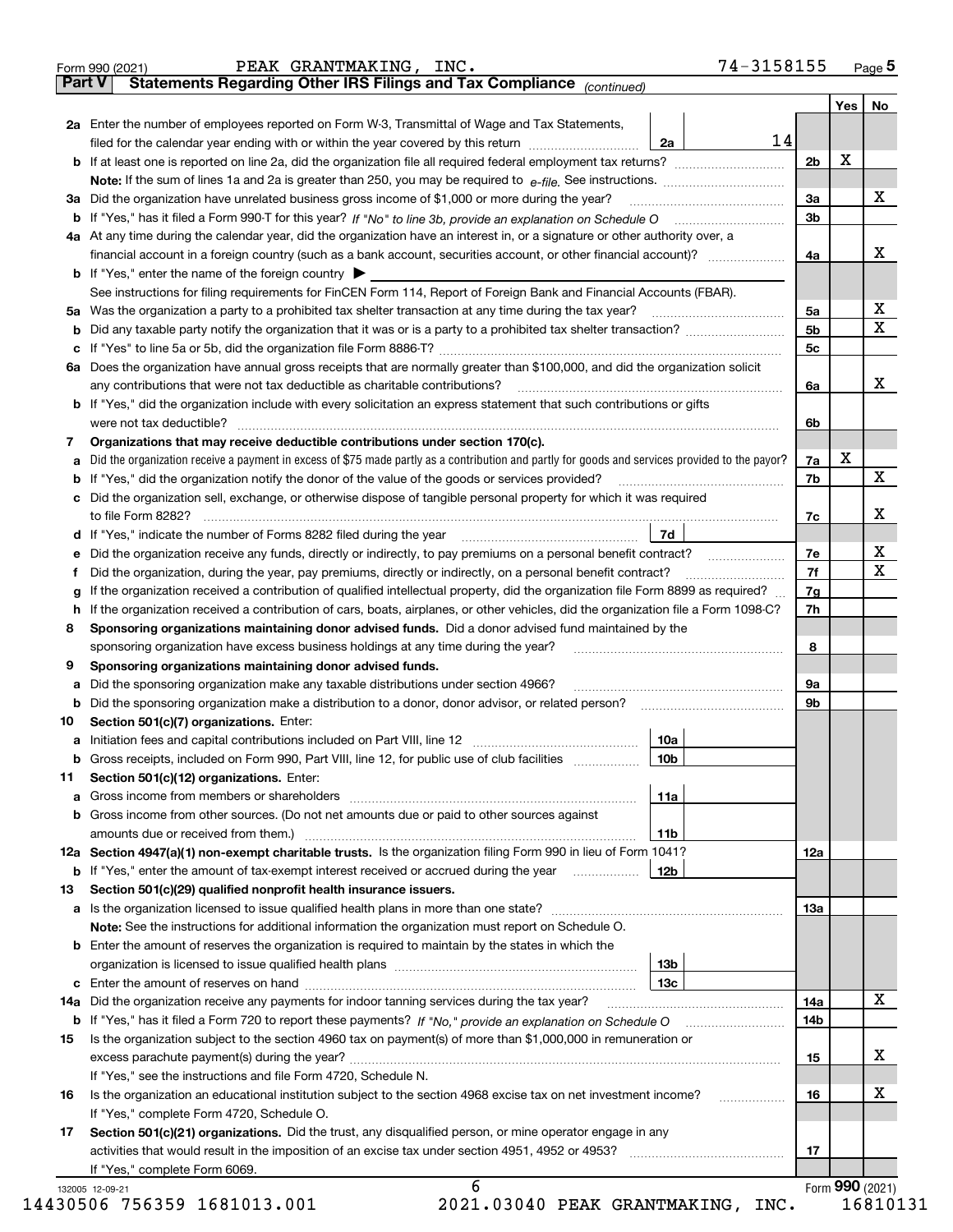Form 990 (2021) PEAK GRANTMAKING, INC. 74-3158155 Page 5

## Part V Statements Regarding Other IRS Filings and Tax Compliance *(continued)*

| | | | | Yes | No |
|---|---|---|---|---|---|
| **2a** | Enter the number of employees reported on Form W-3, Transmittal of Wage and Tax Statements, filed for the calendar year ending with or within the year covered by this return | 2a | 14 | | |
| **b** | If at least one is reported on line 2a, did the organization file all required federal employment tax returns? | | 2b | X | |
| | **Note:** If the sum of lines 1a and 2a is greater than 250, you may be required to *e-file.* See instructions. | | | | |
| **3a** | Did the organization have unrelated business gross income of $1,000 or more during the year? | | 3a | | X |
| **b** | If "Yes," has it filed a Form 990-T for this year? *If "No" to line 3b, provide an explanation on Schedule O* | | 3b | | |
| **4a** | At any time during the calendar year, did the organization have an interest in, or a signature or other authority over, a financial account in a foreign country (such as a bank account, securities account, or other financial account)? | | 4a | | X |
| **b** | If "Yes," enter the name of the foreign country ▶ | | | | |
| | See instructions for filing requirements for FinCEN Form 114, Report of Foreign Bank and Financial Accounts (FBAR). | | | | |
| **5a** | Was the organization a party to a prohibited tax shelter transaction at any time during the tax year? | | 5a | | X |
| **b** | Did any taxable party notify the organization that it was or is a party to a prohibited tax shelter transaction? | | 5b | | X |
| **c** | If "Yes" to line 5a or 5b, did the organization file Form 8886-T? | | 5c | | |
| **6a** | Does the organization have annual gross receipts that are normally greater than $100,000, and did the organization solicit any contributions that were not tax deductible as charitable contributions? | | 6a | | X |
| **b** | If "Yes," did the organization include with every solicitation an express statement that such contributions or gifts were not tax deductible? | | 6b | | |
| **7** | **Organizations that may receive deductible contributions under section 170(c).** | | | | |
| **a** | Did the organization receive a payment in excess of $75 made partly as a contribution and partly for goods and services provided to the payor? | | 7a | X | |
| **b** | If "Yes," did the organization notify the donor of the value of the goods or services provided? | | 7b | | X |
| **c** | Did the organization sell, exchange, or otherwise dispose of tangible personal property for which it was required to file Form 8282? | | 7c | | X |
| **d** | If "Yes," indicate the number of Forms 8282 filed during the year | 7d | | | |
| **e** | Did the organization receive any funds, directly or indirectly, to pay premiums on a personal benefit contract? | | 7e | | X |
| **f** | Did the organization, during the year, pay premiums, directly or indirectly, on a personal benefit contract? | | 7f | | X |
| **g** | If the organization received a contribution of qualified intellectual property, did the organization file Form 8899 as required? | | 7g | | |
| **h** | If the organization received a contribution of cars, boats, airplanes, or other vehicles, did the organization file a Form 1098-C? | | 7h | | |
| **8** | **Sponsoring organizations maintaining donor advised funds.** Did a donor advised fund maintained by the sponsoring organization have excess business holdings at any time during the year? | | 8 | | |
| **9** | **Sponsoring organizations maintaining donor advised funds.** | | | | |
| **a** | Did the sponsoring organization make any taxable distributions under section 4966? | | 9a | | |
| **b** | Did the sponsoring organization make a distribution to a donor, donor advisor, or related person? | | 9b | | |
| **10** | **Section 501(c)(7) organizations.** Enter: | | | | |
| **a** | Initiation fees and capital contributions included on Part VIII, line 12 | 10a | | | |
| **b** | Gross receipts, included on Form 990, Part VIII, line 12, for public use of club facilities | 10b | | | |
| **11** | **Section 501(c)(12) organizations.** Enter: | | | | |
| **a** | Gross income from members or shareholders | 11a | | | |
| **b** | Gross income from other sources. (Do not net amounts due or paid to other sources against amounts due or received from them.) | 11b | | | |
| **12a** | **Section 4947(a)(1) non-exempt charitable trusts.** Is the organization filing Form 990 in lieu of Form 1041? | | 12a | | |
| **b** | If "Yes," enter the amount of tax-exempt interest received or accrued during the year | 12b | | | |
| **13** | **Section 501(c)(29) qualified nonprofit health insurance issuers.** | | | | |
| **a** | Is the organization licensed to issue qualified health plans in more than one state? | | 13a | | |
| | **Note:** See the instructions for additional information the organization must report on Schedule O. | | | | |
| **b** | Enter the amount of reserves the organization is required to maintain by the states in which the organization is licensed to issue qualified health plans | 13b | | | |
| **c** | Enter the amount of reserves on hand | 13c | | | |
| **14a** | Did the organization receive any payments for indoor tanning services during the tax year? | | 14a | | X |
| **b** | If "Yes," has it filed a Form 720 to report these payments? *If "No," provide an explanation on Schedule O* | | 14b | | |
| **15** | Is the organization subject to the section 4960 tax on payment(s) of more than $1,000,000 in remuneration or excess parachute payment(s) during the year? | | 15 | | X |
| | If "Yes," see the instructions and file Form 4720, Schedule N. | | | | |
| **16** | Is the organization an educational institution subject to the section 4968 excise tax on net investment income? | | 16 | | X |
| | If "Yes," complete Form 4720, Schedule O. | | | | |
| **17** | **Section 501(c)(21) organizations.** Did the trust, any disqualified person, or mine operator engage in any activities that would result in the imposition of an excise tax under section 4951, 4952 or 4953? | | 17 | | |
| | If "Yes," complete Form 6069. | | | | |

132005 12-09-21

Form **990** (2021)

14430506 756359 1681013.001 2021.03040 PEAK GRANTMAKING, INC. 16810131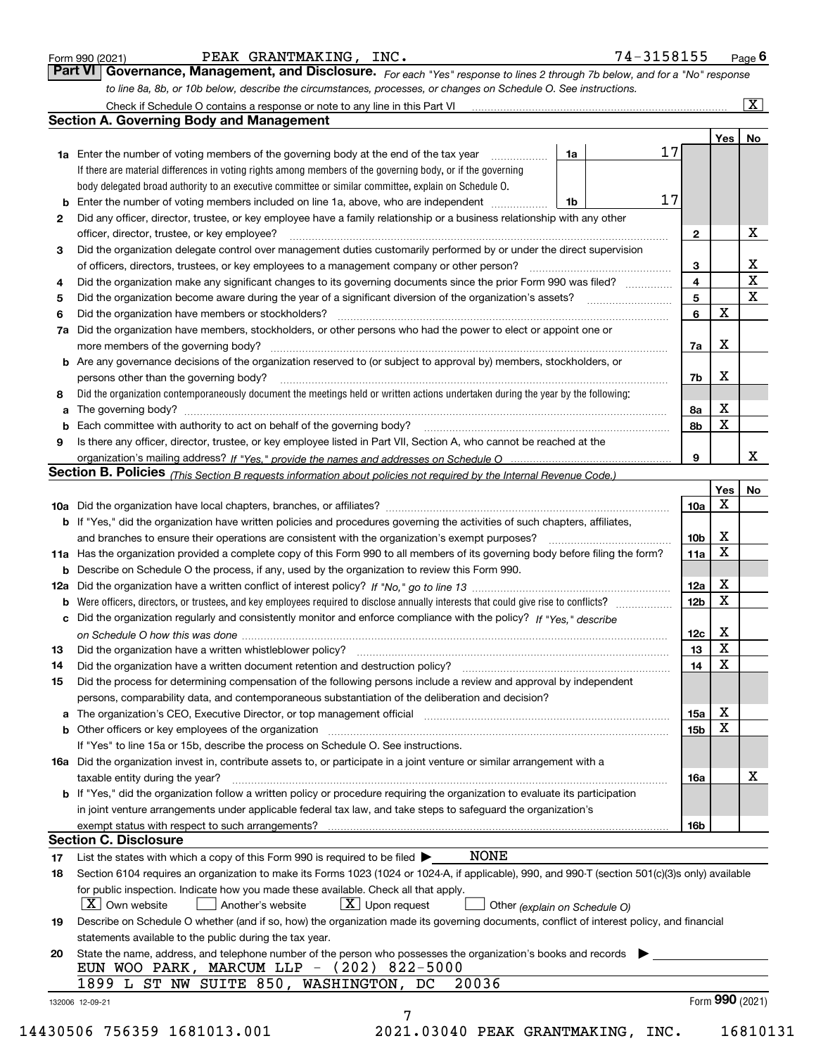Form 990 (2021) PEAK GRANTMAKING, INC. 74-3158155 Page 6

## Part VI Governance, Management, and Disclosure.

*For each "Yes" response to lines 2 through 7b below, and for a "No" response to line 8a, 8b, or 10b below, describe the circumstances, processes, or changes on Schedule O. See instructions.*

Check if Schedule O contains a response or note to any line in this Part VI ..... [X]

### Section A. Governing Body and Management

| | | | | Yes | No |
|---|---|---|---|---|---|
| 1a | Enter the number of voting members of the governing body at the end of the tax year | 1a | 17 | | |
| | If there are material differences in voting rights among members of the governing body, or if the governing body delegated broad authority to an executive committee or similar committee, explain on Schedule O. | | | | |
| b | Enter the number of voting members included on line 1a, above, who are independent | 1b | 17 | | |
| 2 | Did any officer, director, trustee, or key employee have a family relationship or a business relationship with any other officer, director, trustee, or key employee? | 2 | | | X |
| 3 | Did the organization delegate control over management duties customarily performed by or under the direct supervision of officers, directors, trustees, or key employees to a management company or other person? | 3 | | | X |
| 4 | Did the organization make any significant changes to its governing documents since the prior Form 990 was filed? | 4 | | | X |
| 5 | Did the organization become aware during the year of a significant diversion of the organization's assets? | 5 | | | X |
| 6 | Did the organization have members or stockholders? | 6 | | X | |
| 7a | Did the organization have members, stockholders, or other persons who had the power to elect or appoint one or more members of the governing body? | 7a | | X | |
| b | Are any governance decisions of the organization reserved to (or subject to approval by) members, stockholders, or persons other than the governing body? | 7b | | X | |
| 8 | Did the organization contemporaneously document the meetings held or written actions undertaken during the year by the following: | | | | |
| a | The governing body? | 8a | | X | |
| b | Each committee with authority to act on behalf of the governing body? | 8b | | X | |
| 9 | Is there any officer, director, trustee, or key employee listed in Part VII, Section A, who cannot be reached at the organization's mailing address? *If "Yes," provide the names and addresses on Schedule O* | 9 | | | X |

### Section B. Policies *(This Section B requests information about policies not required by the Internal Revenue Code.)*

| | | | Yes | No |
|---|---|---|---|---|
| 10a | Did the organization have local chapters, branches, or affiliates? | 10a | X | |
| b | If "Yes," did the organization have written policies and procedures governing the activities of such chapters, affiliates, and branches to ensure their operations are consistent with the organization's exempt purposes? | 10b | X | |
| 11a | Has the organization provided a complete copy of this Form 990 to all members of its governing body before filing the form? | 11a | X | |
| b | Describe on Schedule O the process, if any, used by the organization to review this Form 990. | | | |
| 12a | Did the organization have a written conflict of interest policy? *If "No," go to line 13* | 12a | X | |
| b | Were officers, directors, or trustees, and key employees required to disclose annually interests that could give rise to conflicts? | 12b | X | |
| c | Did the organization regularly and consistently monitor and enforce compliance with the policy? *If "Yes," describe on Schedule O how this was done* | 12c | X | |
| 13 | Did the organization have a written whistleblower policy? | 13 | X | |
| 14 | Did the organization have a written document retention and destruction policy? | 14 | X | |
| 15 | Did the process for determining compensation of the following persons include a review and approval by independent persons, comparability data, and contemporaneous substantiation of the deliberation and decision? | | | |
| a | The organization's CEO, Executive Director, or top management official | 15a | X | |
| b | Other officers or key employees of the organization | 15b | X | |
| | If "Yes" to line 15a or 15b, describe the process on Schedule O. See instructions. | | | |
| 16a | Did the organization invest in, contribute assets to, or participate in a joint venture or similar arrangement with a taxable entity during the year? | 16a | | X |
| b | If "Yes," did the organization follow a written policy or procedure requiring the organization to evaluate its participation in joint venture arrangements under applicable federal tax law, and take steps to safeguard the organization's exempt status with respect to such arrangements? | 16b | | |

### Section C. Disclosure

17 List the states with which a copy of this Form 990 is required to be filed ▶ NONE

18 Section 6104 requires an organization to make its Forms 1023 (1024 or 1024-A, if applicable), 990, and 990-T (section 501(c)(3)s only) available for public inspection. Indicate how you made these available. Check all that apply.
[X] Own website [ ] Another's website [X] Upon request [ ] Other *(explain on Schedule O)*

19 Describe on Schedule O whether (and if so, how) the organization made its governing documents, conflict of interest policy, and financial statements available to the public during the tax year.

20 State the name, address, and telephone number of the person who possesses the organization's books and records ▶
EUN WOO PARK, MARCUM LLP - (202) 822-5000
1899 L ST NW SUITE 850, WASHINGTON, DC 20036

132006 12-09-21 Form **990** (2021)

14430506 756359 1681013.001 2021.03040 PEAK GRANTMAKING, INC. 16810131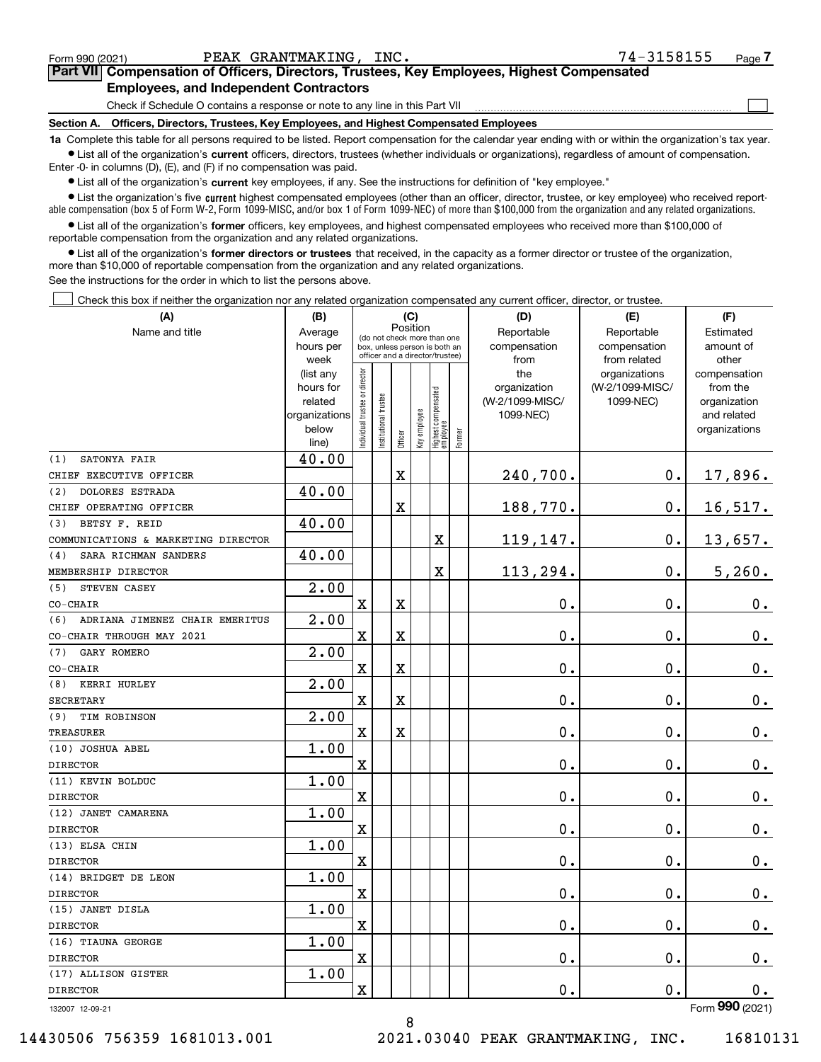Form 990 (2021) PEAK GRANTMAKING, INC. 74-3158155

## Part VII Compensation of Officers, Directors, Trustees, Key Employees, Highest Compensated Employees, and Independent Contractors

Check if Schedule O contains a response or note to any line in this Part VII ☐

### Section A. Officers, Directors, Trustees, Key Employees, and Highest Compensated Employees

**1a** Complete this table for all persons required to be listed. Report compensation for the calendar year ending with or within the organization's tax year.

- List all of the organization's **current** officers, directors, trustees (whether individuals or organizations), regardless of amount of compensation. Enter -0- in columns (D), (E), and (F) if no compensation was paid.
- List all of the organization's **current** key employees, if any. See the instructions for definition of "key employee."
- List the organization's five **current** highest compensated employees (other than an officer, director, trustee, or key employee) who received reportable compensation (box 5 of Form W-2, Form 1099-MISC, and/or box 1 of Form 1099-NEC) of more than $100,000 from the organization and any related organizations.
- List all of the organization's **former** officers, key employees, and highest compensated employees who received more than $100,000 of reportable compensation from the organization and any related organizations.
- List all of the organization's **former directors or trustees** that received, in the capacity as a former director or trustee of the organization, more than $10,000 of reportable compensation from the organization and any related organizations.

See the instructions for the order in which to list the persons above.

☐ Check this box if neither the organization nor any related organization compensated any current officer, director, or trustee.

| (A) Name and title | (B) Average hours per week (list any hours for related organizations below line) | (C) Position: Individual trustee or director | Institutional trustee | Officer | Key employee | Highest compensated employee | Former | (D) Reportable compensation from the organization (W-2/1099-MISC/ 1099-NEC) | (E) Reportable compensation from related organizations (W-2/1099-MISC/ 1099-NEC) | (F) Estimated amount of other compensation from the organization and related organizations |
|---|---|---|---|---|---|---|---|---|---|---|
| (1) SATONYA FAIR<br>CHIEF EXECUTIVE OFFICER | 40.00 | | | X | | | | 240,700. | 0. | 17,896. |
| (2) DOLORES ESTRADA<br>CHIEF OPERATING OFFICER | 40.00 | | | X | | | | 188,770. | 0. | 16,517. |
| (3) BETSY F. REID<br>COMMUNICATIONS & MARKETING DIRECTOR | 40.00 | | | | | X | | 119,147. | 0. | 13,657. |
| (4) SARA RICHMAN SANDERS<br>MEMBERSHIP DIRECTOR | 40.00 | | | | | X | | 113,294. | 0. | 5,260. |
| (5) STEVEN CASEY<br>CO-CHAIR | 2.00 | X | | X | | | | 0. | 0. | 0. |
| (6) ADRIANA JIMENEZ CHAIR EMERITUS<br>CO-CHAIR THROUGH MAY 2021 | 2.00 | X | | X | | | | 0. | 0. | 0. |
| (7) GARY ROMERO<br>CO-CHAIR | 2.00 | X | | X | | | | 0. | 0. | 0. |
| (8) KERRI HURLEY<br>SECRETARY | 2.00 | X | | X | | | | 0. | 0. | 0. |
| (9) TIM ROBINSON<br>TREASURER | 2.00 | X | | X | | | | 0. | 0. | 0. |
| (10) JOSHUA ABEL<br>DIRECTOR | 1.00 | X | | | | | | 0. | 0. | 0. |
| (11) KEVIN BOLDUC<br>DIRECTOR | 1.00 | X | | | | | | 0. | 0. | 0. |
| (12) JANET CAMARENA<br>DIRECTOR | 1.00 | X | | | | | | 0. | 0. | 0. |
| (13) ELSA CHIN<br>DIRECTOR | 1.00 | X | | | | | | 0. | 0. | 0. |
| (14) BRIDGET DE LEON<br>DIRECTOR | 1.00 | X | | | | | | 0. | 0. | 0. |
| (15) JANET DISLA<br>DIRECTOR | 1.00 | X | | | | | | 0. | 0. | 0. |
| (16) TIAUNA GEORGE<br>DIRECTOR | 1.00 | X | | | | | | 0. | 0. | 0. |
| (17) ALLISON GISTER<br>DIRECTOR | 1.00 | X | | | | | | 0. | 0. | 0. |

132007 12-09-21 Form 990 (2021)

14430506 756359 1681013.001 2021.03040 PEAK GRANTMAKING, INC. 16810131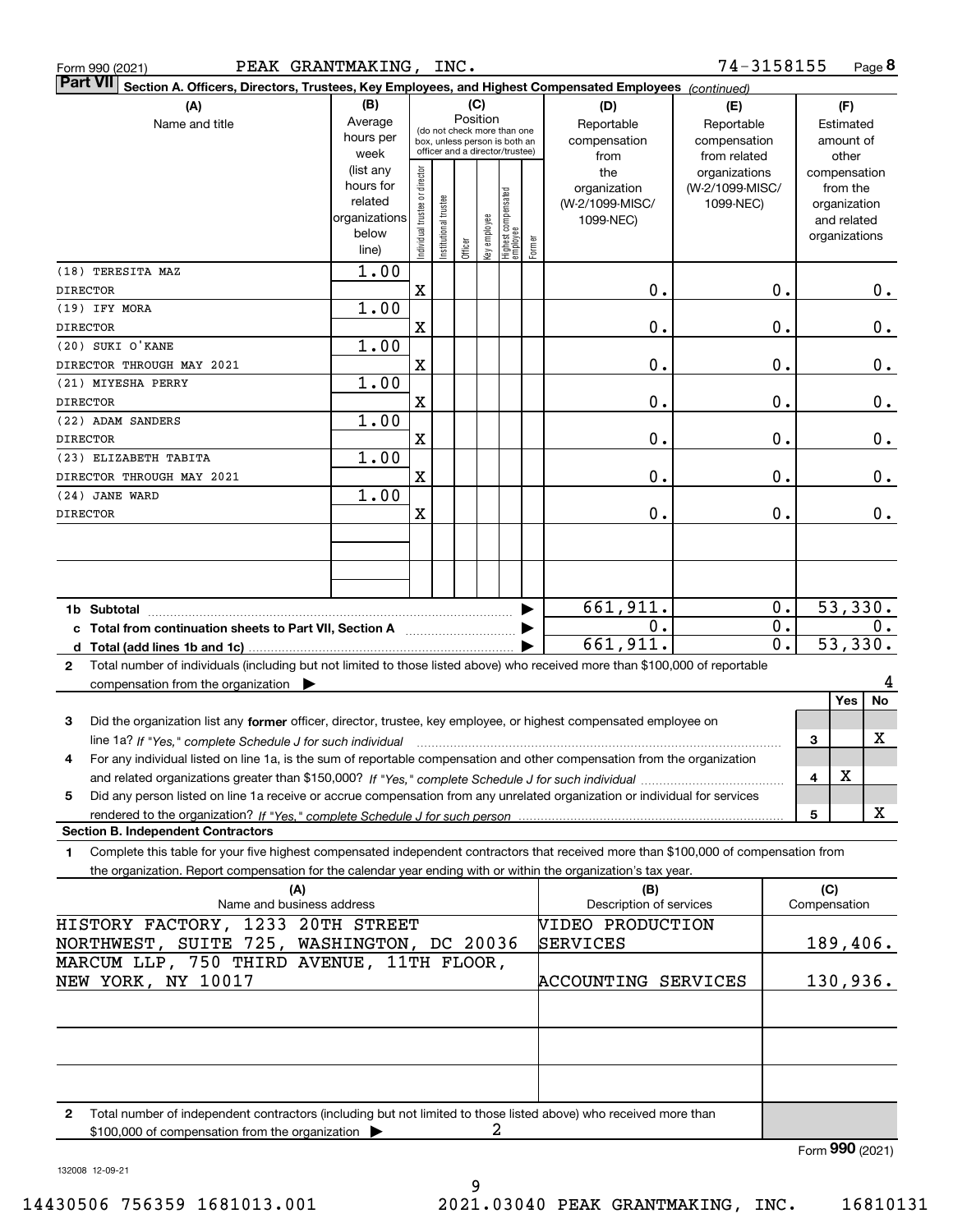Form 990 (2021) PEAK GRANTMAKING, INC. 74-3158155

**Part VII Section A. Officers, Directors, Trustees, Key Employees, and Highest Compensated Employees** *(continued)*

| (A) Name and title | (B) Average hours per week (list any hours for related organizations below line) | (C) Position: Individual trustee or director | Institutional trustee | Officer | Key employee | Highest compensated employee | Former | (D) Reportable compensation from the organization (W-2/1099-MISC/1099-NEC) | (E) Reportable compensation from related organizations (W-2/1099-MISC/1099-NEC) | (F) Estimated amount of other compensation from the organization and related organizations |
|---|---|---|---|---|---|---|---|---|---|---|
| (18) TERESITA MAZ<br>DIRECTOR | 1.00 | X | | | | | | 0. | 0. | 0. |
| (19) IFY MORA<br>DIRECTOR | 1.00 | X | | | | | | 0. | 0. | 0. |
| (20) SUKI O'KANE<br>DIRECTOR THROUGH MAY 2021 | 1.00 | X | | | | | | 0. | 0. | 0. |
| (21) MIYESHA PERRY<br>DIRECTOR | 1.00 | X | | | | | | 0. | 0. | 0. |
| (22) ADAM SANDERS<br>DIRECTOR | 1.00 | X | | | | | | 0. | 0. | 0. |
| (23) ELIZABETH TABITA<br>DIRECTOR THROUGH MAY 2021 | 1.00 | X | | | | | | 0. | 0. | 0. |
| (24) JANE WARD<br>DIRECTOR | 1.00 | X | | | | | | 0. | 0. | 0. |
| **1b Subtotal** | | | | | | | | 661,911. | 0. | 53,330. |
| **c Total from continuation sheets to Part VII, Section A** | | | | | | | | 0. | 0. | 0. |
| **d Total (add lines 1b and 1c)** | | | | | | | | 661,911. | 0. | 53,330. |

**2** Total number of individuals (including but not limited to those listed above) who received more than $100,000 of reportable compensation from the organization ▶ 4

| | | Yes | No |
|---|---|---|---|
| **3** Did the organization list any **former** officer, director, trustee, key employee, or highest compensated employee on line 1a? *If "Yes," complete Schedule J for such individual* | 3 | | X |
| **4** For any individual listed on line 1a, is the sum of reportable compensation and other compensation from the organization and related organizations greater than $150,000? *If "Yes," complete Schedule J for such individual* | 4 | X | |
| **5** Did any person listed on line 1a receive or accrue compensation from any unrelated organization or individual for services rendered to the organization? *If "Yes," complete Schedule J for such person* | 5 | | X |

**Section B. Independent Contractors**

**1** Complete this table for your five highest compensated independent contractors that received more than $100,000 of compensation from the organization. Report compensation for the calendar year ending with or within the organization's tax year.

| (A) Name and business address | (B) Description of services | (C) Compensation |
|---|---|---|
| HISTORY FACTORY, 1233 20TH STREET NORTHWEST, SUITE 725, WASHINGTON, DC 20036 | VIDEO PRODUCTION SERVICES | 189,406. |
| MARCUM LLP, 750 THIRD AVENUE, 11TH FLOOR, NEW YORK, NY 10017 | ACCOUNTING SERVICES | 130,936. |

**2** Total number of independent contractors (including but not limited to those listed above) who received more than $100,000 of compensation from the organization ▶ 2

Form **990** (2021)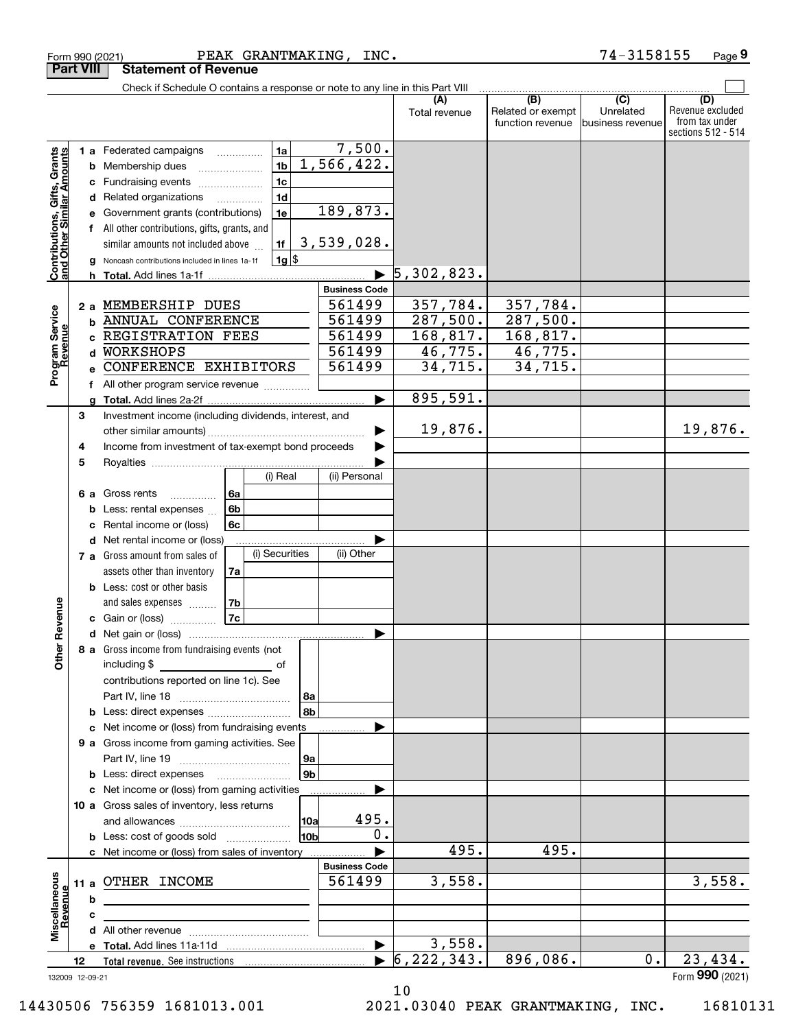Form 990 (2021) PEAK GRANTMAKING, INC. 74-3158155 Page 9

## Part VIII Statement of Revenue

Check if Schedule O contains a response or note to any line in this Part VIII

| | | | | | (A) Total revenue | (B) Related or exempt function revenue | (C) Unrelated business revenue | (D) Revenue excluded from tax under sections 512 - 514 |
|---|---|---|---|---|---|---|---|---|
| **Contributions, Gifts, Grants and Other Similar Amounts** | 1 a | Federated campaigns | 1a | 7,500. | | | | |
| | b | Membership dues | 1b | 1,566,422. | | | | |
| | c | Fundraising events | 1c | | | | | |
| | d | Related organizations | 1d | | | | | |
| | e | Government grants (contributions) | 1e | 189,873. | | | | |
| | f | All other contributions, gifts, grants, and similar amounts not included above | 1f | 3,539,028. | | | | |
| | g | Noncash contributions included in lines 1a-1f | 1g | $ | | | | |
| | h | **Total.** Add lines 1a-1f | | | 5,302,823. | | | |
| | | | | **Business Code** | | | | |
| **Program Service Revenue** | 2 a | MEMBERSHIP DUES | | 561499 | 357,784. | 357,784. | | |
| | b | ANNUAL CONFERENCE | | 561499 | 287,500. | 287,500. | | |
| | c | REGISTRATION FEES | | 561499 | 168,817. | 168,817. | | |
| | d | WORKSHOPS | | 561499 | 46,775. | 46,775. | | |
| | e | CONFERENCE EXHIBITORS | | 561499 | 34,715. | 34,715. | | |
| | f | All other program service revenue | | | | | | |
| | g | **Total.** Add lines 2a-2f | | | 895,591. | | | |
| **Other Revenue** | 3 | Investment income (including dividends, interest, and other similar amounts) | | | 19,876. | | | 19,876. |
| | 4 | Income from investment of tax-exempt bond proceeds | | | | | | |
| | 5 | Royalties | | | | | | |
| | | | (i) Real | (ii) Personal | | | | |
| | 6 a | Gross rents | 6a | | | | | |
| | b | Less: rental expenses | 6b | | | | | |
| | c | Rental income or (loss) | 6c | | | | | |
| | d | Net rental income or (loss) | | | | | | |
| | | | (i) Securities | (ii) Other | | | | |
| | 7 a | Gross amount from sales of assets other than inventory | 7a | | | | | |
| | b | Less: cost or other basis and sales expenses | 7b | | | | | |
| | c | Gain or (loss) | 7c | | | | | |
| | d | Net gain or (loss) | | | | | | |
| | 8 a | Gross income from fundraising events (not including $ ____ of contributions reported on line 1c). See Part IV, line 18 | 8a | | | | | |
| | b | Less: direct expenses | 8b | | | | | |
| | c | Net income or (loss) from fundraising events | | | | | | |
| | 9 a | Gross income from gaming activities. See Part IV, line 19 | 9a | | | | | |
| | b | Less: direct expenses | 9b | | | | | |
| | c | Net income or (loss) from gaming activities | | | | | | |
| | 10 a | Gross sales of inventory, less returns and allowances | 10a | 495. | | | | |
| | b | Less: cost of goods sold | 10b | 0. | | | | |
| | c | Net income or (loss) from sales of inventory | | | 495. | 495. | | |
| | | | | **Business Code** | | | | |
| **Miscellaneous Revenue** | 11 a | OTHER INCOME | | 561499 | 3,558. | | | 3,558. |
| | b | | | | | | | |
| | c | | | | | | | |
| | d | All other revenue | | | | | | |
| | e | **Total.** Add lines 11a-11d | | | 3,558. | | | |
| | 12 | **Total revenue.** See instructions | | | 6,222,343. | 896,086. | 0. | 23,434. |

132009 12-09-21

Form **990** (2021)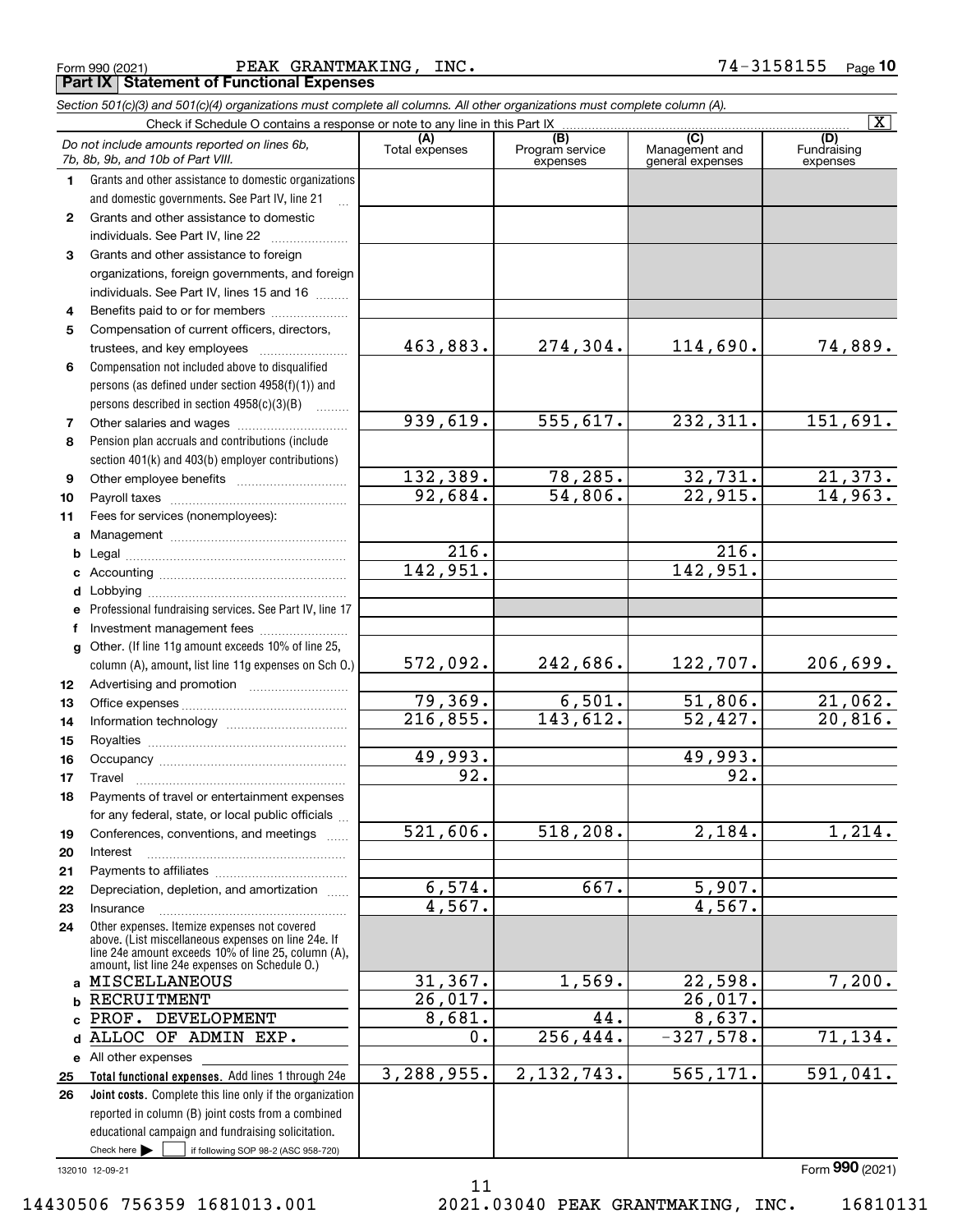Form 990 (2021) PEAK GRANTMAKING, INC. 74-3158155 Page 10

## Part IX Statement of Functional Expenses

*Section 501(c)(3) and 501(c)(4) organizations must complete all columns. All other organizations must complete column (A).*

Check if Schedule O contains a response or note to any line in this Part IX [X]

| | *Do not include amounts reported on lines 6b, 7b, 8b, 9b, and 10b of Part VIII.* | (A) Total expenses | (B) Program service expenses | (C) Management and general expenses | (D) Fundraising expenses |
|---|---|---|---|---|---|
| 1 | Grants and other assistance to domestic organizations and domestic governments. See Part IV, line 21 | | | | |
| 2 | Grants and other assistance to domestic individuals. See Part IV, line 22 | | | | |
| 3 | Grants and other assistance to foreign organizations, foreign governments, and foreign individuals. See Part IV, lines 15 and 16 | | | | |
| 4 | Benefits paid to or for members | | | | |
| 5 | Compensation of current officers, directors, trustees, and key employees | 463,883. | 274,304. | 114,690. | 74,889. |
| 6 | Compensation not included above to disqualified persons (as defined under section 4958(f)(1)) and persons described in section 4958(c)(3)(B) | | | | |
| 7 | Other salaries and wages | 939,619. | 555,617. | 232,311. | 151,691. |
| 8 | Pension plan accruals and contributions (include section 401(k) and 403(b) employer contributions) | | | | |
| 9 | Other employee benefits | 132,389. | 78,285. | 32,731. | 21,373. |
| 10 | Payroll taxes | 92,684. | 54,806. | 22,915. | 14,963. |
| 11 | Fees for services (nonemployees): | | | | |
| a | Management | | | | |
| b | Legal | 216. | | 216. | |
| c | Accounting | 142,951. | | 142,951. | |
| d | Lobbying | | | | |
| e | Professional fundraising services. See Part IV, line 17 | | | | |
| f | Investment management fees | | | | |
| g | Other. (If line 11g amount exceeds 10% of line 25, column (A), amount, list line 11g expenses on Sch O.) | 572,092. | 242,686. | 122,707. | 206,699. |
| 12 | Advertising and promotion | | | | |
| 13 | Office expenses | 79,369. | 6,501. | 51,806. | 21,062. |
| 14 | Information technology | 216,855. | 143,612. | 52,427. | 20,816. |
| 15 | Royalties | | | | |
| 16 | Occupancy | 49,993. | | 49,993. | |
| 17 | Travel | 92. | | 92. | |
| 18 | Payments of travel or entertainment expenses for any federal, state, or local public officials | | | | |
| 19 | Conferences, conventions, and meetings | 521,606. | 518,208. | 2,184. | 1,214. |
| 20 | Interest | | | | |
| 21 | Payments to affiliates | | | | |
| 22 | Depreciation, depletion, and amortization | 6,574. | 667. | 5,907. | |
| 23 | Insurance | 4,567. | | 4,567. | |
| 24 | Other expenses. Itemize expenses not covered above. (List miscellaneous expenses on line 24e. If line 24e amount exceeds 10% of line 25, column (A), amount, list line 24e expenses on Schedule O.) | | | | |
| a | MISCELLANEOUS | 31,367. | 1,569. | 22,598. | 7,200. |
| b | RECRUITMENT | 26,017. | | 26,017. | |
| c | PROF. DEVELOPMENT | 8,681. | 44. | 8,637. | |
| d | ALLOC OF ADMIN EXP. | 0. | 256,444. | -327,578. | 71,134. |
| e | All other expenses | | | | |
| 25 | **Total functional expenses.** Add lines 1 through 24e | 3,288,955. | 2,132,743. | 565,171. | 591,041. |
| 26 | **Joint costs.** Complete this line only if the organization reported in column (B) joint costs from a combined educational campaign and fundraising solicitation. Check here [ ] if following SOP 98-2 (ASC 958-720) | | | | |

132010 12-09-21 Form 990 (2021)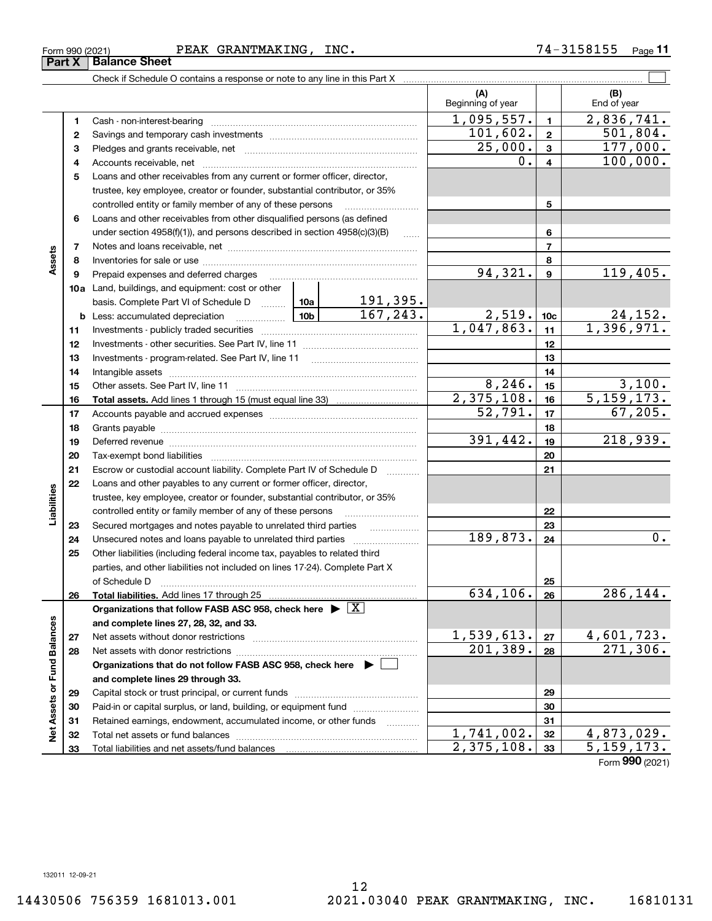Form 990 (2021) PEAK GRANTMAKING, INC. 74-3158155

## Part X Balance Sheet

Check if Schedule O contains a response or note to any line in this Part X

| | | | (A) Beginning of year | | (B) End of year |
|---|---|---|---|---|---|
| **Assets** | 1 | Cash - non-interest-bearing | 1,095,557. | 1 | 2,836,741. |
| | 2 | Savings and temporary cash investments | 101,602. | 2 | 501,804. |
| | 3 | Pledges and grants receivable, net | 25,000. | 3 | 177,000. |
| | 4 | Accounts receivable, net | 0. | 4 | 100,000. |
| | 5 | Loans and other receivables from any current or former officer, director, trustee, key employee, creator or founder, substantial contributor, or 35% controlled entity or family member of any of these persons | | 5 | |
| | 6 | Loans and other receivables from other disqualified persons (as defined under section 4958(f)(1)), and persons described in section 4958(c)(3)(B) | | 6 | |
| | 7 | Notes and loans receivable, net | | 7 | |
| | 8 | Inventories for sale or use | | 8 | |
| | 9 | Prepaid expenses and deferred charges | 94,321. | 9 | 119,405. |
| | 10a | Land, buildings, and equipment: cost or other basis. Complete Part VI of Schedule D — 10a: 191,395. | | | |
| | b | Less: accumulated depreciation — 10b: 167,243. | 2,519. | 10c | 24,152. |
| | 11 | Investments - publicly traded securities | 1,047,863. | 11 | 1,396,971. |
| | 12 | Investments - other securities. See Part IV, line 11 | | 12 | |
| | 13 | Investments - program-related. See Part IV, line 11 | | 13 | |
| | 14 | Intangible assets | | 14 | |
| | 15 | Other assets. See Part IV, line 11 | 8,246. | 15 | 3,100. |
| | 16 | **Total assets.** Add lines 1 through 15 (must equal line 33) | 2,375,108. | 16 | 5,159,173. |
| **Liabilities** | 17 | Accounts payable and accrued expenses | 52,791. | 17 | 67,205. |
| | 18 | Grants payable | | 18 | |
| | 19 | Deferred revenue | 391,442. | 19 | 218,939. |
| | 20 | Tax-exempt bond liabilities | | 20 | |
| | 21 | Escrow or custodial account liability. Complete Part IV of Schedule D | | 21 | |
| | 22 | Loans and other payables to any current or former officer, director, trustee, key employee, creator or founder, substantial contributor, or 35% controlled entity or family member of any of these persons | | 22 | |
| | 23 | Secured mortgages and notes payable to unrelated third parties | | 23 | |
| | 24 | Unsecured notes and loans payable to unrelated third parties | 189,873. | 24 | 0. |
| | 25 | Other liabilities (including federal income tax, payables to related third parties, and other liabilities not included on lines 17-24). Complete Part X of Schedule D | | 25 | |
| | 26 | **Total liabilities.** Add lines 17 through 25 | 634,106. | 26 | 286,144. |
| **Net Assets or Fund Balances** | | **Organizations that follow FASB ASC 958, check here ▶ [X] and complete lines 27, 28, 32, and 33.** | | | |
| | 27 | Net assets without donor restrictions | 1,539,613. | 27 | 4,601,723. |
| | 28 | Net assets with donor restrictions | 201,389. | 28 | 271,306. |
| | | **Organizations that do not follow FASB ASC 958, check here ▶ [ ] and complete lines 29 through 33.** | | | |
| | 29 | Capital stock or trust principal, or current funds | | 29 | |
| | 30 | Paid-in or capital surplus, or land, building, or equipment fund | | 30 | |
| | 31 | Retained earnings, endowment, accumulated income, or other funds | | 31 | |
| | 32 | Total net assets or fund balances | 1,741,002. | 32 | 4,873,029. |
| | 33 | Total liabilities and net assets/fund balances | 2,375,108. | 33 | 5,159,173. |

Form 990 (2021)

132011 12-09-21

14430506 756359 1681013.001 2021.03040 PEAK GRANTMAKING, INC. 16810131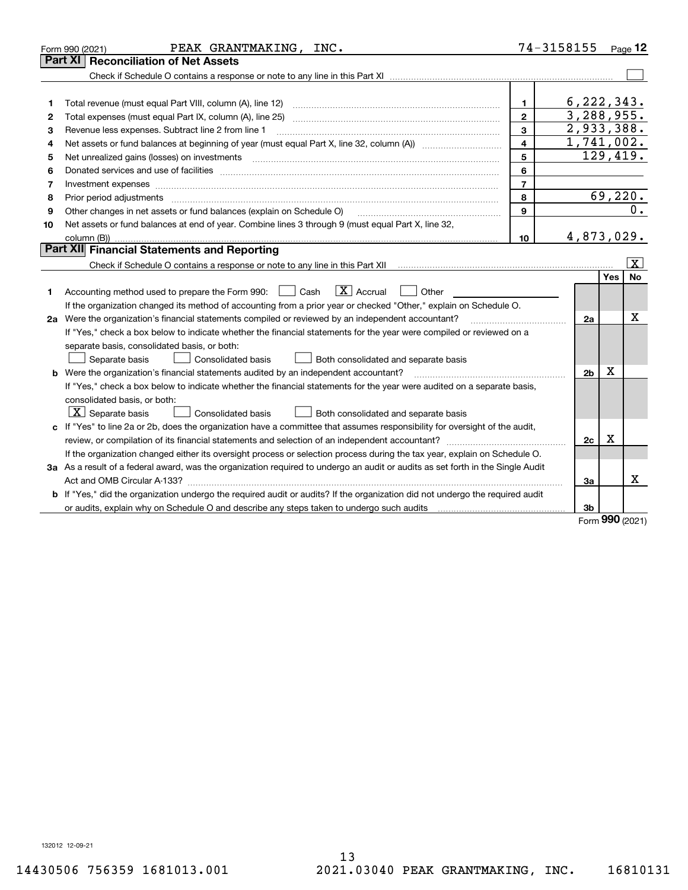Form 990 (2021) PEAK GRANTMAKING, INC. 74-3158155 Page 12

## Part XI Reconciliation of Net Assets

Check if Schedule O contains a response or note to any line in this Part XI ☐

| | | | |
|---|---|---|---|
| 1 | Total revenue (must equal Part VIII, column (A), line 12) | 1 | 6,222,343. |
| 2 | Total expenses (must equal Part IX, column (A), line 25) | 2 | 3,288,955. |
| 3 | Revenue less expenses. Subtract line 2 from line 1 | 3 | 2,933,388. |
| 4 | Net assets or fund balances at beginning of year (must equal Part X, line 32, column (A)) | 4 | 1,741,002. |
| 5 | Net unrealized gains (losses) on investments | 5 | 129,419. |
| 6 | Donated services and use of facilities | 6 | |
| 7 | Investment expenses | 7 | |
| 8 | Prior period adjustments | 8 | 69,220. |
| 9 | Other changes in net assets or fund balances (explain on Schedule O) | 9 | 0. |
| 10 | Net assets or fund balances at end of year. Combine lines 3 through 9 (must equal Part X, line 32, column (B)) | 10 | 4,873,029. |

## Part XII Financial Statements and Reporting

Check if Schedule O contains a response or note to any line in this Part XII ☒

| | | | Yes | No |
|---|---|---|---|---|
| 1 | Accounting method used to prepare the Form 990: ☐ Cash ☒ Accrual ☐ Other<br>If the organization changed its method of accounting from a prior year or checked "Other," explain on Schedule O. | | | |
| 2a | Were the organization's financial statements compiled or reviewed by an independent accountant?<br>If "Yes," check a box below to indicate whether the financial statements for the year were compiled or reviewed on a separate basis, consolidated basis, or both:<br>☐ Separate basis ☐ Consolidated basis ☐ Both consolidated and separate basis | 2a | | X |
| b | Were the organization's financial statements audited by an independent accountant?<br>If "Yes," check a box below to indicate whether the financial statements for the year were audited on a separate basis, consolidated basis, or both:<br>☒ Separate basis ☐ Consolidated basis ☐ Both consolidated and separate basis | 2b | X | |
| c | If "Yes" to line 2a or 2b, does the organization have a committee that assumes responsibility for oversight of the audit, review, or compilation of its financial statements and selection of an independent accountant?<br>If the organization changed either its oversight process or selection process during the tax year, explain on Schedule O. | 2c | X | |
| 3a | As a result of a federal award, was the organization required to undergo an audit or audits as set forth in the Single Audit Act and OMB Circular A-133? | 3a | | X |
| b | If "Yes," did the organization undergo the required audit or audits? If the organization did not undergo the required audit or audits, explain why on Schedule O and describe any steps taken to undergo such audits | 3b | | |

Form **990** (2021)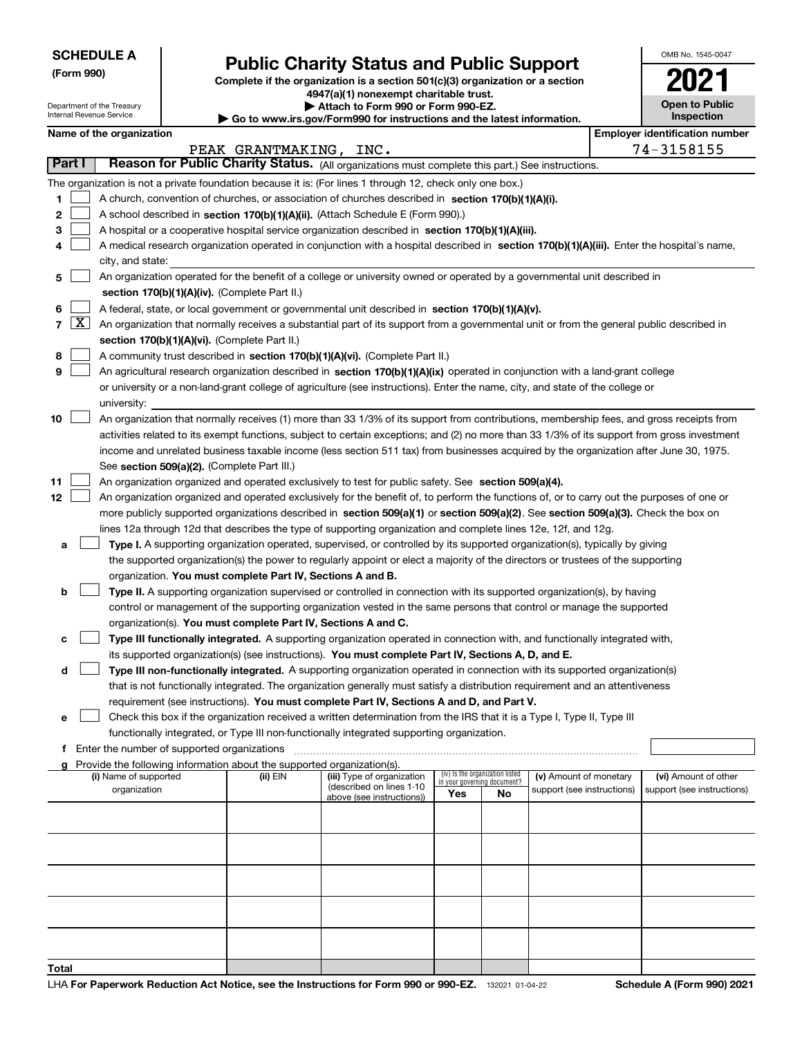**SCHEDULE A**
**(Form 990)**

Department of the Treasury
Internal Revenue Service

# Public Charity Status and Public Support

**Complete if the organization is a section 501(c)(3) organization or a section 4947(a)(1) nonexempt charitable trust.**
**▶ Attach to Form 990 or Form 990-EZ.**
**▶ Go to www.irs.gov/Form990 for instructions and the latest information.**

OMB No. 1545-0047

**2021**

**Open to Public Inspection**

**Name of the organization**
PEAK GRANTMAKING, INC.

**Employer identification number**
74-3158155

**Part I** **Reason for Public Charity Status.** (All organizations must complete this part.) See instructions.

The organization is not a private foundation because it is: (For lines 1 through 12, check only one box.)

1 ☐ A church, convention of churches, or association of churches described in **section 170(b)(1)(A)(i).**

2 ☐ A school described in **section 170(b)(1)(A)(ii).** (Attach Schedule E (Form 990).)

3 ☐ A hospital or a cooperative hospital service organization described in **section 170(b)(1)(A)(iii).**

4 ☐ A medical research organization operated in conjunction with a hospital described in **section 170(b)(1)(A)(iii).** Enter the hospital's name, city, and state:

5 ☐ An organization operated for the benefit of a college or university owned or operated by a governmental unit described in **section 170(b)(1)(A)(iv).** (Complete Part II.)

6 ☐ A federal, state, or local government or governmental unit described in **section 170(b)(1)(A)(v).**

7 ☒ An organization that normally receives a substantial part of its support from a governmental unit or from the general public described in **section 170(b)(1)(A)(vi).** (Complete Part II.)

8 ☐ A community trust described in **section 170(b)(1)(A)(vi).** (Complete Part II.)

9 ☐ An agricultural research organization described in **section 170(b)(1)(A)(ix)** operated in conjunction with a land-grant college or university or a non-land-grant college of agriculture (see instructions). Enter the name, city, and state of the college or university:

10 ☐ An organization that normally receives (1) more than 33 1/3% of its support from contributions, membership fees, and gross receipts from activities related to its exempt functions, subject to certain exceptions; and (2) no more than 33 1/3% of its support from gross investment income and unrelated business taxable income (less section 511 tax) from businesses acquired by the organization after June 30, 1975. See **section 509(a)(2).** (Complete Part III.)

11 ☐ An organization organized and operated exclusively to test for public safety. See **section 509(a)(4).**

12 ☐ An organization organized and operated exclusively for the benefit of, to perform the functions of, or to carry out the purposes of one or more publicly supported organizations described in **section 509(a)(1)** or **section 509(a)(2).** See **section 509(a)(3).** Check the box on lines 12a through 12d that describes the type of supporting organization and complete lines 12e, 12f, and 12g.

a ☐ **Type I.** A supporting organization operated, supervised, or controlled by its supported organization(s), typically by giving the supported organization(s) the power to regularly appoint or elect a majority of the directors or trustees of the supporting organization. **You must complete Part IV, Sections A and B.**

b ☐ **Type II.** A supporting organization supervised or controlled in connection with its supported organization(s), by having control or management of the supporting organization vested in the same persons that control or manage the supported organization(s). **You must complete Part IV, Sections A and C.**

c ☐ **Type III functionally integrated.** A supporting organization operated in connection with, and functionally integrated with, its supported organization(s) (see instructions). **You must complete Part IV, Sections A, D, and E.**

d ☐ **Type III non-functionally integrated.** A supporting organization operated in connection with its supported organization(s) that is not functionally integrated. The organization generally must satisfy a distribution requirement and an attentiveness requirement (see instructions). **You must complete Part IV, Sections A and D, and Part V.**

e ☐ Check this box if the organization received a written determination from the IRS that it is a Type I, Type II, Type III functionally integrated, or Type III non-functionally integrated supporting organization.

f Enter the number of supported organizations

g Provide the following information about the supported organization(s).

| (i) Name of supported organization | (ii) EIN | (iii) Type of organization (described on lines 1-10 above (see instructions)) | (iv) Is the organization listed in your governing document? Yes | No | (v) Amount of monetary support (see instructions) | (vi) Amount of other support (see instructions) |
|---|---|---|---|---|---|---|
| | | | | | | |
| | | | | | | |
| | | | | | | |
| | | | | | | |
| | | | | | | |
| **Total** | | | | | | |

LHA **For Paperwork Reduction Act Notice, see the Instructions for Form 990 or 990-EZ.** 132021 01-04-22 **Schedule A (Form 990) 2021**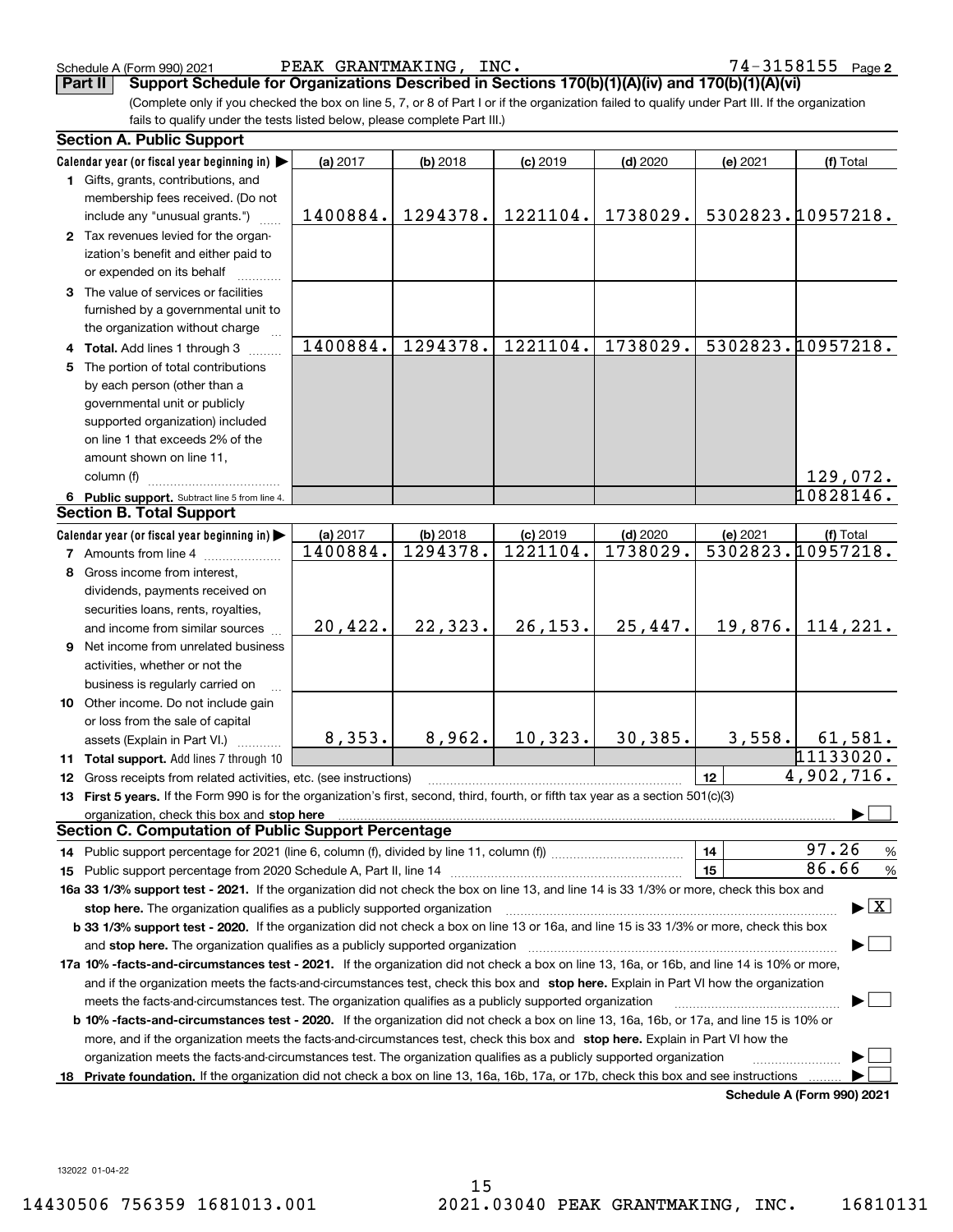Schedule A (Form 990) 2021 PEAK GRANTMAKING, INC. 74-3158155 Page 2

**Part II Support Schedule for Organizations Described in Sections 170(b)(1)(A)(iv) and 170(b)(1)(A)(vi)**

(Complete only if you checked the box on line 5, 7, or 8 of Part I or if the organization failed to qualify under Part III. If the organization fails to qualify under the tests listed below, please complete Part III.)

## Section A. Public Support

| Calendar year (or fiscal year beginning in) ▶ | (a) 2017 | (b) 2018 | (c) 2019 | (d) 2020 | (e) 2021 | (f) Total |
|---|---|---|---|---|---|---|
| **1** Gifts, grants, contributions, and membership fees received. (Do not include any "unusual grants.") | 1400884. | 1294378. | 1221104. | 1738029. | 5302823. | 10957218. |
| **2** Tax revenues levied for the organization's benefit and either paid to or expended on its behalf | | | | | | |
| **3** The value of services or facilities furnished by a governmental unit to the organization without charge | | | | | | |
| **4** **Total.** Add lines 1 through 3 | 1400884. | 1294378. | 1221104. | 1738029. | 5302823. | 10957218. |
| **5** The portion of total contributions by each person (other than a governmental unit or publicly supported organization) included on line 1 that exceeds 2% of the amount shown on line 11, column (f) | | | | | | 129,072. |
| **6** **Public support.** Subtract line 5 from line 4. | | | | | | 10828146. |

## Section B. Total Support

| Calendar year (or fiscal year beginning in) ▶ | (a) 2017 | (b) 2018 | (c) 2019 | (d) 2020 | (e) 2021 | (f) Total |
|---|---|---|---|---|---|---|
| **7** Amounts from line 4 | 1400884. | 1294378. | 1221104. | 1738029. | 5302823. | 10957218. |
| **8** Gross income from interest, dividends, payments received on securities loans, rents, royalties, and income from similar sources | 20,422. | 22,323. | 26,153. | 25,447. | 19,876. | 114,221. |
| **9** Net income from unrelated business activities, whether or not the business is regularly carried on | | | | | | |
| **10** Other income. Do not include gain or loss from the sale of capital assets (Explain in Part VI.) | 8,353. | 8,962. | 10,323. | 30,385. | 3,558. | 61,581. |
| **11** **Total support.** Add lines 7 through 10 | | | | | | 11133020. |

**12** Gross receipts from related activities, etc. (see instructions) | 12 | 4,902,716.

**13** **First 5 years.** If the Form 990 is for the organization's first, second, third, fourth, or fifth tax year as a section 501(c)(3) organization, check this box and **stop here** ▶ ☐

## Section C. Computation of Public Support Percentage

**14** Public support percentage for 2021 (line 6, column (f), divided by line 11, column (f)) | 14 | 97.26 %

**15** Public support percentage from 2020 Schedule A, Part II, line 14 | 15 | 86.66 %

**16a 33 1/3% support test - 2021.** If the organization did not check the box on line 13, and line 14 is 33 1/3% or more, check this box and **stop here.** The organization qualifies as a publicly supported organization ▶ ☒

**b 33 1/3% support test - 2020.** If the organization did not check a box on line 13 or 16a, and line 15 is 33 1/3% or more, check this box and **stop here.** The organization qualifies as a publicly supported organization ▶ ☐

**17a 10% -facts-and-circumstances test - 2021.** If the organization did not check a box on line 13, 16a, or 16b, and line 14 is 10% or more, and if the organization meets the facts-and-circumstances test, check this box and **stop here.** Explain in Part VI how the organization meets the facts-and-circumstances test. The organization qualifies as a publicly supported organization ▶ ☐

**b 10% -facts-and-circumstances test - 2020.** If the organization did not check a box on line 13, 16a, 16b, or 17a, and line 15 is 10% or more, and if the organization meets the facts-and-circumstances test, check this box and **stop here.** Explain in Part VI how the organization meets the facts-and-circumstances test. The organization qualifies as a publicly supported organization ▶ ☐

**18** **Private foundation.** If the organization did not check a box on line 13, 16a, 16b, 17a, or 17b, check this box and see instructions ▶ ☐

**Schedule A (Form 990) 2021**

132022 01-04-22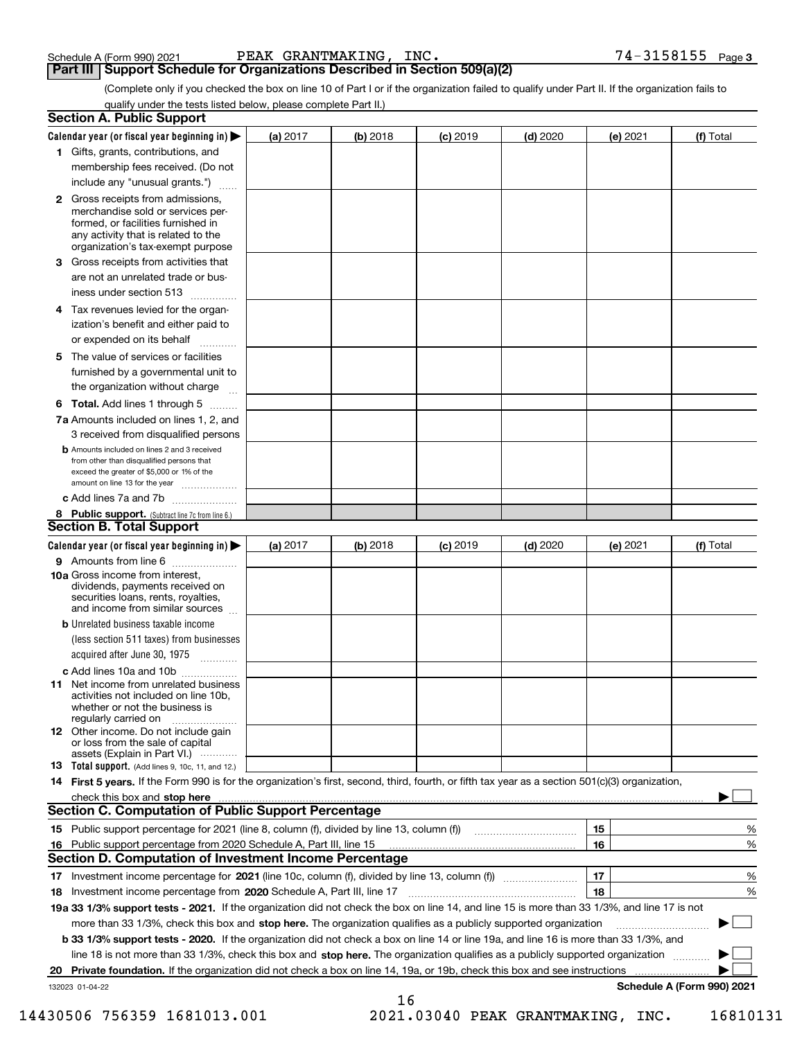Schedule A (Form 990) 2021 PEAK GRANTMAKING, INC. 74-3158155 Page 3

## Part III Support Schedule for Organizations Described in Section 509(a)(2)

(Complete only if you checked the box on line 10 of Part I or if the organization failed to qualify under Part II. If the organization fails to qualify under the tests listed below, please complete Part II.)

### Section A. Public Support

| Calendar year (or fiscal year beginning in) ▶ | (a) 2017 | (b) 2018 | (c) 2019 | (d) 2020 | (e) 2021 | (f) Total |
|---|---|---|---|---|---|---|
| 1 Gifts, grants, contributions, and membership fees received. (Do not include any "unusual grants.") | | | | | | |
| 2 Gross receipts from admissions, merchandise sold or services performed, or facilities furnished in any activity that is related to the organization's tax-exempt purpose | | | | | | |
| 3 Gross receipts from activities that are not an unrelated trade or business under section 513 | | | | | | |
| 4 Tax revenues levied for the organization's benefit and either paid to or expended on its behalf | | | | | | |
| 5 The value of services or facilities furnished by a governmental unit to the organization without charge | | | | | | |
| 6 **Total.** Add lines 1 through 5 | | | | | | |
| 7a Amounts included on lines 1, 2, and 3 received from disqualified persons | | | | | | |
| b Amounts included on lines 2 and 3 received from other than disqualified persons that exceed the greater of $5,000 or 1% of the amount on line 13 for the year | | | | | | |
| c Add lines 7a and 7b | | | | | | |
| 8 **Public support.** (Subtract line 7c from line 6.) | | | | | | |

### Section B. Total Support

| Calendar year (or fiscal year beginning in) ▶ | (a) 2017 | (b) 2018 | (c) 2019 | (d) 2020 | (e) 2021 | (f) Total |
|---|---|---|---|---|---|---|
| 9 Amounts from line 6 | | | | | | |
| 10a Gross income from interest, dividends, payments received on securities loans, rents, royalties, and income from similar sources | | | | | | |
| b Unrelated business taxable income (less section 511 taxes) from businesses acquired after June 30, 1975 | | | | | | |
| c Add lines 10a and 10b | | | | | | |
| 11 Net income from unrelated business activities not included on line 10b, whether or not the business is regularly carried on | | | | | | |
| 12 Other income. Do not include gain or loss from the sale of capital assets (Explain in Part VI.) | | | | | | |
| 13 **Total support.** (Add lines 9, 10c, 11, and 12.) | | | | | | |

14 **First 5 years.** If the Form 990 is for the organization's first, second, third, fourth, or fifth tax year as a section 501(c)(3) organization, check this box and **stop here** ▶ ☐

### Section C. Computation of Public Support Percentage

| | | | |
|---|---|---|---|
| 15 | Public support percentage for 2021 (line 8, column (f), divided by line 13, column (f)) | 15 | % |
| 16 | Public support percentage from 2020 Schedule A, Part III, line 15 | 16 | % |

### Section D. Computation of Investment Income Percentage

| | | | |
|---|---|---|---|
| 17 | Investment income percentage for **2021** (line 10c, column (f), divided by line 13, column (f)) | 17 | % |
| 18 | Investment income percentage from **2020** Schedule A, Part III, line 17 | 18 | % |

**19a 33 1/3% support tests - 2021.** If the organization did not check the box on line 14, and line 15 is more than 33 1/3%, and line 17 is not more than 33 1/3%, check this box and **stop here.** The organization qualifies as a publicly supported organization ▶ ☐

**b 33 1/3% support tests - 2020.** If the organization did not check a box on line 14 or line 19a, and line 16 is more than 33 1/3%, and line 18 is not more than 33 1/3%, check this box and **stop here.** The organization qualifies as a publicly supported organization ▶ ☐

**20 Private foundation.** If the organization did not check a box on line 14, 19a, or 19b, check this box and see instructions ▶ ☐

132023 01-04-22 **Schedule A (Form 990) 2021**

14430506 756359 1681013.001 2021.03040 PEAK GRANTMAKING, INC. 16810131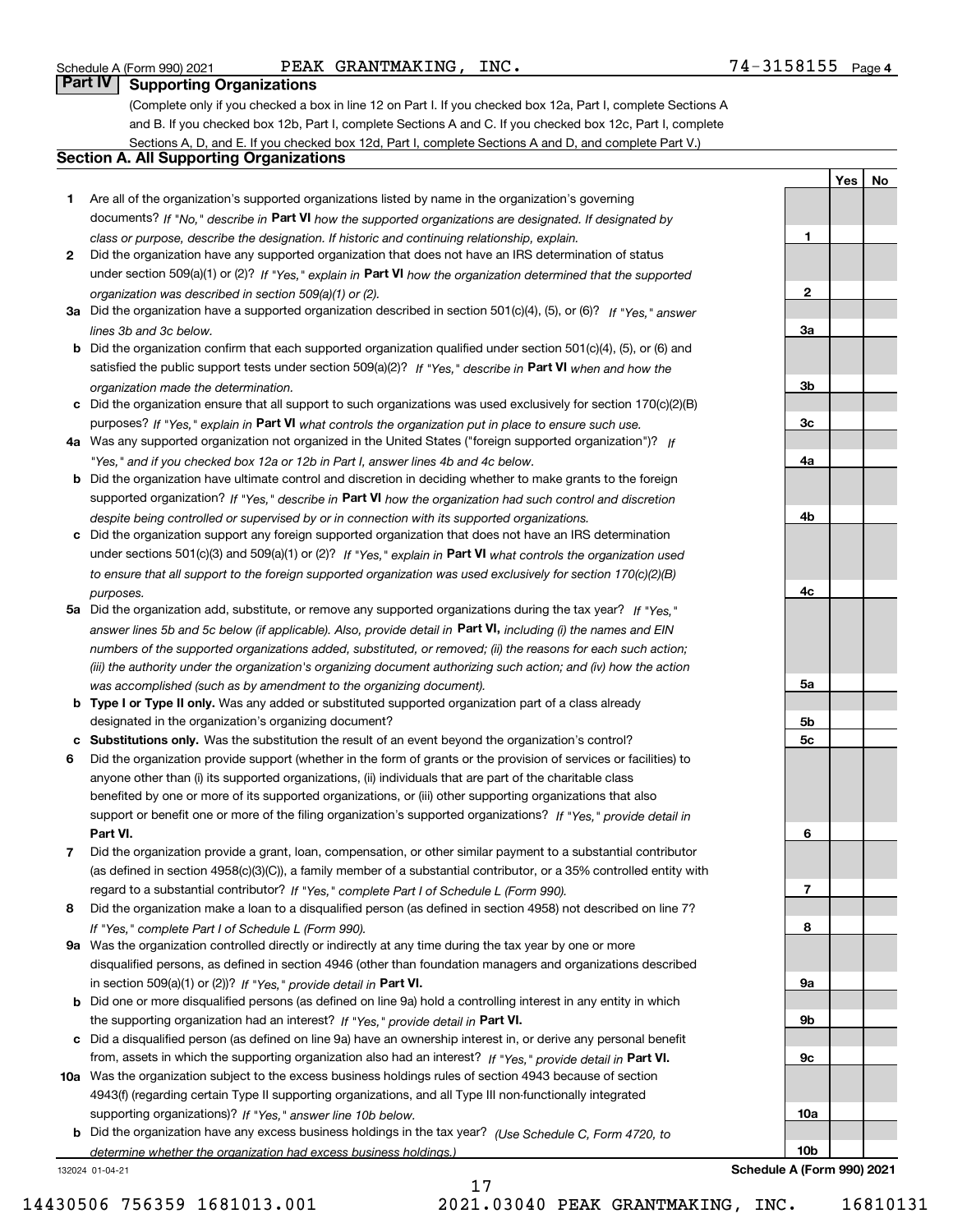Schedule A (Form 990) 2021 PEAK GRANTMAKING, INC. 74-3158155 Page 4

## Part IV Supporting Organizations

(Complete only if you checked a box in line 12 on Part I. If you checked box 12a, Part I, complete Sections A and B. If you checked box 12b, Part I, complete Sections A and C. If you checked box 12c, Part I, complete Sections A, D, and E. If you checked box 12d, Part I, complete Sections A and D, and complete Part V.)

### Section A. All Supporting Organizations

| | | | Yes | No |
|---|---|---|---|---|
| **1** | Are all of the organization's supported organizations listed by name in the organization's governing documents? *If "No," describe in* **Part VI** *how the supported organizations are designated. If designated by class or purpose, describe the designation. If historic and continuing relationship, explain.* | 1 | | |
| **2** | Did the organization have any supported organization that does not have an IRS determination of status under section 509(a)(1) or (2)? *If "Yes," explain in* **Part VI** *how the organization determined that the supported organization was described in section 509(a)(1) or (2).* | 2 | | |
| **3a** | Did the organization have a supported organization described in section 501(c)(4), (5), or (6)? *If "Yes," answer lines 3b and 3c below.* | 3a | | |
| **b** | Did the organization confirm that each supported organization qualified under section 501(c)(4), (5), or (6) and satisfied the public support tests under section 509(a)(2)? *If "Yes," describe in* **Part VI** *when and how the organization made the determination.* | 3b | | |
| **c** | Did the organization ensure that all support to such organizations was used exclusively for section 170(c)(2)(B) purposes? *If "Yes," explain in* **Part VI** *what controls the organization put in place to ensure such use.* | 3c | | |
| **4a** | Was any supported organization not organized in the United States ("foreign supported organization")? *If "Yes," and if you checked box 12a or 12b in Part I, answer lines 4b and 4c below.* | 4a | | |
| **b** | Did the organization have ultimate control and discretion in deciding whether to make grants to the foreign supported organization? *If "Yes," describe in* **Part VI** *how the organization had such control and discretion despite being controlled or supervised by or in connection with its supported organizations.* | 4b | | |
| **c** | Did the organization support any foreign supported organization that does not have an IRS determination under sections 501(c)(3) and 509(a)(1) or (2)? *If "Yes," explain in* **Part VI** *what controls the organization used to ensure that all support to the foreign supported organization was used exclusively for section 170(c)(2)(B) purposes.* | 4c | | |
| **5a** | Did the organization add, substitute, or remove any supported organizations during the tax year? *If "Yes," answer lines 5b and 5c below (if applicable). Also, provide detail in* **Part VI,** *including (i) the names and EIN numbers of the supported organizations added, substituted, or removed; (ii) the reasons for each such action; (iii) the authority under the organization's organizing document authorizing such action; and (iv) how the action was accomplished (such as by amendment to the organizing document).* | 5a | | |
| **b** | **Type I or Type II only.** Was any added or substituted supported organization part of a class already designated in the organization's organizing document? | 5b | | |
| **c** | **Substitutions only.** Was the substitution the result of an event beyond the organization's control? | 5c | | |
| **6** | Did the organization provide support (whether in the form of grants or the provision of services or facilities) to anyone other than (i) its supported organizations, (ii) individuals that are part of the charitable class benefited by one or more of its supported organizations, or (iii) other supporting organizations that also support or benefit one or more of the filing organization's supported organizations? *If "Yes," provide detail in* **Part VI.** | 6 | | |
| **7** | Did the organization provide a grant, loan, compensation, or other similar payment to a substantial contributor (as defined in section 4958(c)(3)(C)), a family member of a substantial contributor, or a 35% controlled entity with regard to a substantial contributor? *If "Yes," complete Part I of Schedule L (Form 990).* | 7 | | |
| **8** | Did the organization make a loan to a disqualified person (as defined in section 4958) not described on line 7? *If "Yes," complete Part I of Schedule L (Form 990).* | 8 | | |
| **9a** | Was the organization controlled directly or indirectly at any time during the tax year by one or more disqualified persons, as defined in section 4946 (other than foundation managers and organizations described in section 509(a)(1) or (2))? *If "Yes," provide detail in* **Part VI.** | 9a | | |
| **b** | Did one or more disqualified persons (as defined on line 9a) hold a controlling interest in any entity in which the supporting organization had an interest? *If "Yes," provide detail in* **Part VI.** | 9b | | |
| **c** | Did a disqualified person (as defined on line 9a) have an ownership interest in, or derive any personal benefit from, assets in which the supporting organization also had an interest? *If "Yes," provide detail in* **Part VI.** | 9c | | |
| **10a** | Was the organization subject to the excess business holdings rules of section 4943 because of section 4943(f) (regarding certain Type II supporting organizations, and all Type III non-functionally integrated supporting organizations)? *If "Yes," answer line 10b below.* | 10a | | |
| **b** | Did the organization have any excess business holdings in the tax year? *(Use Schedule C, Form 4720, to determine whether the organization had excess business holdings.)* | 10b | | |

132024 01-04-21 **Schedule A (Form 990) 2021**

14430506 756359 1681013.001 2021.03040 PEAK GRANTMAKING, INC. 16810131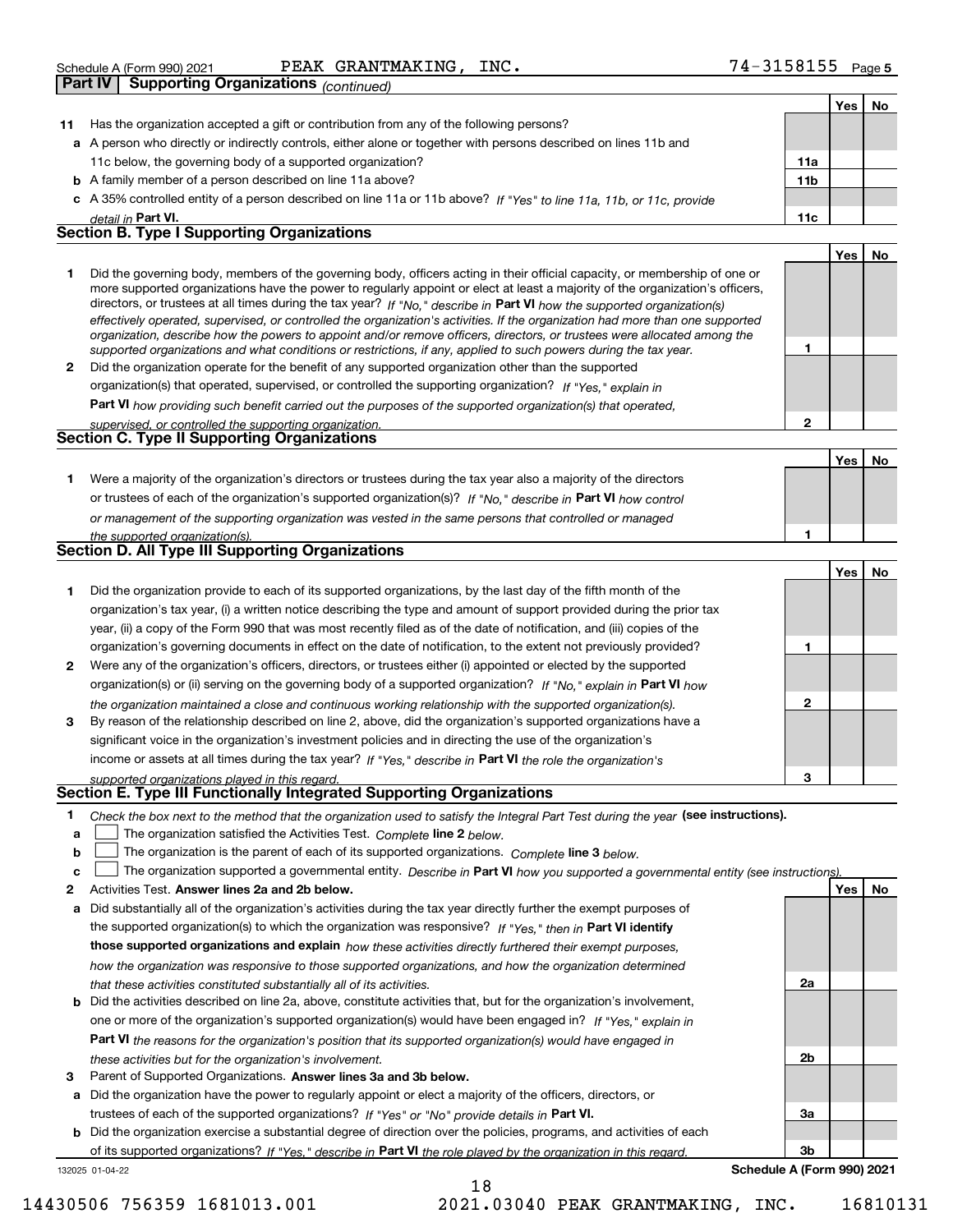Schedule A (Form 990) 2021 PEAK GRANTMAKING, INC. 74-3158155 Page 5

**Part IV | Supporting Organizations** *(continued)*

| | | | Yes | No |
|---|---|---|---|---|
| **11** | Has the organization accepted a gift or contribution from any of the following persons? | | | |
| **a** | A person who directly or indirectly controls, either alone or together with persons described on lines 11b and 11c below, the governing body of a supported organization? | **11a** | | |
| **b** | A family member of a person described on line 11a above? | **11b** | | |
| **c** | A 35% controlled entity of a person described on line 11a or 11b above? *If "Yes" to line 11a, 11b, or 11c, provide detail in* **Part VI.** | **11c** | | |

**Section B. Type I Supporting Organizations**

| | | | Yes | No |
|---|---|---|---|---|
| **1** | Did the governing body, members of the governing body, officers acting in their official capacity, or membership of one or more supported organizations have the power to regularly appoint or elect at least a majority of the organization's officers, directors, or trustees at all times during the tax year? *If "No," describe in* **Part VI** *how the supported organization(s) effectively operated, supervised, or controlled the organization's activities. If the organization had more than one supported organization, describe how the powers to appoint and/or remove officers, directors, or trustees were allocated among the supported organizations and what conditions or restrictions, if any, applied to such powers during the tax year.* | **1** | | |
| **2** | Did the organization operate for the benefit of any supported organization other than the supported organization(s) that operated, supervised, or controlled the supporting organization? *If "Yes," explain in* **Part VI** *how providing such benefit carried out the purposes of the supported organization(s) that operated, supervised, or controlled the supporting organization.* | **2** | | |

**Section C. Type II Supporting Organizations**

| | | | Yes | No |
|---|---|---|---|---|
| **1** | Were a majority of the organization's directors or trustees during the tax year also a majority of the directors or trustees of each of the organization's supported organization(s)? *If "No," describe in* **Part VI** *how control or management of the supporting organization was vested in the same persons that controlled or managed the supported organization(s).* | **1** | | |

**Section D. All Type III Supporting Organizations**

| | | | Yes | No |
|---|---|---|---|---|
| **1** | Did the organization provide to each of its supported organizations, by the last day of the fifth month of the organization's tax year, (i) a written notice describing the type and amount of support provided during the prior tax year, (ii) a copy of the Form 990 that was most recently filed as of the date of notification, and (iii) copies of the organization's governing documents in effect on the date of notification, to the extent not previously provided? | **1** | | |
| **2** | Were any of the organization's officers, directors, or trustees either (i) appointed or elected by the supported organization(s) or (ii) serving on the governing body of a supported organization? *If "No," explain in* **Part VI** *how the organization maintained a close and continuous working relationship with the supported organization(s).* | **2** | | |
| **3** | By reason of the relationship described on line 2, above, did the organization's supported organizations have a significant voice in the organization's investment policies and in directing the use of the organization's income or assets at all times during the tax year? *If "Yes," describe in* **Part VI** *the role the organization's supported organizations played in this regard.* | **3** | | |

**Section E. Type III Functionally Integrated Supporting Organizations**

**1** *Check the box next to the method that the organization used to satisfy the Integral Part Test during the year* **(see instructions).**

- **a** ☐ The organization satisfied the Activities Test. *Complete* **line 2** *below.*
- **b** ☐ The organization is the parent of each of its supported organizations. *Complete* **line 3** *below.*
- **c** ☐ The organization supported a governmental entity. *Describe in* **Part VI** *how you supported a governmental entity (see instructions).*

| | | | Yes | No |
|---|---|---|---|---|
| **2** | Activities Test. **Answer lines 2a and 2b below.** | | | |
| **a** | Did substantially all of the organization's activities during the tax year directly further the exempt purposes of the supported organization(s) to which the organization was responsive? *If "Yes," then in* **Part VI identify those supported organizations and explain** *how these activities directly furthered their exempt purposes, how the organization was responsive to those supported organizations, and how the organization determined that these activities constituted substantially all of its activities.* | **2a** | | |
| **b** | Did the activities described on line 2a, above, constitute activities that, but for the organization's involvement, one or more of the organization's supported organization(s) would have been engaged in? *If "Yes," explain in* **Part VI** *the reasons for the organization's position that its supported organization(s) would have engaged in these activities but for the organization's involvement.* | **2b** | | |
| **3** | Parent of Supported Organizations. **Answer lines 3a and 3b below.** | | | |
| **a** | Did the organization have the power to regularly appoint or elect a majority of the officers, directors, or trustees of each of the supported organizations? *If "Yes" or "No" provide details in* **Part VI.** | **3a** | | |
| **b** | Did the organization exercise a substantial degree of direction over the policies, programs, and activities of each of its supported organizations? *If "Yes," describe in* **Part VI** *the role played by the organization in this regard.* | **3b** | | |

132025 01-04-22 **Schedule A (Form 990) 2021**

14430506 756359 1681013.001 2021.03040 PEAK GRANTMAKING, INC. 16810131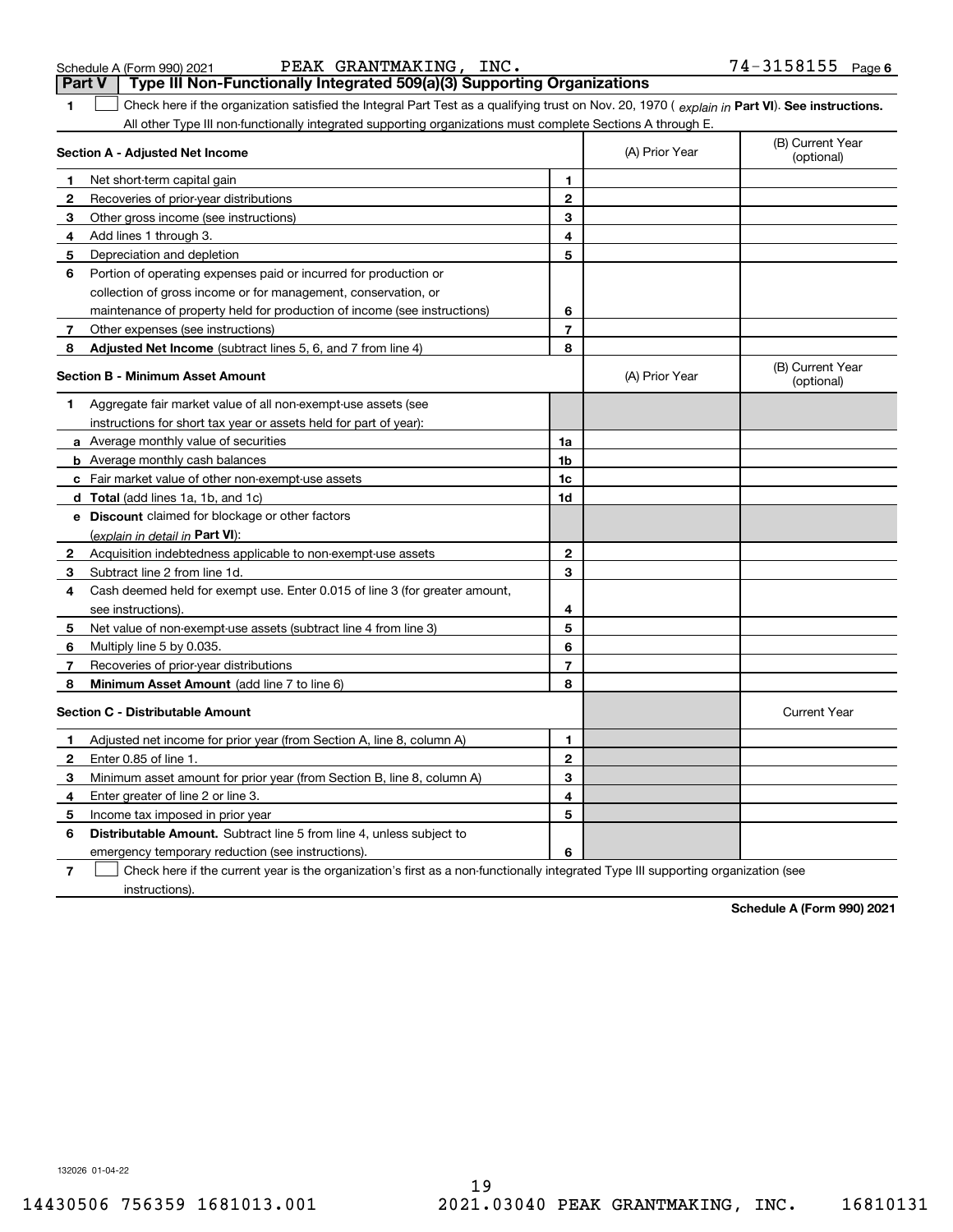Schedule A (Form 990) 2021 PEAK GRANTMAKING, INC. 74-3158155 Page 6

## Part V Type III Non-Functionally Integrated 509(a)(3) Supporting Organizations

1 ☐ Check here if the organization satisfied the Integral Part Test as a qualifying trust on Nov. 20, 1970 ( *explain in* **Part VI**). **See instructions.** All other Type III non-functionally integrated supporting organizations must complete Sections A through E.

| **Section A - Adjusted Net Income** | | | (A) Prior Year | (B) Current Year (optional) |
|---|---|---|---|---|
| 1 | Net short-term capital gain | 1 | | |
| 2 | Recoveries of prior-year distributions | 2 | | |
| 3 | Other gross income (see instructions) | 3 | | |
| 4 | Add lines 1 through 3. | 4 | | |
| 5 | Depreciation and depletion | 5 | | |
| 6 | Portion of operating expenses paid or incurred for production or collection of gross income or for management, conservation, or maintenance of property held for production of income (see instructions) | 6 | | |
| 7 | Other expenses (see instructions) | 7 | | |
| 8 | **Adjusted Net Income** (subtract lines 5, 6, and 7 from line 4) | 8 | | |

| **Section B - Minimum Asset Amount** | | | (A) Prior Year | (B) Current Year (optional) |
|---|---|---|---|---|
| 1 | Aggregate fair market value of all non-exempt-use assets (see instructions for short tax year or assets held for part of year): | | | |
| a | Average monthly value of securities | 1a | | |
| b | Average monthly cash balances | 1b | | |
| c | Fair market value of other non-exempt-use assets | 1c | | |
| d | **Total** (add lines 1a, 1b, and 1c) | 1d | | |
| e | **Discount** claimed for blockage or other factors (*explain in detail in* **Part VI**): | | | |
| 2 | Acquisition indebtedness applicable to non-exempt-use assets | 2 | | |
| 3 | Subtract line 2 from line 1d. | 3 | | |
| 4 | Cash deemed held for exempt use. Enter 0.015 of line 3 (for greater amount, see instructions). | 4 | | |
| 5 | Net value of non-exempt-use assets (subtract line 4 from line 3) | 5 | | |
| 6 | Multiply line 5 by 0.035. | 6 | | |
| 7 | Recoveries of prior-year distributions | 7 | | |
| 8 | **Minimum Asset Amount** (add line 7 to line 6) | 8 | | |

| **Section C - Distributable Amount** | | | | Current Year |
|---|---|---|---|---|
| 1 | Adjusted net income for prior year (from Section A, line 8, column A) | 1 | | |
| 2 | Enter 0.85 of line 1. | 2 | | |
| 3 | Minimum asset amount for prior year (from Section B, line 8, column A) | 3 | | |
| 4 | Enter greater of line 2 or line 3. | 4 | | |
| 5 | Income tax imposed in prior year | 5 | | |
| 6 | **Distributable Amount.** Subtract line 5 from line 4, unless subject to emergency temporary reduction (see instructions). | 6 | | |

7 ☐ Check here if the current year is the organization's first as a non-functionally integrated Type III supporting organization (see instructions).

**Schedule A (Form 990) 2021**

132026 01-04-22

14430506 756359 1681013.001 2021.03040 PEAK GRANTMAKING, INC. 16810131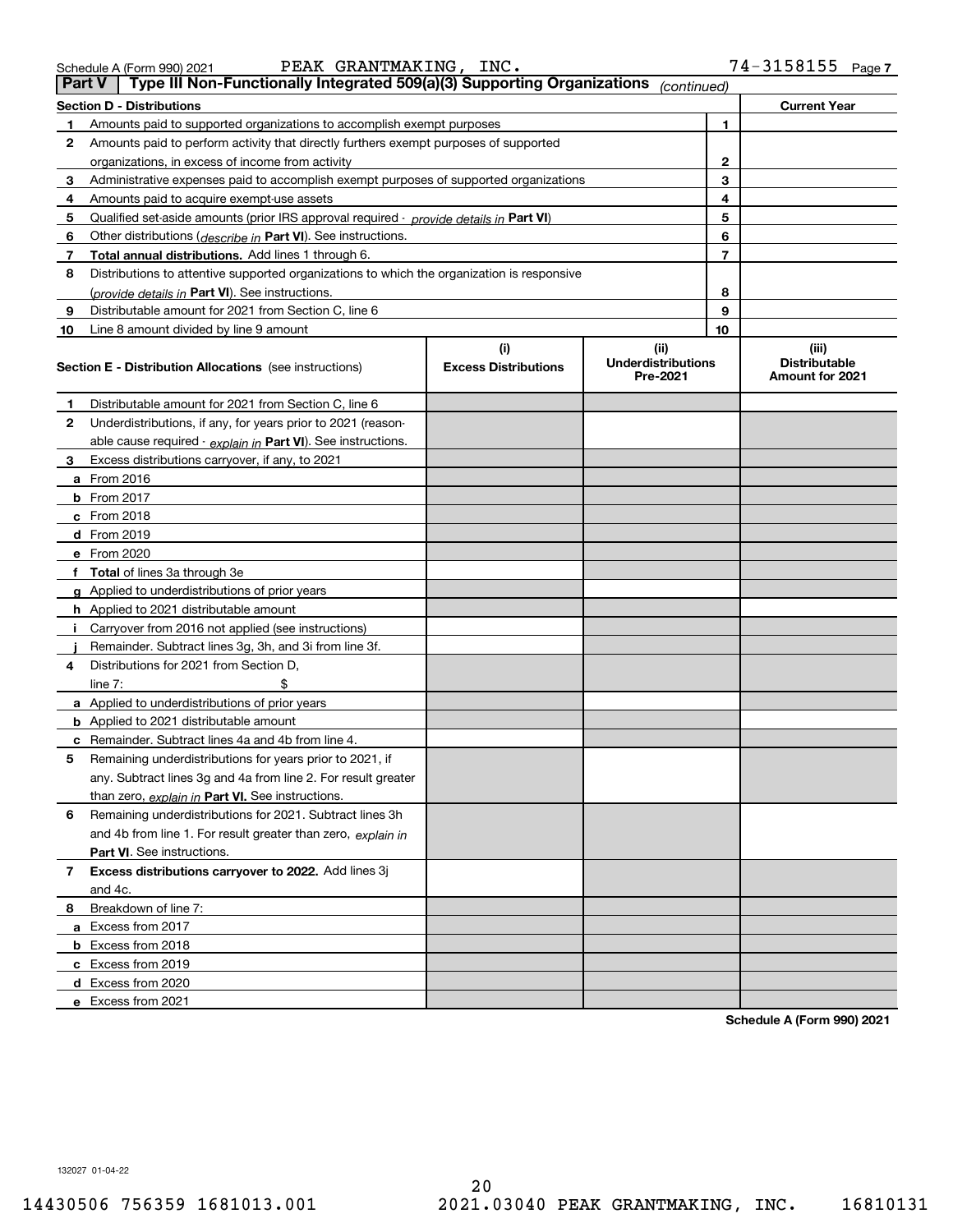Schedule A (Form 990) 2021 PEAK GRANTMAKING, INC. 74-3158155 Page 7

## Part V Type III Non-Functionally Integrated 509(a)(3) Supporting Organizations *(continued)*

| Section D - Distributions | | | Current Year |
|---|---|---|---|
| 1 | Amounts paid to supported organizations to accomplish exempt purposes | 1 | |
| 2 | Amounts paid to perform activity that directly furthers exempt purposes of supported organizations, in excess of income from activity | 2 | |
| 3 | Administrative expenses paid to accomplish exempt purposes of supported organizations | 3 | |
| 4 | Amounts paid to acquire exempt-use assets | 4 | |
| 5 | Qualified set-aside amounts (prior IRS approval required - *provide details in* **Part VI**) | 5 | |
| 6 | Other distributions (*describe in* **Part VI**). See instructions. | 6 | |
| 7 | **Total annual distributions.** Add lines 1 through 6. | 7 | |
| 8 | Distributions to attentive supported organizations to which the organization is responsive (*provide details in* **Part VI**). See instructions. | 8 | |
| 9 | Distributable amount for 2021 from Section C, line 6 | 9 | |
| 10 | Line 8 amount divided by line 9 amount | 10 | |

| Section E - Distribution Allocations (see instructions) | (i) Excess Distributions | (ii) Underdistributions Pre-2021 | (iii) Distributable Amount for 2021 |
|---|---|---|---|
| 1 Distributable amount for 2021 from Section C, line 6 | | | |
| 2 Underdistributions, if any, for years prior to 2021 (reasonable cause required - *explain in* **Part VI**). See instructions. | | | |
| 3 Excess distributions carryover, if any, to 2021 | | | |
| a From 2016 | | | |
| b From 2017 | | | |
| c From 2018 | | | |
| d From 2019 | | | |
| e From 2020 | | | |
| f **Total** of lines 3a through 3e | | | |
| g Applied to underdistributions of prior years | | | |
| h Applied to 2021 distributable amount | | | |
| i Carryover from 2016 not applied (see instructions) | | | |
| j Remainder. Subtract lines 3g, 3h, and 3i from line 3f. | | | |
| 4 Distributions for 2021 from Section D, line 7: $ | | | |
| a Applied to underdistributions of prior years | | | |
| b Applied to 2021 distributable amount | | | |
| c Remainder. Subtract lines 4a and 4b from line 4. | | | |
| 5 Remaining underdistributions for years prior to 2021, if any. Subtract lines 3g and 4a from line 2. For result greater than zero, *explain in* **Part VI.** See instructions. | | | |
| 6 Remaining underdistributions for 2021. Subtract lines 3h and 4b from line 1. For result greater than zero, *explain in* **Part VI**. See instructions. | | | |
| 7 **Excess distributions carryover to 2022.** Add lines 3j and 4c. | | | |
| 8 Breakdown of line 7: | | | |
| a Excess from 2017 | | | |
| b Excess from 2018 | | | |
| c Excess from 2019 | | | |
| d Excess from 2020 | | | |
| e Excess from 2021 | | | |

**Schedule A (Form 990) 2021**

132027 01-04-22

14430506 756359 1681013.001 2021.03040 PEAK GRANTMAKING, INC. 16810131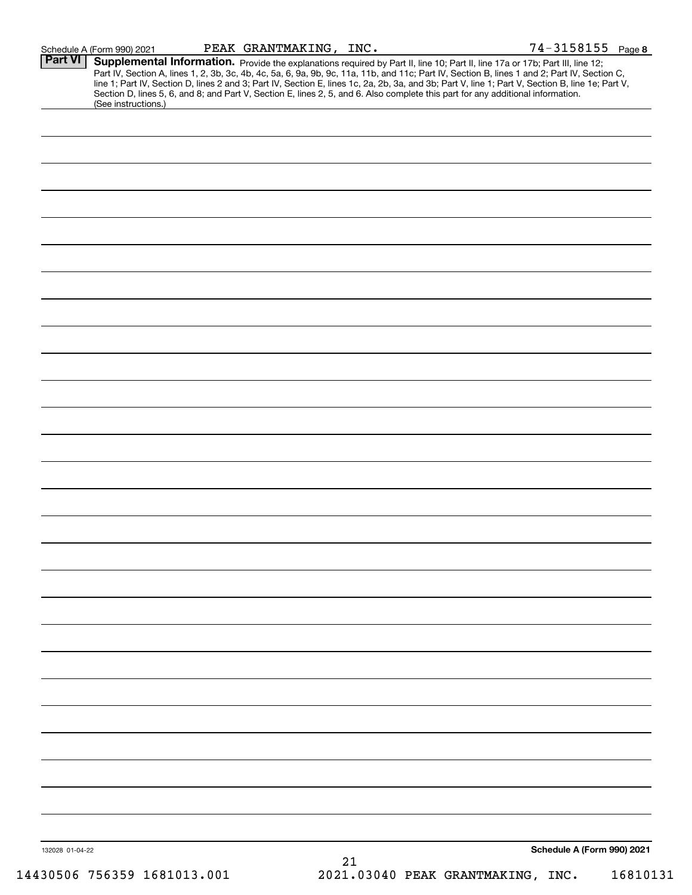Schedule A (Form 990) 2021 PEAK GRANTMAKING, INC. 74-3158155 Page 8

**Part VI** **Supplemental Information.** Provide the explanations required by Part II, line 10; Part II, line 17a or 17b; Part III, line 12; Part IV, Section A, lines 1, 2, 3b, 3c, 4b, 4c, 5a, 6, 9a, 9b, 9c, 11a, 11b, and 11c; Part IV, Section B, lines 1 and 2; Part IV, Section C, line 1; Part IV, Section D, lines 2 and 3; Part IV, Section E, lines 1c, 2a, 2b, 3a, and 3b; Part V, line 1; Part V, Section B, line 1e; Part V, Section D, lines 5, 6, and 8; and Part V, Section E, lines 2, 5, and 6. Also complete this part for any additional information. (See instructions.)

132028 01-04-22 **Schedule A (Form 990) 2021**

14430506 756359 1681013.001 2021.03040 PEAK GRANTMAKING, INC. 16810131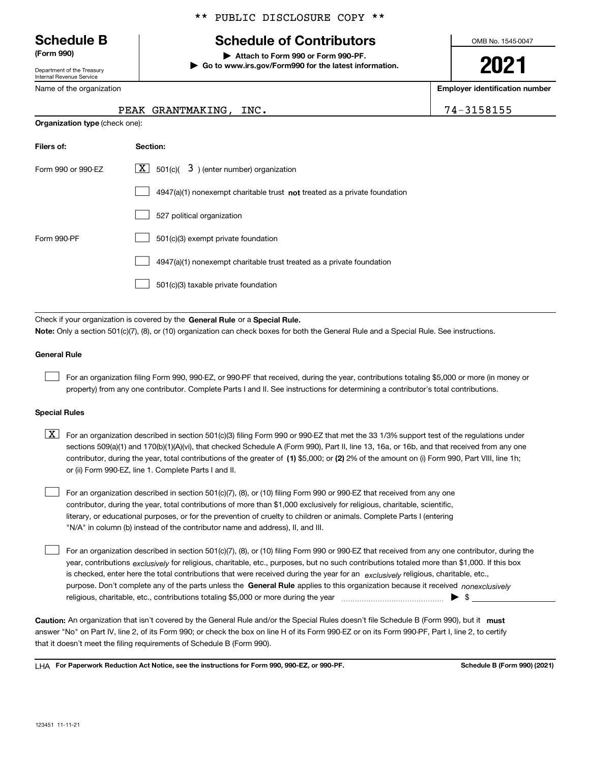** PUBLIC DISCLOSURE COPY **

**Schedule B**
**(Form 990)**

Department of the Treasury
Internal Revenue Service

# Schedule of Contributors

▶ Attach to Form 990 or Form 990-PF.
▶ Go to www.irs.gov/Form990 for the latest information.

OMB No. 1545-0047

**2021**

| Name of the organization | Employer identification number |
| --- | --- |
| PEAK GRANTMAKING, INC. | 74-3158155 |

**Organization type** (check one):

| Filers of: | Section: |
| --- | --- |
| Form 990 or 990-EZ | [X] 501(c)( 3 ) (enter number) organization |
| | [ ] 4947(a)(1) nonexempt charitable trust **not** treated as a private foundation |
| | [ ] 527 political organization |
| Form 990-PF | [ ] 501(c)(3) exempt private foundation |
| | [ ] 4947(a)(1) nonexempt charitable trust treated as a private foundation |
| | [ ] 501(c)(3) taxable private foundation |

Check if your organization is covered by the **General Rule** or a **Special Rule.**

**Note:** Only a section 501(c)(7), (8), or (10) organization can check boxes for both the General Rule and a Special Rule. See instructions.

**General Rule**

[ ] For an organization filing Form 990, 990-EZ, or 990-PF that received, during the year, contributions totaling $5,000 or more (in money or property) from any one contributor. Complete Parts I and II. See instructions for determining a contributor's total contributions.

**Special Rules**

[X] For an organization described in section 501(c)(3) filing Form 990 or 990-EZ that met the 33 1/3% support test of the regulations under sections 509(a)(1) and 170(b)(1)(A)(vi), that checked Schedule A (Form 990), Part II, line 13, 16a, or 16b, and that received from any one contributor, during the year, total contributions of the greater of **(1)** $5,000; or **(2)** 2% of the amount on (i) Form 990, Part VIII, line 1h; or (ii) Form 990-EZ, line 1. Complete Parts I and II.

[ ] For an organization described in section 501(c)(7), (8), or (10) filing Form 990 or 990-EZ that received from any one contributor, during the year, total contributions of more than $1,000 exclusively for religious, charitable, scientific, literary, or educational purposes, or for the prevention of cruelty to children or animals. Complete Parts I (entering "N/A" in column (b) instead of the contributor name and address), II, and III.

[ ] For an organization described in section 501(c)(7), (8), or (10) filing Form 990 or 990-EZ that received from any one contributor, during the year, contributions *exclusively* for religious, charitable, etc., purposes, but no such contributions totaled more than $1,000. If this box is checked, enter here the total contributions that were received during the year for an *exclusively* religious, charitable, etc., purpose. Don't complete any of the parts unless the **General Rule** applies to this organization because it received *nonexclusively* religious, charitable, etc., contributions totaling $5,000 or more during the year ▶ $

**Caution:** An organization that isn't covered by the General Rule and/or the Special Rules doesn't file Schedule B (Form 990), but it **must** answer "No" on Part IV, line 2, of its Form 990; or check the box on line H of its Form 990-EZ or on its Form 990-PF, Part I, line 2, to certify that it doesn't meet the filing requirements of Schedule B (Form 990).

LHA **For Paperwork Reduction Act Notice, see the instructions for Form 990, 990-EZ, or 990-PF.** **Schedule B (Form 990) (2021)**

123451 11-11-21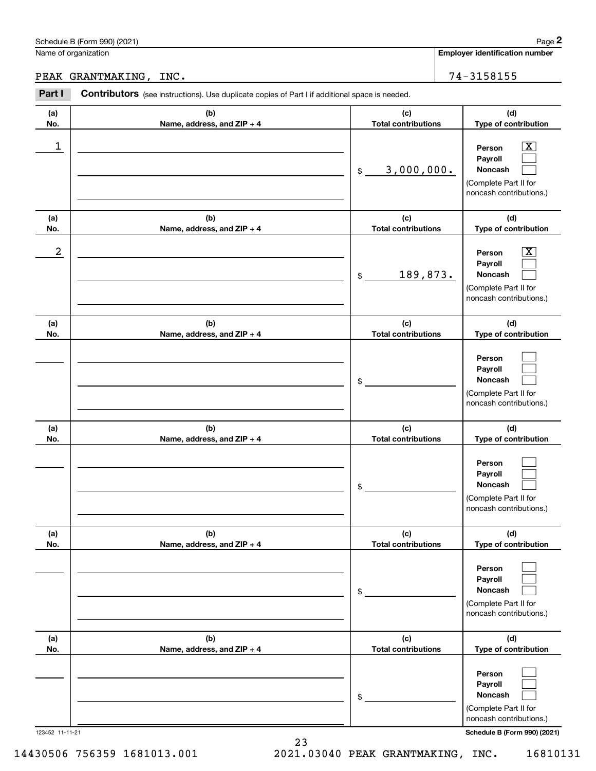Schedule B (Form 990) (2021) Page **2**

Name of organization: PEAK GRANTMAKING, INC.

**Employer identification number:** 74-3158155

**Part I** **Contributors** (see instructions). Use duplicate copies of Part I if additional space is needed.

| (a) No. | (b) Name, address, and ZIP + 4 | (c) Total contributions | (d) Type of contribution |
|---|---|---|---|
| 1 | | $ 3,000,000. | Person [X] Payroll [ ] Noncash [ ] (Complete Part II for noncash contributions.) |
| 2 | | $ 189,873. | Person [X] Payroll [ ] Noncash [ ] (Complete Part II for noncash contributions.) |
| | | $ | Person [ ] Payroll [ ] Noncash [ ] (Complete Part II for noncash contributions.) |
| | | $ | Person [ ] Payroll [ ] Noncash [ ] (Complete Part II for noncash contributions.) |
| | | $ | Person [ ] Payroll [ ] Noncash [ ] (Complete Part II for noncash contributions.) |
| | | $ | Person [ ] Payroll [ ] Noncash [ ] (Complete Part II for noncash contributions.) |

123452 11-11-21 **Schedule B (Form 990) (2021)**

14430506 756359 1681013.001 2021.03040 PEAK GRANTMAKING, INC. 16810131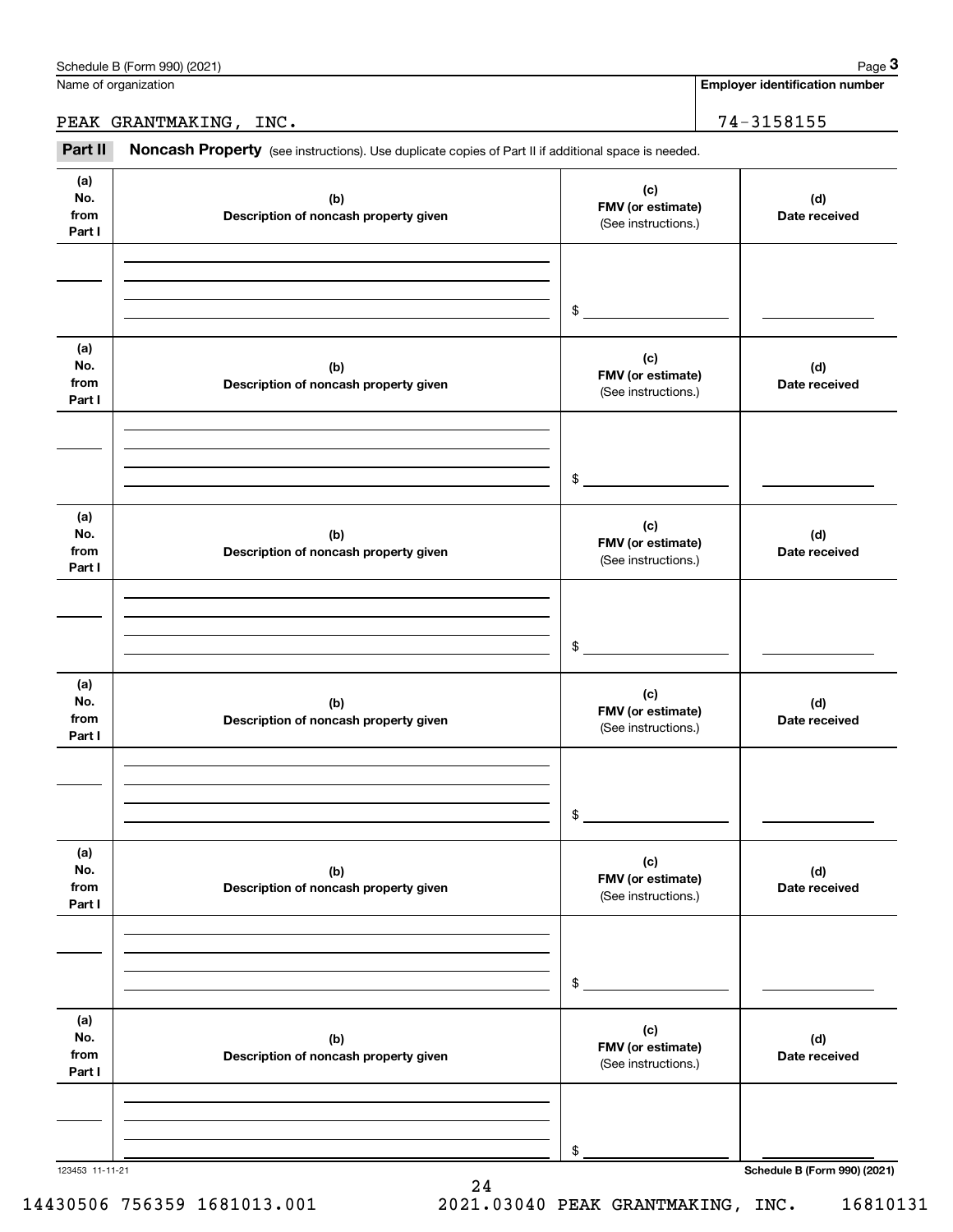Schedule B (Form 990) (2021) Page **3**

Name of organization: PEAK GRANTMAKING, INC.

**Employer identification number:** 74-3158155

**Part II** **Noncash Property** (see instructions). Use duplicate copies of Part II if additional space is needed.

| (a) No. from Part I | (b) Description of noncash property given | (c) FMV (or estimate) (See instructions.) | (d) Date received |
|---|---|---|---|
| | | $ | |

| (a) No. from Part I | (b) Description of noncash property given | (c) FMV (or estimate) (See instructions.) | (d) Date received |
|---|---|---|---|
| | | $ | |

| (a) No. from Part I | (b) Description of noncash property given | (c) FMV (or estimate) (See instructions.) | (d) Date received |
|---|---|---|---|
| | | $ | |

| (a) No. from Part I | (b) Description of noncash property given | (c) FMV (or estimate) (See instructions.) | (d) Date received |
|---|---|---|---|
| | | $ | |

| (a) No. from Part I | (b) Description of noncash property given | (c) FMV (or estimate) (See instructions.) | (d) Date received |
|---|---|---|---|
| | | $ | |

| (a) No. from Part I | (b) Description of noncash property given | (c) FMV (or estimate) (See instructions.) | (d) Date received |
|---|---|---|---|
| | | $ | |

123453 11-11-21 **Schedule B (Form 990) (2021)**

14430506 756359 1681013.001 2021.03040 PEAK GRANTMAKING, INC. 16810131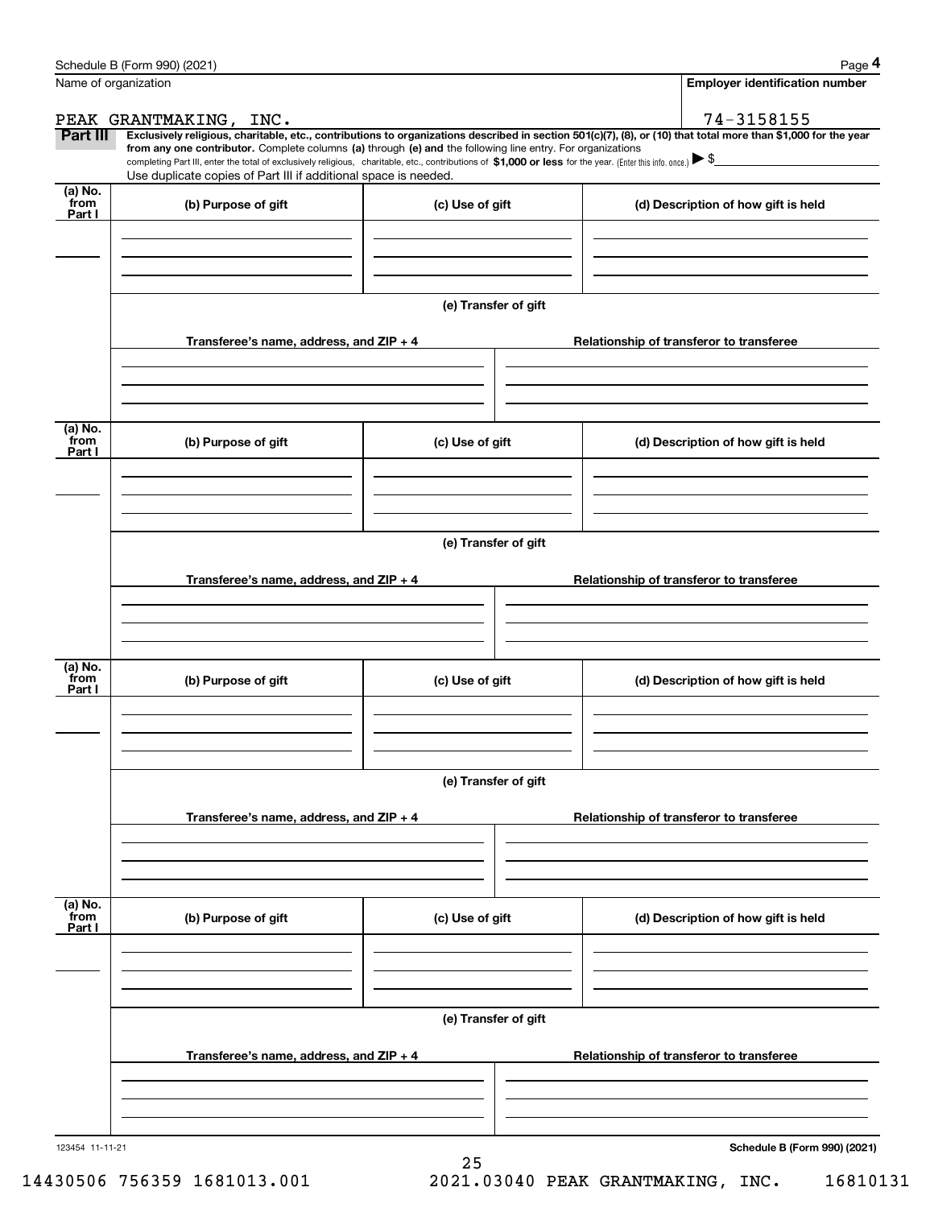Schedule B (Form 990) (2021) Page **4**

Name of organization: PEAK GRANTMAKING, INC.

**Employer identification number**: 74-3158155

**Part III** **Exclusively religious, charitable, etc., contributions to organizations described in section 501(c)(7), (8), or (10) that total more than $1,000 for the year from any one contributor.** Complete columns **(a)** through **(e) and** the following line entry. For organizations completing Part III, enter the total of exclusively religious, charitable, etc., contributions of **$1,000 or less** for the year. (Enter this info. once.) ▶ $

Use duplicate copies of Part III if additional space is needed.

| (a) No. from Part I | (b) Purpose of gift | (c) Use of gift | (d) Description of how gift is held |
|---|---|---|---|
| | | | |

**(e) Transfer of gift**

| Transferee's name, address, and ZIP + 4 | Relationship of transferor to transferee |
|---|---|
| | |

| (a) No. from Part I | (b) Purpose of gift | (c) Use of gift | (d) Description of how gift is held |
|---|---|---|---|
| | | | |

**(e) Transfer of gift**

| Transferee's name, address, and ZIP + 4 | Relationship of transferor to transferee |
|---|---|
| | |

| (a) No. from Part I | (b) Purpose of gift | (c) Use of gift | (d) Description of how gift is held |
|---|---|---|---|
| | | | |

**(e) Transfer of gift**

| Transferee's name, address, and ZIP + 4 | Relationship of transferor to transferee |
|---|---|
| | |

| (a) No. from Part I | (b) Purpose of gift | (c) Use of gift | (d) Description of how gift is held |
|---|---|---|---|
| | | | |

**(e) Transfer of gift**

| Transferee's name, address, and ZIP + 4 | Relationship of transferor to transferee |
|---|---|
| | |

123454 11-11-21 **Schedule B (Form 990) (2021)**

14430506 756359 1681013.001 2021.03040 PEAK GRANTMAKING, INC. 16810131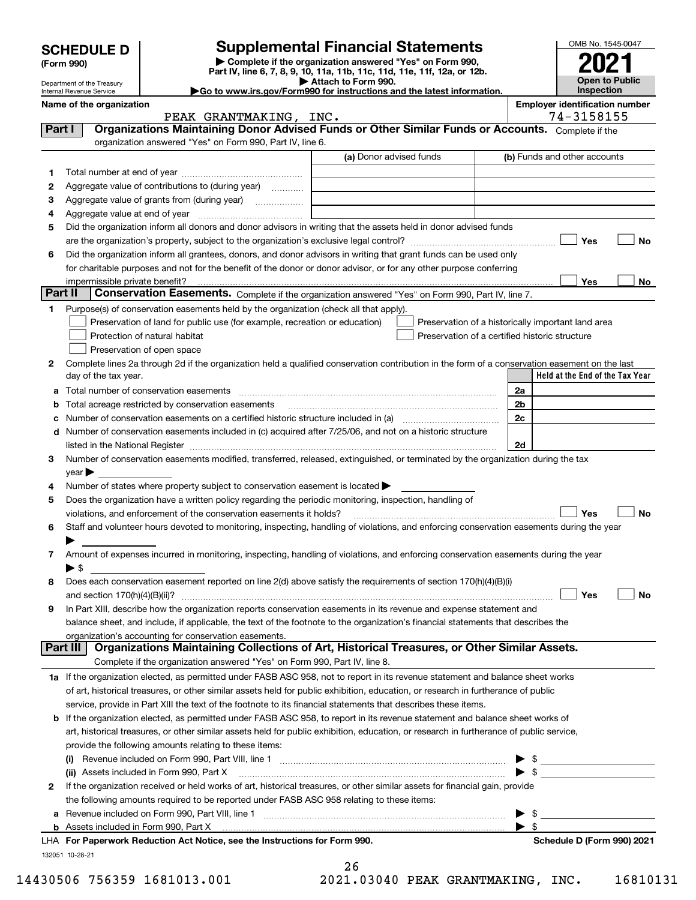# SCHEDULE D (Form 990)

Department of the Treasury
Internal Revenue Service

## Supplemental Financial Statements

▶ Complete if the organization answered "Yes" on Form 990, Part IV, line 6, 7, 8, 9, 10, 11a, 11b, 11c, 11d, 11e, 11f, 12a, or 12b.
▶ Attach to Form 990.
▶Go to www.irs.gov/Form990 for instructions and the latest information.

OMB No. 1545-0047

**2021**

**Open to Public Inspection**

**Name of the organization**
PEAK GRANTMAKING, INC.

**Employer identification number**
74-3158155

## Part I Organizations Maintaining Donor Advised Funds or Other Similar Funds or Accounts.
Complete if the organization answered "Yes" on Form 990, Part IV, line 6.

| | | (a) Donor advised funds | (b) Funds and other accounts |
|---|---|---|---|
| 1 | Total number at end of year | | |
| 2 | Aggregate value of contributions to (during year) | | |
| 3 | Aggregate value of grants from (during year) | | |
| 4 | Aggregate value at end of year | | |

5 Did the organization inform all donors and donor advisors in writing that the assets held in donor advised funds are the organization's property, subject to the organization's exclusive legal control? ☐ Yes ☐ No

6 Did the organization inform all grantees, donors, and donor advisors in writing that grant funds can be used only for charitable purposes and not for the benefit of the donor or donor advisor, or for any other purpose conferring impermissible private benefit? ☐ Yes ☐ No

## Part II Conservation Easements.
Complete if the organization answered "Yes" on Form 990, Part IV, line 7.

1 Purpose(s) of conservation easements held by the organization (check all that apply).
- ☐ Preservation of land for public use (for example, recreation or education)
- ☐ Preservation of a historically important land area
- ☐ Protection of natural habitat
- ☐ Preservation of a certified historic structure
- ☐ Preservation of open space

2 Complete lines 2a through 2d if the organization held a qualified conservation contribution in the form of a conservation easement on the last day of the tax year.

| | | | Held at the End of the Tax Year |
|---|---|---|---|
| a | Total number of conservation easements | 2a | |
| b | Total acreage restricted by conservation easements | 2b | |
| c | Number of conservation easements on a certified historic structure included in (a) | 2c | |
| d | Number of conservation easements included in (c) acquired after 7/25/06, and not on a historic structure listed in the National Register | 2d | |

3 Number of conservation easements modified, transferred, released, extinguished, or terminated by the organization during the tax year ▶

4 Number of states where property subject to conservation easement is located ▶

5 Does the organization have a written policy regarding the periodic monitoring, inspection, handling of violations, and enforcement of the conservation easements it holds? ☐ Yes ☐ No

6 Staff and volunteer hours devoted to monitoring, inspecting, handling of violations, and enforcing conservation easements during the year ▶

7 Amount of expenses incurred in monitoring, inspecting, handling of violations, and enforcing conservation easements during the year ▶ $

8 Does each conservation easement reported on line 2(d) above satisfy the requirements of section 170(h)(4)(B)(i) and section 170(h)(4)(B)(ii)? ☐ Yes ☐ No

9 In Part XIII, describe how the organization reports conservation easements in its revenue and expense statement and balance sheet, and include, if applicable, the text of the footnote to the organization's financial statements that describes the organization's accounting for conservation easements.

## Part III Organizations Maintaining Collections of Art, Historical Treasures, or Other Similar Assets.
Complete if the organization answered "Yes" on Form 990, Part IV, line 8.

1a If the organization elected, as permitted under FASB ASC 958, not to report in its revenue statement and balance sheet works of art, historical treasures, or other similar assets held for public exhibition, education, or research in furtherance of public service, provide in Part XIII the text of the footnote to its financial statements that describes these items.

b If the organization elected, as permitted under FASB ASC 958, to report in its revenue statement and balance sheet works of art, historical treasures, or other similar assets held for public exhibition, education, or research in furtherance of public service, provide the following amounts relating to these items:

(i) Revenue included on Form 990, Part VIII, line 1 ▶ $

(ii) Assets included in Form 990, Part X ▶ $

2 If the organization received or held works of art, historical treasures, or other similar assets for financial gain, provide the following amounts required to be reported under FASB ASC 958 relating to these items:

a Revenue included on Form 990, Part VIII, line 1 ▶ $

b Assets included in Form 990, Part X ▶ $

LHA **For Paperwork Reduction Act Notice, see the Instructions for Form 990.** **Schedule D (Form 990) 2021**

132051 10-28-21

14430506 756359 1681013.001 2021.03040 PEAK GRANTMAKING, INC. 16810131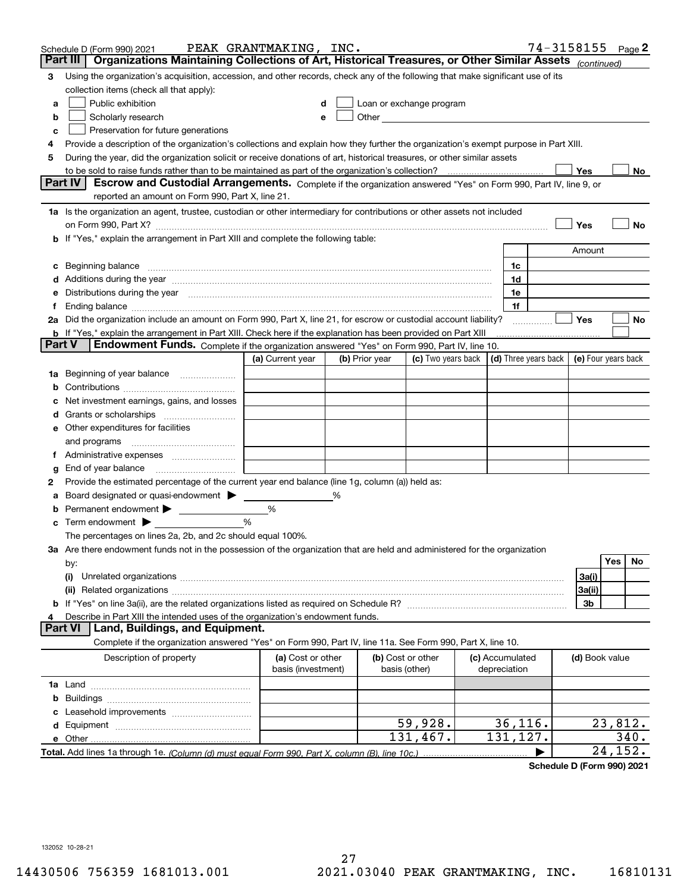Schedule D (Form 990) 2021 PEAK GRANTMAKING, INC. 74-3158155 Page 2

## Part III Organizations Maintaining Collections of Art, Historical Treasures, or Other Similar Assets (continued)

3 Using the organization's acquisition, accession, and other records, check any of the following that make significant use of its collection items (check all that apply):

- a ☐ Public exhibition
- b ☐ Scholarly research
- c ☐ Preservation for future generations
- d ☐ Loan or exchange program
- e ☐ Other

4 Provide a description of the organization's collections and explain how they further the organization's exempt purpose in Part XIII.

5 During the year, did the organization solicit or receive donations of art, historical treasures, or other similar assets to be sold to raise funds rather than to be maintained as part of the organization's collection? ☐ Yes ☐ No

## Part IV Escrow and Custodial Arrangements.

Complete if the organization answered "Yes" on Form 990, Part IV, line 9, or reported an amount on Form 990, Part X, line 21.

1a Is the organization an agent, trustee, custodian or other intermediary for contributions or other assets not included on Form 990, Part X? ☐ Yes ☐ No

b If "Yes," explain the arrangement in Part XIII and complete the following table:

| | | Amount |
|---|---|---|
| c Beginning balance | 1c | |
| d Additions during the year | 1d | |
| e Distributions during the year | 1e | |
| f Ending balance | 1f | |

2a Did the organization include an amount on Form 990, Part X, line 21, for escrow or custodial account liability? ☐ Yes ☐ No

b If "Yes," explain the arrangement in Part XIII. Check here if the explanation has been provided on Part XIII ☐

## Part V Endowment Funds.

Complete if the organization answered "Yes" on Form 990, Part IV, line 10.

| | (a) Current year | (b) Prior year | (c) Two years back | (d) Three years back | (e) Four years back |
|---|---|---|---|---|---|
| 1a Beginning of year balance | | | | | |
| b Contributions | | | | | |
| c Net investment earnings, gains, and losses | | | | | |
| d Grants or scholarships | | | | | |
| e Other expenditures for facilities and programs | | | | | |
| f Administrative expenses | | | | | |
| g End of year balance | | | | | |

2 Provide the estimated percentage of the current year end balance (line 1g, column (a)) held as:

a Board designated or quasi-endowment ▶ %

b Permanent endowment ▶ %

c Term endowment ▶ %

The percentages on lines 2a, 2b, and 2c should equal 100%.

3a Are there endowment funds not in the possession of the organization that are held and administered for the organization by:

| | | Yes | No |
|---|---|---|---|
| (i) Unrelated organizations | 3a(i) | | |
| (ii) Related organizations | 3a(ii) | | |
| b If "Yes" on line 3a(ii), are the related organizations listed as required on Schedule R? | 3b | | |

4 Describe in Part XIII the intended uses of the organization's endowment funds.

## Part VI Land, Buildings, and Equipment.

Complete if the organization answered "Yes" on Form 990, Part IV, line 11a. See Form 990, Part X, line 10.

| Description of property | (a) Cost or other basis (investment) | (b) Cost or other basis (other) | (c) Accumulated depreciation | (d) Book value |
|---|---|---|---|---|
| 1a Land | | | | |
| b Buildings | | | | |
| c Leasehold improvements | | | | |
| d Equipment | | 59,928. | 36,116. | 23,812. |
| e Other | | 131,467. | 131,127. | 340. |
| Total. Add lines 1a through 1e. (Column (d) must equal Form 990, Part X, column (B), line 10c.) ▶ | | | | 24,152. |

Schedule D (Form 990) 2021

132052 10-28-21

14430506 756359 1681013.001 2021.03040 PEAK GRANTMAKING, INC. 16810131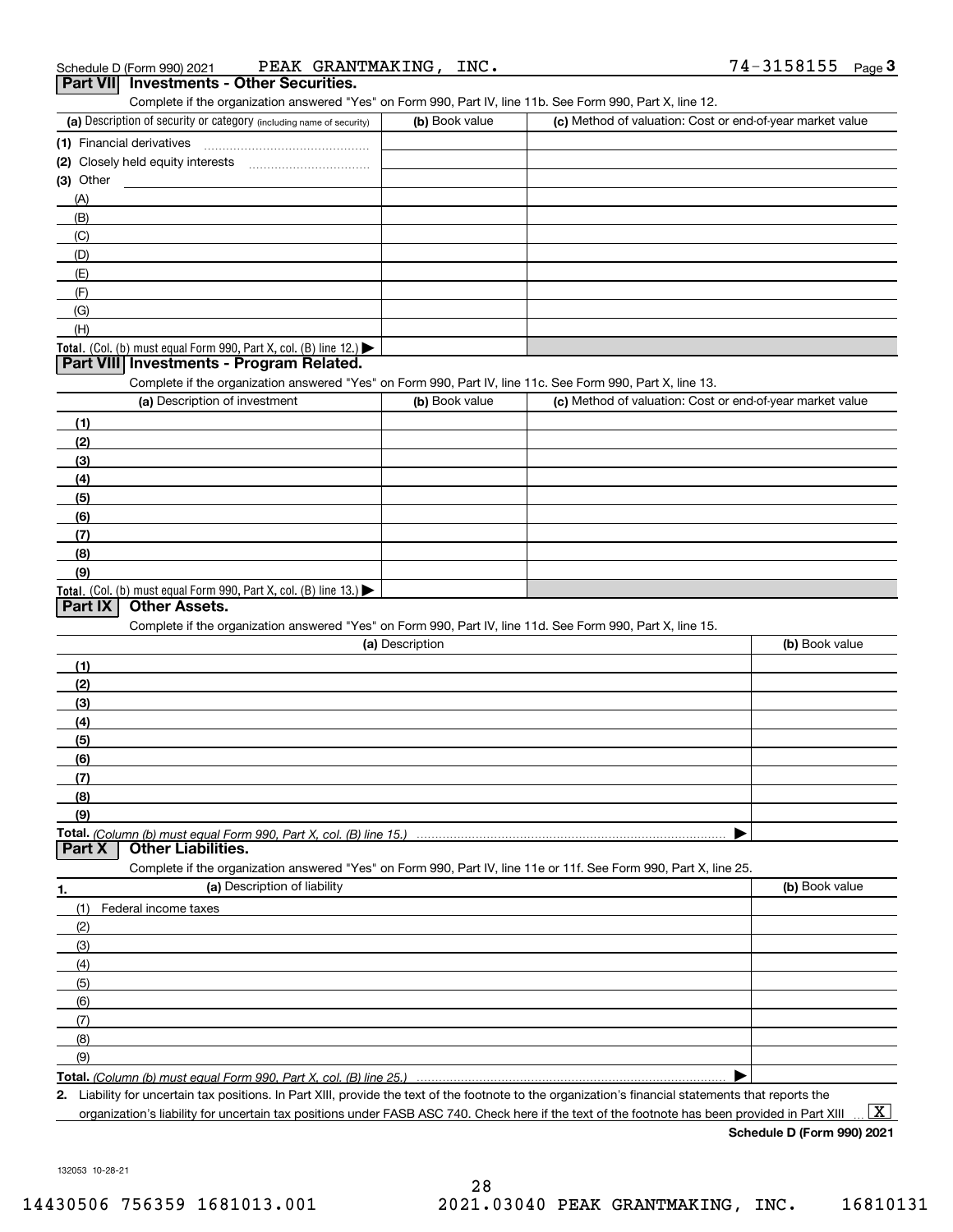Schedule D (Form 990) 2021 PEAK GRANTMAKING, INC. 74-3158155 Page 3

## Part VII Investments - Other Securities.

Complete if the organization answered "Yes" on Form 990, Part IV, line 11b. See Form 990, Part X, line 12.

| (a) Description of security or category (including name of security) | (b) Book value | (c) Method of valuation: Cost or end-of-year market value |
|---|---|---|
| (1) Financial derivatives | | |
| (2) Closely held equity interests | | |
| (3) Other | | |
| (A) | | |
| (B) | | |
| (C) | | |
| (D) | | |
| (E) | | |
| (F) | | |
| (G) | | |
| (H) | | |
| **Total.** (Col. (b) must equal Form 990, Part X, col. (B) line 12.) ▶ | | |

## Part VIII Investments - Program Related.

Complete if the organization answered "Yes" on Form 990, Part IV, line 11c. See Form 990, Part X, line 13.

| (a) Description of investment | (b) Book value | (c) Method of valuation: Cost or end-of-year market value |
|---|---|---|
| (1) | | |
| (2) | | |
| (3) | | |
| (4) | | |
| (5) | | |
| (6) | | |
| (7) | | |
| (8) | | |
| (9) | | |
| **Total.** (Col. (b) must equal Form 990, Part X, col. (B) line 13.) ▶ | | |

## Part IX Other Assets.

Complete if the organization answered "Yes" on Form 990, Part IV, line 11d. See Form 990, Part X, line 15.

| (a) Description | (b) Book value |
|---|---|
| (1) | |
| (2) | |
| (3) | |
| (4) | |
| (5) | |
| (6) | |
| (7) | |
| (8) | |
| (9) | |
| **Total.** *(Column (b) must equal Form 990, Part X, col. (B) line 15.)* ▶ | |

## Part X Other Liabilities.

Complete if the organization answered "Yes" on Form 990, Part IV, line 11e or 11f. See Form 990, Part X, line 25.

| 1. (a) Description of liability | (b) Book value |
|---|---|
| (1) Federal income taxes | |
| (2) | |
| (3) | |
| (4) | |
| (5) | |
| (6) | |
| (7) | |
| (8) | |
| (9) | |
| **Total.** *(Column (b) must equal Form 990, Part X, col. (B) line 25.)* ▶ | |

**2.** Liability for uncertain tax positions. In Part XIII, provide the text of the footnote to the organization's financial statements that reports the organization's liability for uncertain tax positions under FASB ASC 740. Check here if the text of the footnote has been provided in Part XIII ... [X]

**Schedule D (Form 990) 2021**

132053 10-28-21

14430506 756359 1681013.001 2021.03040 PEAK GRANTMAKING, INC. 16810131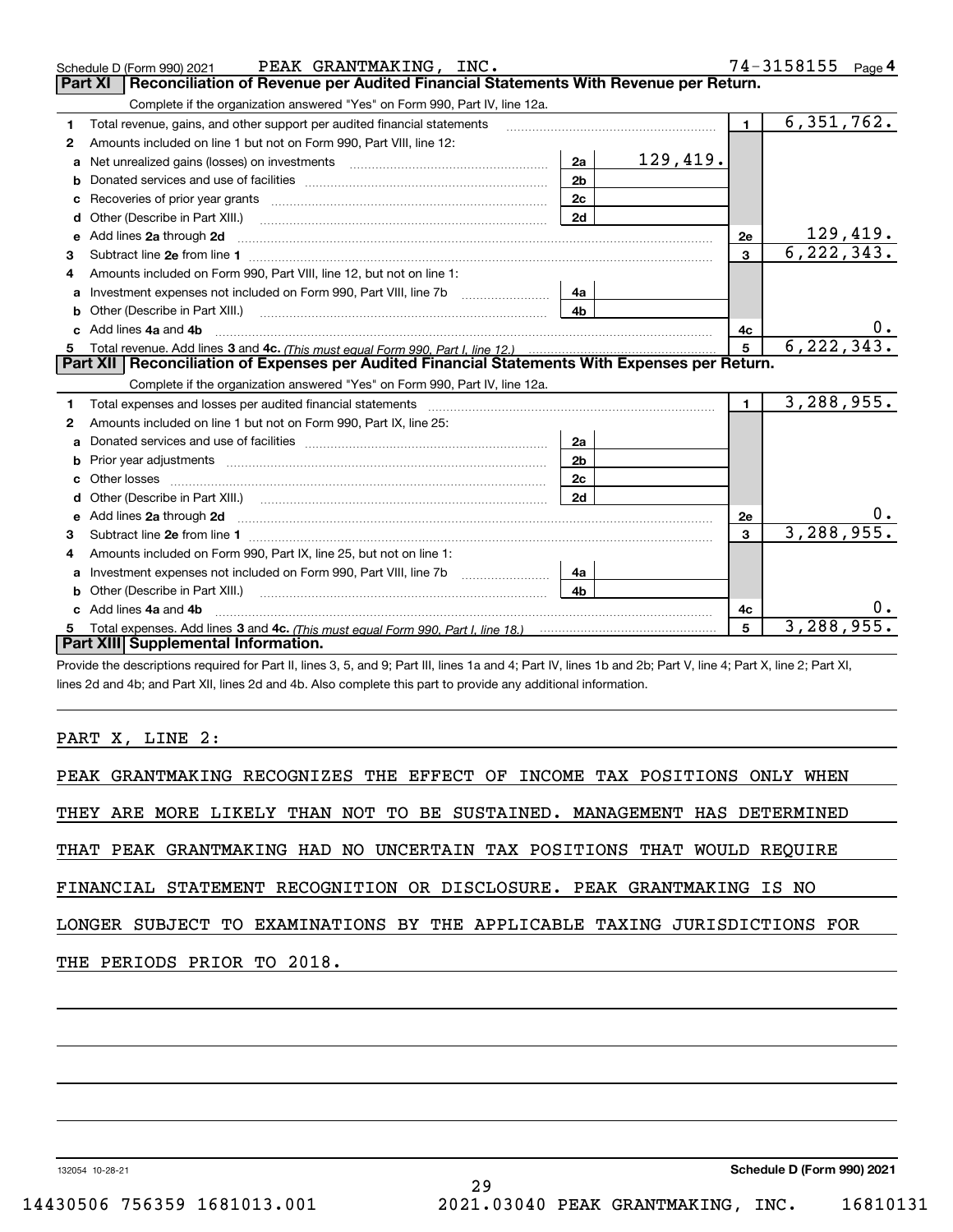Schedule D (Form 990) 2021 PEAK GRANTMAKING, INC. 74-3158155 Page 4

## Part XI Reconciliation of Revenue per Audited Financial Statements With Revenue per Return.

Complete if the organization answered "Yes" on Form 990, Part IV, line 12a.

| | | | | | |
|---|---|---|---|---|---|
| 1 | Total revenue, gains, and other support per audited financial statements | | | 1 | 6,351,762. |
| 2 | Amounts included on line 1 but not on Form 990, Part VIII, line 12: | | | | |
| a | Net unrealized gains (losses) on investments | 2a | 129,419. | | |
| b | Donated services and use of facilities | 2b | | | |
| c | Recoveries of prior year grants | 2c | | | |
| d | Other (Describe in Part XIII.) | 2d | | | |
| e | Add lines 2a through 2d | | | 2e | 129,419. |
| 3 | Subtract line 2e from line 1 | | | 3 | 6,222,343. |
| 4 | Amounts included on Form 990, Part VIII, line 12, but not on line 1: | | | | |
| a | Investment expenses not included on Form 990, Part VIII, line 7b | 4a | | | |
| b | Other (Describe in Part XIII.) | 4b | | | |
| c | Add lines 4a and 4b | | | 4c | 0. |
| 5 | Total revenue. Add lines 3 and 4c. *(This must equal Form 990, Part I, line 12.)* | | | 5 | 6,222,343. |

## Part XII Reconciliation of Expenses per Audited Financial Statements With Expenses per Return.

Complete if the organization answered "Yes" on Form 990, Part IV, line 12a.

| | | | | | |
|---|---|---|---|---|---|
| 1 | Total expenses and losses per audited financial statements | | | 1 | 3,288,955. |
| 2 | Amounts included on line 1 but not on Form 990, Part IX, line 25: | | | | |
| a | Donated services and use of facilities | 2a | | | |
| b | Prior year adjustments | 2b | | | |
| c | Other losses | 2c | | | |
| d | Other (Describe in Part XIII.) | 2d | | | |
| e | Add lines 2a through 2d | | | 2e | 0. |
| 3 | Subtract line 2e from line 1 | | | 3 | 3,288,955. |
| 4 | Amounts included on Form 990, Part IX, line 25, but not on line 1: | | | | |
| a | Investment expenses not included on Form 990, Part VIII, line 7b | 4a | | | |
| b | Other (Describe in Part XIII.) | 4b | | | |
| c | Add lines 4a and 4b | | | 4c | 0. |
| 5 | Total expenses. Add lines 3 and 4c. *(This must equal Form 990, Part I, line 18.)* | | | 5 | 3,288,955. |

## Part XIII Supplemental Information.

Provide the descriptions required for Part II, lines 3, 5, and 9; Part III, lines 1a and 4; Part IV, lines 1b and 2b; Part V, line 4; Part X, line 2; Part XI, lines 2d and 4b; and Part XII, lines 2d and 4b. Also complete this part to provide any additional information.

PART X, LINE 2:

PEAK GRANTMAKING RECOGNIZES THE EFFECT OF INCOME TAX POSITIONS ONLY WHEN THEY ARE MORE LIKELY THAN NOT TO BE SUSTAINED. MANAGEMENT HAS DETERMINED THAT PEAK GRANTMAKING HAD NO UNCERTAIN TAX POSITIONS THAT WOULD REQUIRE FINANCIAL STATEMENT RECOGNITION OR DISCLOSURE. PEAK GRANTMAKING IS NO LONGER SUBJECT TO EXAMINATIONS BY THE APPLICABLE TAXING JURISDICTIONS FOR THE PERIODS PRIOR TO 2018.

132054 10-28-21 Schedule D (Form 990) 2021

14430506 756359 1681013.001 2021.03040 PEAK GRANTMAKING, INC. 16810131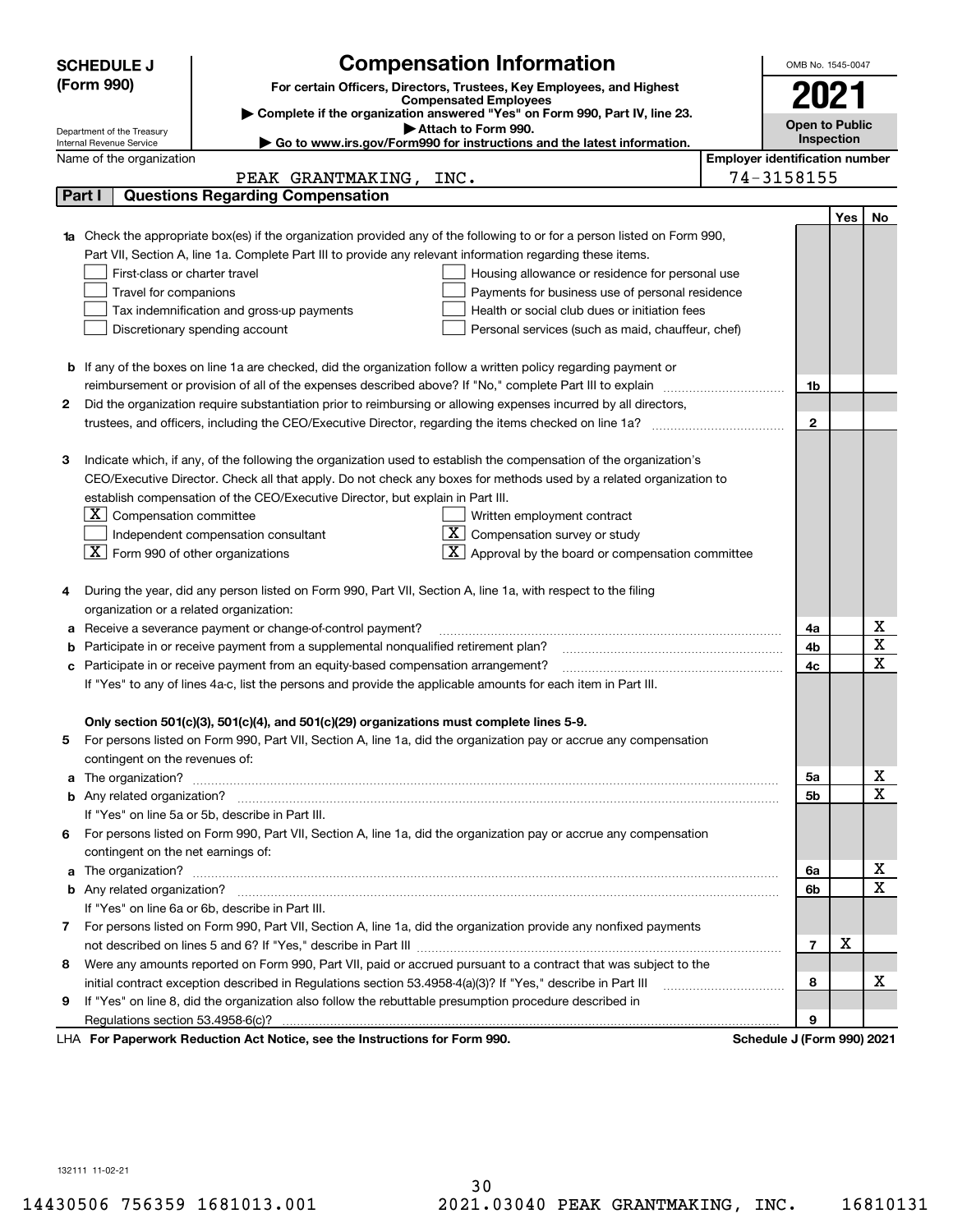**SCHEDULE J (Form 990)**

Department of the Treasury
Internal Revenue Service

# Compensation Information

**For certain Officers, Directors, Trustees, Key Employees, and Highest Compensated Employees**

▶ Complete if the organization answered "Yes" on Form 990, Part IV, line 23.
▶ Attach to Form 990.
▶ Go to www.irs.gov/Form990 for instructions and the latest information.

OMB No. 1545-0047

**2021**

**Open to Public Inspection**

Name of the organization: PEAK GRANTMAKING, INC.

Employer identification number: 74-3158155

## Part I — Questions Regarding Compensation

| | | | Yes | No |
|---|---|---|---|---|
| **1a** | Check the appropriate box(es) if the organization provided any of the following to or for a person listed on Form 990, Part VII, Section A, line 1a. Complete Part III to provide any relevant information regarding these items.<br>☐ First-class or charter travel ☐ Housing allowance or residence for personal use<br>☐ Travel for companions ☐ Payments for business use of personal residence<br>☐ Tax indemnification and gross-up payments ☐ Health or social club dues or initiation fees<br>☐ Discretionary spending account ☐ Personal services (such as maid, chauffeur, chef) | | | |
| **b** | If any of the boxes on line 1a are checked, did the organization follow a written policy regarding payment or reimbursement or provision of all of the expenses described above? If "No," complete Part III to explain | 1b | | |
| **2** | Did the organization require substantiation prior to reimbursing or allowing expenses incurred by all directors, trustees, and officers, including the CEO/Executive Director, regarding the items checked on line 1a? | 2 | | |
| **3** | Indicate which, if any, of the following the organization used to establish the compensation of the organization's CEO/Executive Director. Check all that apply. Do not check any boxes for methods used by a related organization to establish compensation of the CEO/Executive Director, but explain in Part III.<br>☒ Compensation committee ☐ Written employment contract<br>☐ Independent compensation consultant ☒ Compensation survey or study<br>☒ Form 990 of other organizations ☒ Approval by the board or compensation committee | | | |
| **4** | During the year, did any person listed on Form 990, Part VII, Section A, line 1a, with respect to the filing organization or a related organization: | | | |
| **a** | Receive a severance payment or change-of-control payment? | 4a | | X |
| **b** | Participate in or receive payment from a supplemental nonqualified retirement plan? | 4b | | X |
| **c** | Participate in or receive payment from an equity-based compensation arrangement? | 4c | | X |
| | If "Yes" to any of lines 4a-c, list the persons and provide the applicable amounts for each item in Part III. | | | |
| | **Only section 501(c)(3), 501(c)(4), and 501(c)(29) organizations must complete lines 5-9.** | | | |
| **5** | For persons listed on Form 990, Part VII, Section A, line 1a, did the organization pay or accrue any compensation contingent on the revenues of: | | | |
| **a** | The organization? | 5a | | X |
| **b** | Any related organization? | 5b | | X |
| | If "Yes" on line 5a or 5b, describe in Part III. | | | |
| **6** | For persons listed on Form 990, Part VII, Section A, line 1a, did the organization pay or accrue any compensation contingent on the net earnings of: | | | |
| **a** | The organization? | 6a | | X |
| **b** | Any related organization? | 6b | | X |
| | If "Yes" on line 6a or 6b, describe in Part III. | | | |
| **7** | For persons listed on Form 990, Part VII, Section A, line 1a, did the organization provide any nonfixed payments not described on lines 5 and 6? If "Yes," describe in Part III | 7 | X | |
| **8** | Were any amounts reported on Form 990, Part VII, paid or accrued pursuant to a contract that was subject to the initial contract exception described in Regulations section 53.4958-4(a)(3)? If "Yes," describe in Part III | 8 | | X |
| **9** | If "Yes" on line 8, did the organization also follow the rebuttable presumption procedure described in Regulations section 53.4958-6(c)? | 9 | | |

LHA **For Paperwork Reduction Act Notice, see the Instructions for Form 990.** **Schedule J (Form 990) 2021**

132111 11-02-21

14430506 756359 1681013.001 2021.03040 PEAK GRANTMAKING, INC. 16810131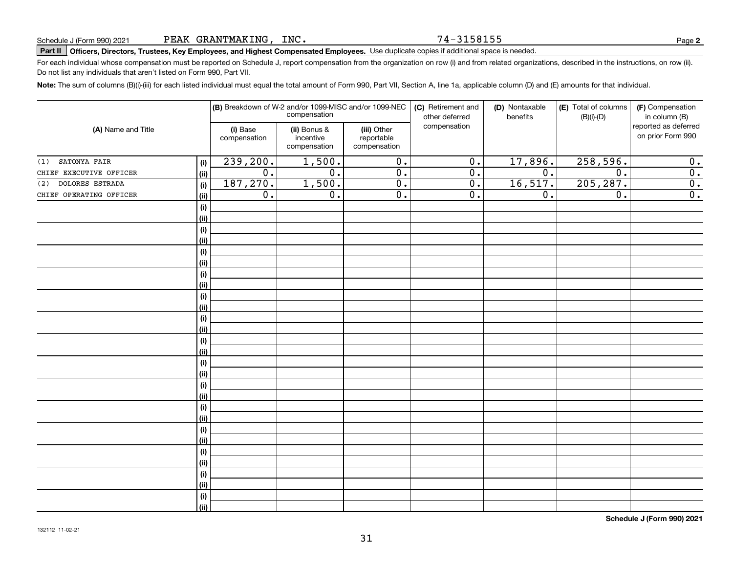Schedule J (Form 990) 2021 PEAK GRANTMAKING, INC. 74-3158155

**Part II** **Officers, Directors, Trustees, Key Employees, and Highest Compensated Employees.** Use duplicate copies if additional space is needed.

For each individual whose compensation must be reported on Schedule J, report compensation from the organization on row (i) and from related organizations, described in the instructions, on row (ii). Do not list any individuals that aren't listed on Form 990, Part VII.

**Note:** The sum of columns (B)(i)-(iii) for each listed individual must equal the total amount of Form 990, Part VII, Section A, line 1a, applicable column (D) and (E) amounts for that individual.

| (A) Name and Title | | (B) Breakdown of W-2 and/or 1099-MISC and/or 1099-NEC compensation | | | (C) Retirement and other deferred compensation | (D) Nontaxable benefits | (E) Total of columns (B)(i)-(D) | (F) Compensation in column (B) reported as deferred on prior Form 990 |
|---|---|---|---|---|---|---|---|---|
| | | (i) Base compensation | (ii) Bonus & incentive compensation | (iii) Other reportable compensation | | | | |
| (1) SATONYA FAIR | (i) | 239,200. | 1,500. | 0. | 0. | 17,896. | 258,596. | 0. |
| CHIEF EXECUTIVE OFFICER | (ii) | 0. | 0. | 0. | 0. | 0. | 0. | 0. |
| (2) DOLORES ESTRADA | (i) | 187,270. | 1,500. | 0. | 0. | 16,517. | 205,287. | 0. |
| CHIEF OPERATING OFFICER | (ii) | 0. | 0. | 0. | 0. | 0. | 0. | 0. |
| | (i) | | | | | | | |
| | (ii) | | | | | | | |
| | (i) | | | | | | | |
| | (ii) | | | | | | | |
| | (i) | | | | | | | |
| | (ii) | | | | | | | |
| | (i) | | | | | | | |
| | (ii) | | | | | | | |
| | (i) | | | | | | | |
| | (ii) | | | | | | | |
| | (i) | | | | | | | |
| | (ii) | | | | | | | |
| | (i) | | | | | | | |
| | (ii) | | | | | | | |
| | (i) | | | | | | | |
| | (ii) | | | | | | | |
| | (i) | | | | | | | |
| | (ii) | | | | | | | |
| | (i) | | | | | | | |
| | (ii) | | | | | | | |
| | (i) | | | | | | | |
| | (ii) | | | | | | | |
| | (i) | | | | | | | |
| | (ii) | | | | | | | |
| | (i) | | | | | | | |
| | (ii) | | | | | | | |
| | (i) | | | | | | | |
| | (ii) | | | | | | | |

**Schedule J (Form 990) 2021**

132112 11-02-21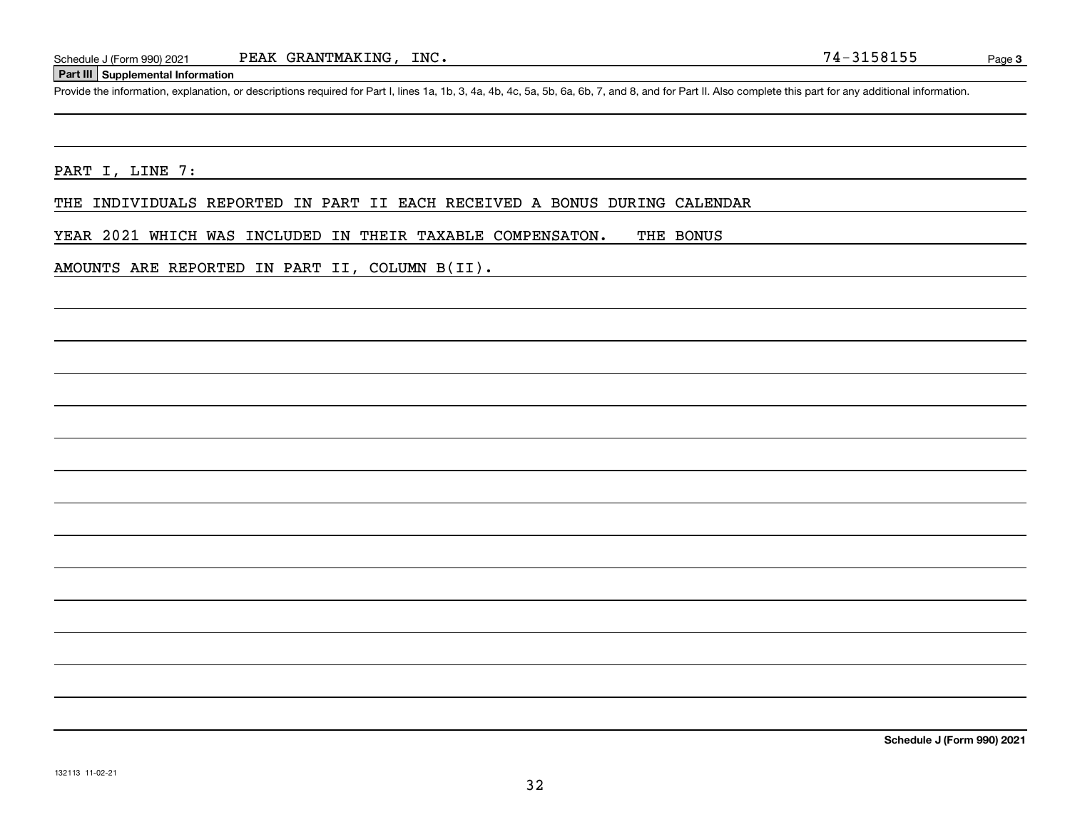Schedule J (Form 990) 2021 PEAK GRANTMAKING, INC. 74-3158155 Page **3**

## Part III Supplemental Information

Provide the information, explanation, or descriptions required for Part I, lines 1a, 1b, 3, 4a, 4b, 4c, 5a, 5b, 6a, 6b, 7, and 8, and for Part II. Also complete this part for any additional information.

PART I, LINE 7:

THE INDIVIDUALS REPORTED IN PART II EACH RECEIVED A BONUS DURING CALENDAR YEAR 2021 WHICH WAS INCLUDED IN THEIR TAXABLE COMPENSATON. THE BONUS AMOUNTS ARE REPORTED IN PART II, COLUMN B(II).

**Schedule J (Form 990) 2021**

132113 11-02-21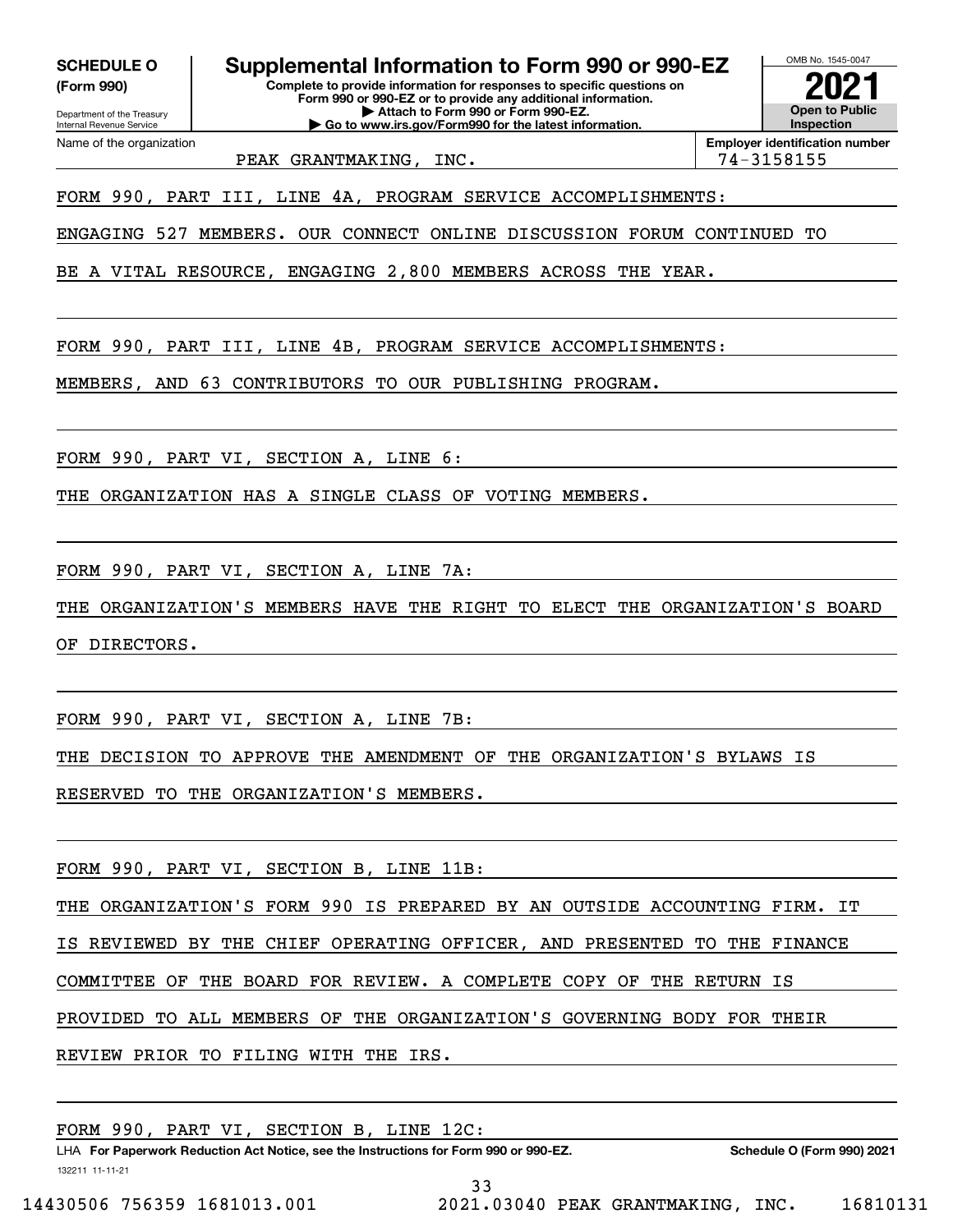**SCHEDULE O (Form 990)**

Department of the Treasury
Internal Revenue Service

# Supplemental Information to Form 990 or 990-EZ

**Complete to provide information for responses to specific questions on Form 990 or 990-EZ or to provide any additional information.**
**▶ Attach to Form 990 or Form 990-EZ.**
**▶ Go to www.irs.gov/Form990 for the latest information.**

OMB No. 1545-0047

**2021**

**Open to Public Inspection**

Name of the organization: PEAK GRANTMAKING, INC.

**Employer identification number:** 74-3158155

FORM 990, PART III, LINE 4A, PROGRAM SERVICE ACCOMPLISHMENTS:

ENGAGING 527 MEMBERS. OUR CONNECT ONLINE DISCUSSION FORUM CONTINUED TO BE A VITAL RESOURCE, ENGAGING 2,800 MEMBERS ACROSS THE YEAR.

FORM 990, PART III, LINE 4B, PROGRAM SERVICE ACCOMPLISHMENTS:

MEMBERS, AND 63 CONTRIBUTORS TO OUR PUBLISHING PROGRAM.

FORM 990, PART VI, SECTION A, LINE 6:

THE ORGANIZATION HAS A SINGLE CLASS OF VOTING MEMBERS.

FORM 990, PART VI, SECTION A, LINE 7A:

THE ORGANIZATION'S MEMBERS HAVE THE RIGHT TO ELECT THE ORGANIZATION'S BOARD OF DIRECTORS.

FORM 990, PART VI, SECTION A, LINE 7B:

THE DECISION TO APPROVE THE AMENDMENT OF THE ORGANIZATION'S BYLAWS IS RESERVED TO THE ORGANIZATION'S MEMBERS.

FORM 990, PART VI, SECTION B, LINE 11B:

THE ORGANIZATION'S FORM 990 IS PREPARED BY AN OUTSIDE ACCOUNTING FIRM. IT IS REVIEWED BY THE CHIEF OPERATING OFFICER, AND PRESENTED TO THE FINANCE COMMITTEE OF THE BOARD FOR REVIEW. A COMPLETE COPY OF THE RETURN IS PROVIDED TO ALL MEMBERS OF THE ORGANIZATION'S GOVERNING BODY FOR THEIR REVIEW PRIOR TO FILING WITH THE IRS.

FORM 990, PART VI, SECTION B, LINE 12C:

LHA **For Paperwork Reduction Act Notice, see the Instructions for Form 990 or 990-EZ.** **Schedule O (Form 990) 2021**

132211 11-11-21

14430506 756359 1681013.001 2021.03040 PEAK GRANTMAKING, INC. 16810131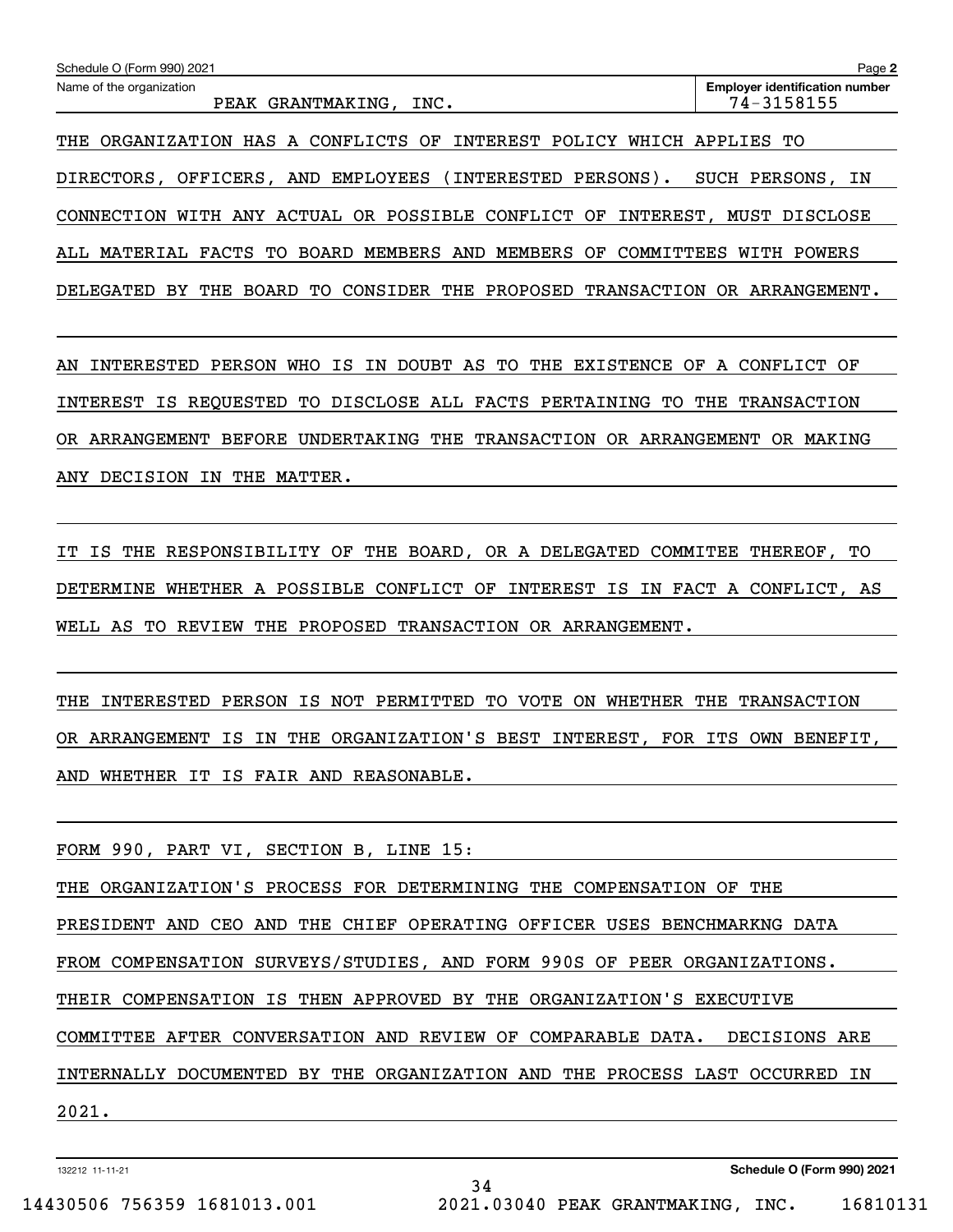Schedule O (Form 990) 2021

Name of the organization: PEAK GRANTMAKING, INC.

Employer identification number: 74-3158155

THE ORGANIZATION HAS A CONFLICTS OF INTEREST POLICY WHICH APPLIES TO DIRECTORS, OFFICERS, AND EMPLOYEES (INTERESTED PERSONS). SUCH PERSONS, IN CONNECTION WITH ANY ACTUAL OR POSSIBLE CONFLICT OF INTEREST, MUST DISCLOSE ALL MATERIAL FACTS TO BOARD MEMBERS AND MEMBERS OF COMMITTEES WITH POWERS DELEGATED BY THE BOARD TO CONSIDER THE PROPOSED TRANSACTION OR ARRANGEMENT.

AN INTERESTED PERSON WHO IS IN DOUBT AS TO THE EXISTENCE OF A CONFLICT OF INTEREST IS REQUESTED TO DISCLOSE ALL FACTS PERTAINING TO THE TRANSACTION OR ARRANGEMENT BEFORE UNDERTAKING THE TRANSACTION OR ARRANGEMENT OR MAKING ANY DECISION IN THE MATTER.

IT IS THE RESPONSIBILITY OF THE BOARD, OR A DELEGATED COMMITEE THEREOF, TO DETERMINE WHETHER A POSSIBLE CONFLICT OF INTEREST IS IN FACT A CONFLICT, AS WELL AS TO REVIEW THE PROPOSED TRANSACTION OR ARRANGEMENT.

THE INTERESTED PERSON IS NOT PERMITTED TO VOTE ON WHETHER THE TRANSACTION OR ARRANGEMENT IS IN THE ORGANIZATION'S BEST INTEREST, FOR ITS OWN BENEFIT, AND WHETHER IT IS FAIR AND REASONABLE.

FORM 990, PART VI, SECTION B, LINE 15:

THE ORGANIZATION'S PROCESS FOR DETERMINING THE COMPENSATION OF THE PRESIDENT AND CEO AND THE CHIEF OPERATING OFFICER USES BENCHMARKNG DATA FROM COMPENSATION SURVEYS/STUDIES, AND FORM 990S OF PEER ORGANIZATIONS. THEIR COMPENSATION IS THEN APPROVED BY THE ORGANIZATION'S EXECUTIVE COMMITTEE AFTER CONVERSATION AND REVIEW OF COMPARABLE DATA. DECISIONS ARE INTERNALLY DOCUMENTED BY THE ORGANIZATION AND THE PROCESS LAST OCCURRED IN 2021.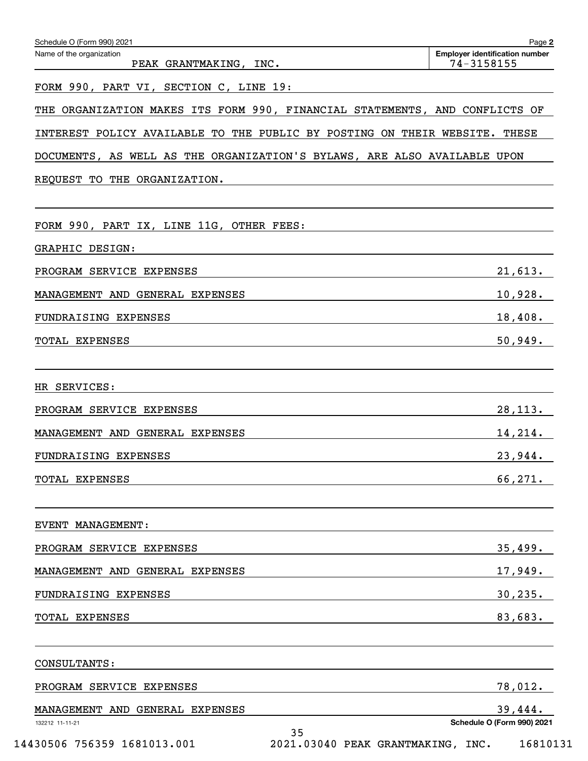Schedule O (Form 990) 2021

Name of the organization: PEAK GRANTMAKING, INC.

Employer identification number: 74-3158155

FORM 990, PART VI, SECTION C, LINE 19:

THE ORGANIZATION MAKES ITS FORM 990, FINANCIAL STATEMENTS, AND CONFLICTS OF INTEREST POLICY AVAILABLE TO THE PUBLIC BY POSTING ON THEIR WEBSITE. THESE DOCUMENTS, AS WELL AS THE ORGANIZATION'S BYLAWS, ARE ALSO AVAILABLE UPON REQUEST TO THE ORGANIZATION.

FORM 990, PART IX, LINE 11G, OTHER FEES:

GRAPHIC DESIGN:

| | |
|---|---|
| PROGRAM SERVICE EXPENSES | 21,613. |
| MANAGEMENT AND GENERAL EXPENSES | 10,928. |
| FUNDRAISING EXPENSES | 18,408. |
| TOTAL EXPENSES | 50,949. |

HR SERVICES:

| | |
|---|---|
| PROGRAM SERVICE EXPENSES | 28,113. |
| MANAGEMENT AND GENERAL EXPENSES | 14,214. |
| FUNDRAISING EXPENSES | 23,944. |
| TOTAL EXPENSES | 66,271. |

EVENT MANAGEMENT:

| | |
|---|---|
| PROGRAM SERVICE EXPENSES | 35,499. |
| MANAGEMENT AND GENERAL EXPENSES | 17,949. |
| FUNDRAISING EXPENSES | 30,235. |
| TOTAL EXPENSES | 83,683. |

CONSULTANTS:

| | |
|---|---|
| PROGRAM SERVICE EXPENSES | 78,012. |
| MANAGEMENT AND GENERAL EXPENSES | 39,444. |

Schedule O (Form 990) 2021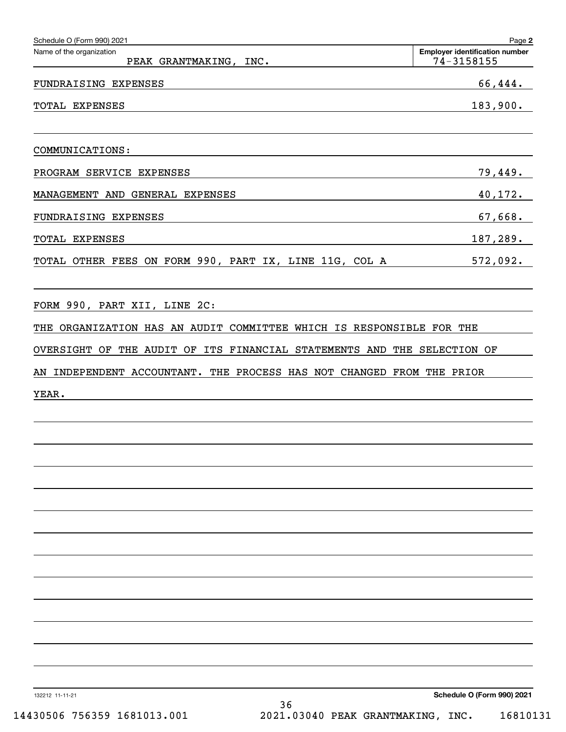Schedule O (Form 990) 2021

Name of the organization: PEAK GRANTMAKING, INC.

Employer identification number: 74-3158155

| | |
|---|---|
| FUNDRAISING EXPENSES | 66,444. |
| TOTAL EXPENSES | 183,900. |

COMMUNICATIONS:

| | |
|---|---|
| PROGRAM SERVICE EXPENSES | 79,449. |
| MANAGEMENT AND GENERAL EXPENSES | 40,172. |
| FUNDRAISING EXPENSES | 67,668. |
| TOTAL EXPENSES | 187,289. |
| TOTAL OTHER FEES ON FORM 990, PART IX, LINE 11G, COL A | 572,092. |

FORM 990, PART XII, LINE 2C:

THE ORGANIZATION HAS AN AUDIT COMMITTEE WHICH IS RESPONSIBLE FOR THE OVERSIGHT OF THE AUDIT OF ITS FINANCIAL STATEMENTS AND THE SELECTION OF AN INDEPENDENT ACCOUNTANT. THE PROCESS HAS NOT CHANGED FROM THE PRIOR YEAR.